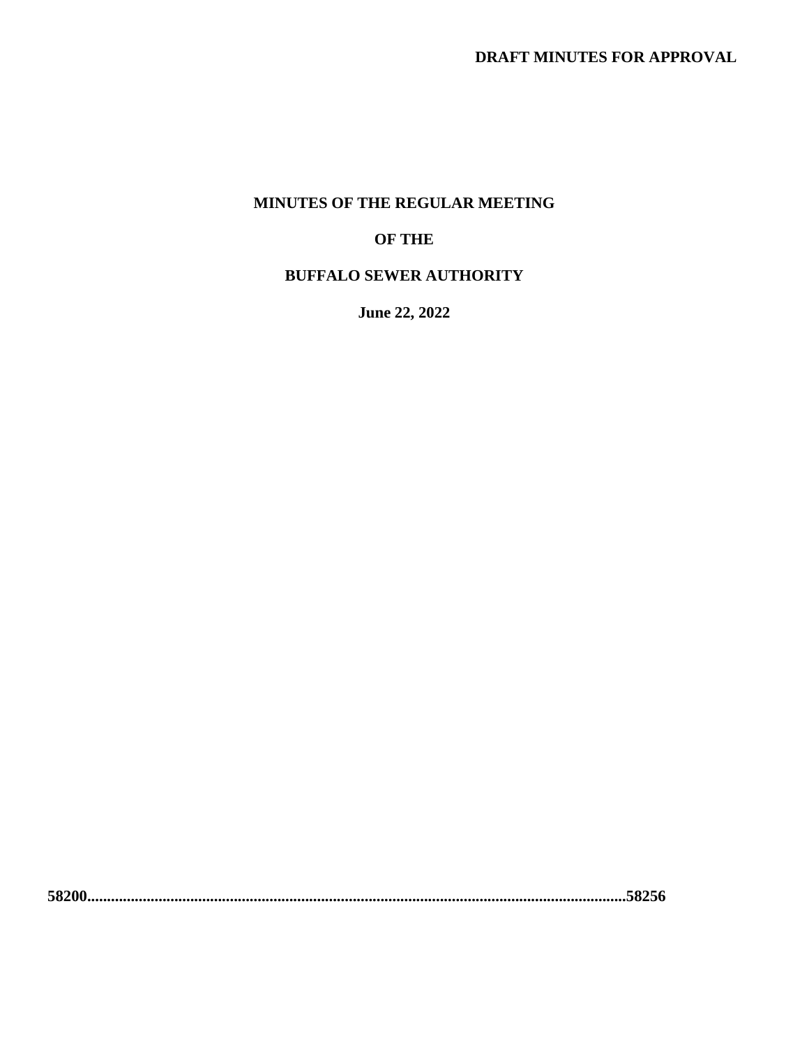**DRAFT MINUTES FOR APPROVAL**

# MINUTES OF THE REGULAR MEETING

# OF THE

# BUFFALO SEWER AUTHORITY

**June 22, 2022**

**58200.........................................................................................................................................58256**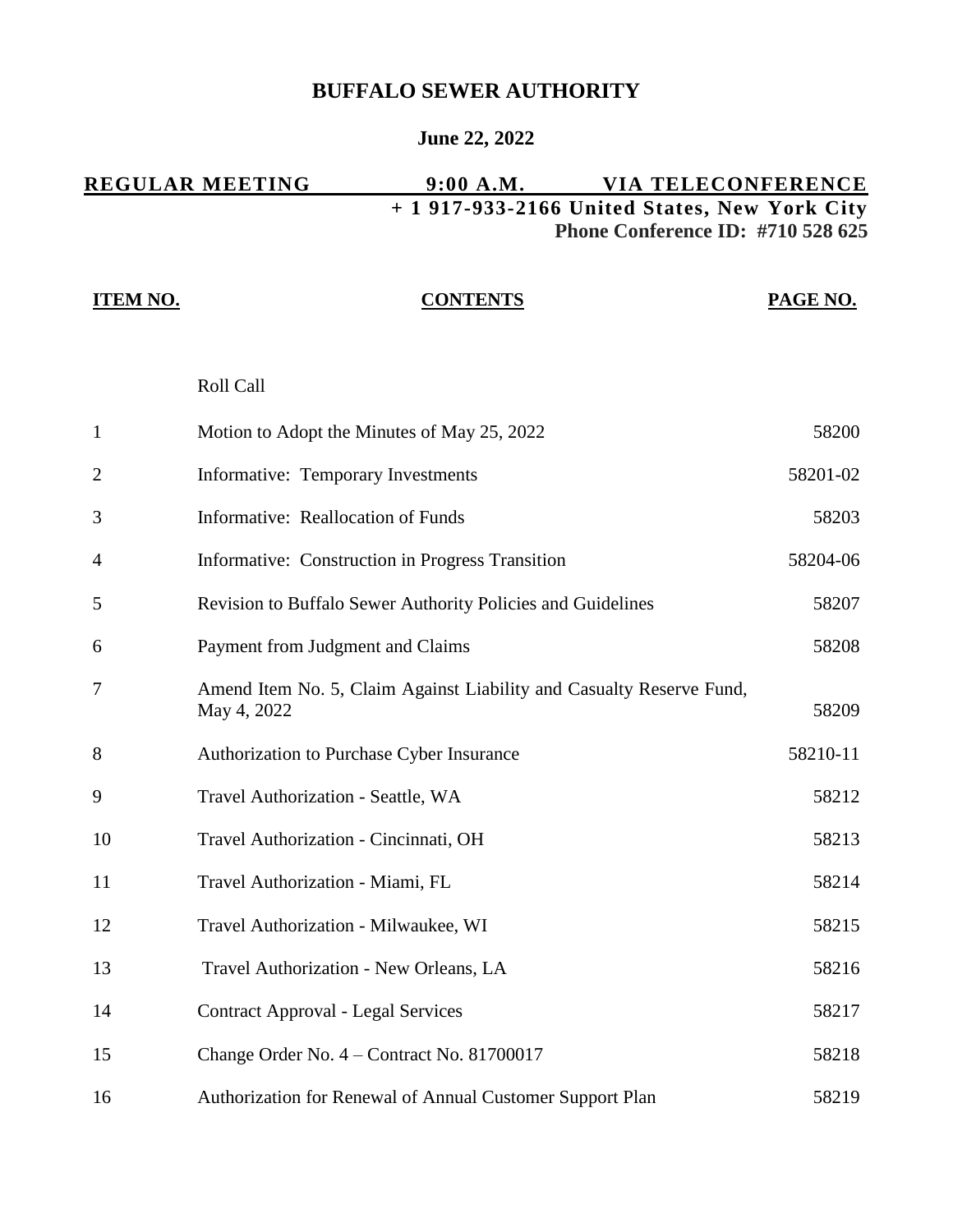# BUFFALO SEWER AUTHORITY

**June 22, 2022**

**REGULAR MEETING 9:00 A.M. VIA TELECONFERENCE**
**+ 1 917-933-2166 United States, New York City**
**Phone Conference ID: #710 528 625**

| ITEM NO. | CONTENTS | PAGE NO. |
|---|---|---|
| | Roll Call | |
| 1 | Motion to Adopt the Minutes of May 25, 2022 | 58200 |
| 2 | Informative: Temporary Investments | 58201-02 |
| 3 | Informative: Reallocation of Funds | 58203 |
| 4 | Informative: Construction in Progress Transition | 58204-06 |
| 5 | Revision to Buffalo Sewer Authority Policies and Guidelines | 58207 |
| 6 | Payment from Judgment and Claims | 58208 |
| 7 | Amend Item No. 5, Claim Against Liability and Casualty Reserve Fund, May 4, 2022 | 58209 |
| 8 | Authorization to Purchase Cyber Insurance | 58210-11 |
| 9 | Travel Authorization - Seattle, WA | 58212 |
| 10 | Travel Authorization - Cincinnati, OH | 58213 |
| 11 | Travel Authorization - Miami, FL | 58214 |
| 12 | Travel Authorization - Milwaukee, WI | 58215 |
| 13 | Travel Authorization - New Orleans, LA | 58216 |
| 14 | Contract Approval - Legal Services | 58217 |
| 15 | Change Order No. 4 – Contract No. 81700017 | 58218 |
| 16 | Authorization for Renewal of Annual Customer Support Plan | 58219 |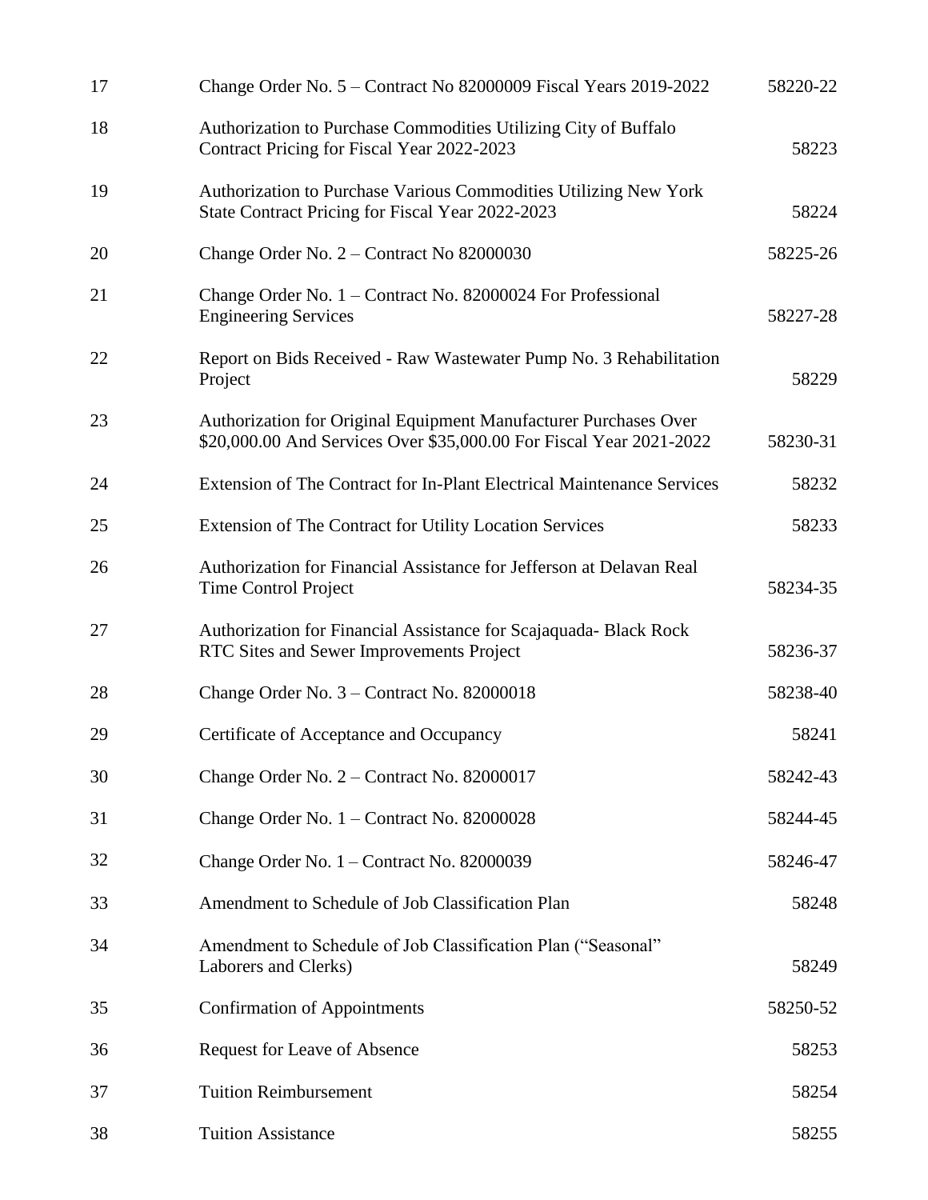| | | |
|---|---|---|
| 17 | Change Order No. 5 – Contract No 82000009 Fiscal Years 2019-2022 | 58220-22 |
| 18 | Authorization to Purchase Commodities Utilizing City of Buffalo Contract Pricing for Fiscal Year 2022-2023 | 58223 |
| 19 | Authorization to Purchase Various Commodities Utilizing New York State Contract Pricing for Fiscal Year 2022-2023 | 58224 |
| 20 | Change Order No. 2 – Contract No 82000030 | 58225-26 |
| 21 | Change Order No. 1 – Contract No. 82000024 For Professional Engineering Services | 58227-28 |
| 22 | Report on Bids Received - Raw Wastewater Pump No. 3 Rehabilitation Project | 58229 |
| 23 | Authorization for Original Equipment Manufacturer Purchases Over $20,000.00 And Services Over $35,000.00 For Fiscal Year 2021-2022 | 58230-31 |
| 24 | Extension of The Contract for In-Plant Electrical Maintenance Services | 58232 |
| 25 | Extension of The Contract for Utility Location Services | 58233 |
| 26 | Authorization for Financial Assistance for Jefferson at Delavan Real Time Control Project | 58234-35 |
| 27 | Authorization for Financial Assistance for Scajaquada- Black Rock RTC Sites and Sewer Improvements Project | 58236-37 |
| 28 | Change Order No. 3 – Contract No. 82000018 | 58238-40 |
| 29 | Certificate of Acceptance and Occupancy | 58241 |
| 30 | Change Order No. 2 – Contract No. 82000017 | 58242-43 |
| 31 | Change Order No. 1 – Contract No. 82000028 | 58244-45 |
| 32 | Change Order No. 1 – Contract No. 82000039 | 58246-47 |
| 33 | Amendment to Schedule of Job Classification Plan | 58248 |
| 34 | Amendment to Schedule of Job Classification Plan ("Seasonal" Laborers and Clerks) | 58249 |
| 35 | Confirmation of Appointments | 58250-52 |
| 36 | Request for Leave of Absence | 58253 |
| 37 | Tuition Reimbursement | 58254 |
| 38 | Tuition Assistance | 58255 |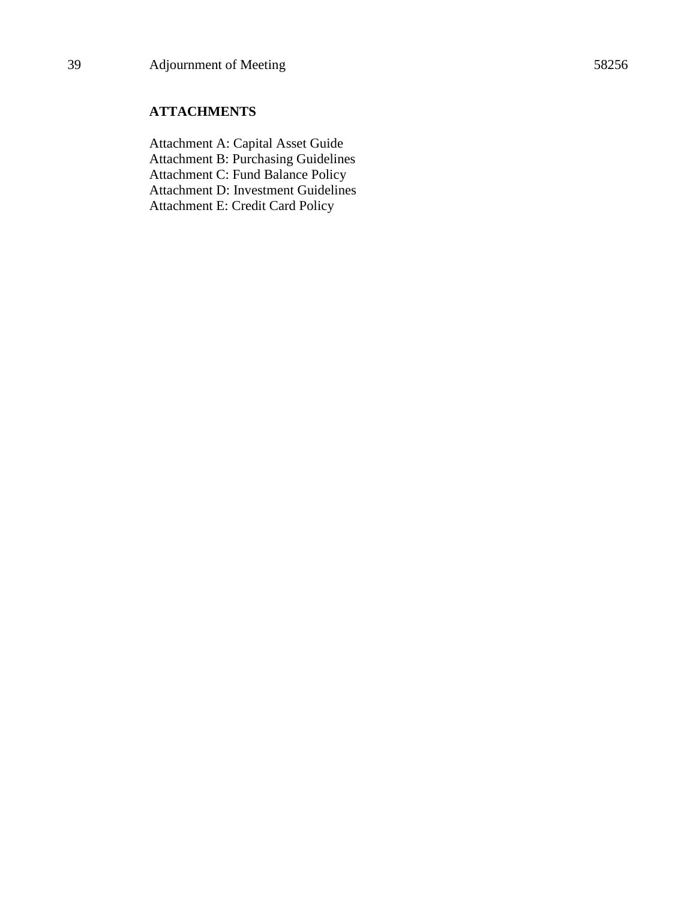| 39 | Adjournment of Meeting | 58256 |
|---|---|---|

**ATTACHMENTS**

Attachment A: Capital Asset Guide
Attachment B: Purchasing Guidelines
Attachment C: Fund Balance Policy
Attachment D: Investment Guidelines
Attachment E: Credit Card Policy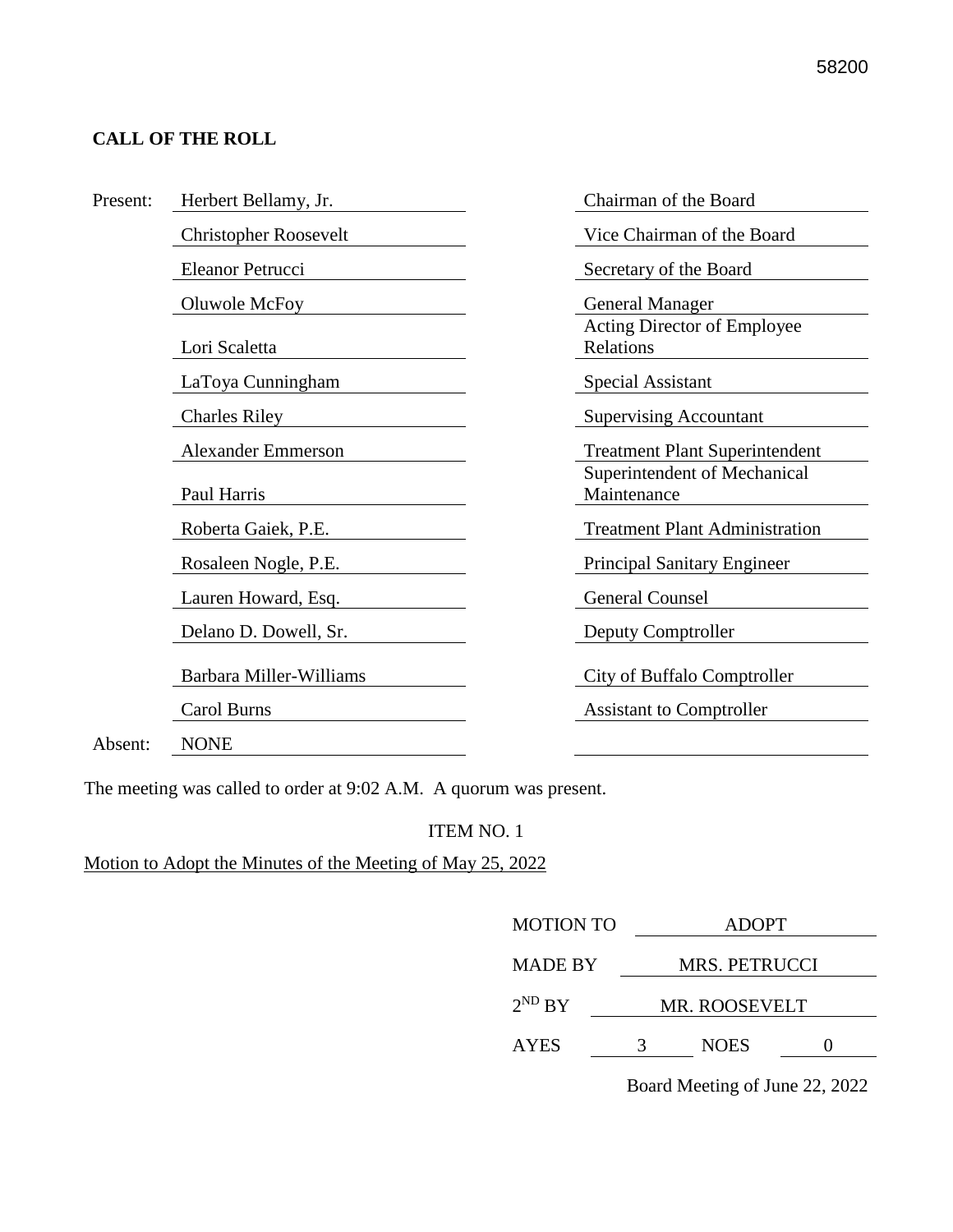## CALL OF THE ROLL

| | | |
|---|---|---|
| Present: | Herbert Bellamy, Jr. | Chairman of the Board |
| | Christopher Roosevelt | Vice Chairman of the Board |
| | Eleanor Petrucci | Secretary of the Board |
| | Oluwole McFoy | General Manager |
| | Lori Scaletta | Acting Director of Employee Relations |
| | LaToya Cunningham | Special Assistant |
| | Charles Riley | Supervising Accountant |
| | Alexander Emmerson | Treatment Plant Superintendent |
| | Paul Harris | Superintendent of Mechanical Maintenance |
| | Roberta Gaiek, P.E. | Treatment Plant Administration |
| | Rosaleen Nogle, P.E. | Principal Sanitary Engineer |
| | Lauren Howard, Esq. | General Counsel |
| | Delano D. Dowell, Sr. | Deputy Comptroller |
| | Barbara Miller-Williams | City of Buffalo Comptroller |
| | Carol Burns | Assistant to Comptroller |
| Absent: | NONE | |

The meeting was called to order at 9:02 A.M. A quorum was present.

ITEM NO. 1

Motion to Adopt the Minutes of the Meeting of May 25, 2022

| | | | |
|---|---|---|---|
| MOTION TO | ADOPT | | |
| MADE BY | MRS. PETRUCCI | | |
| $2^{ND}$ BY | MR. ROOSEVELT | | |
| AYES | 3 | NOES | 0 |

Board Meeting of June 22, 2022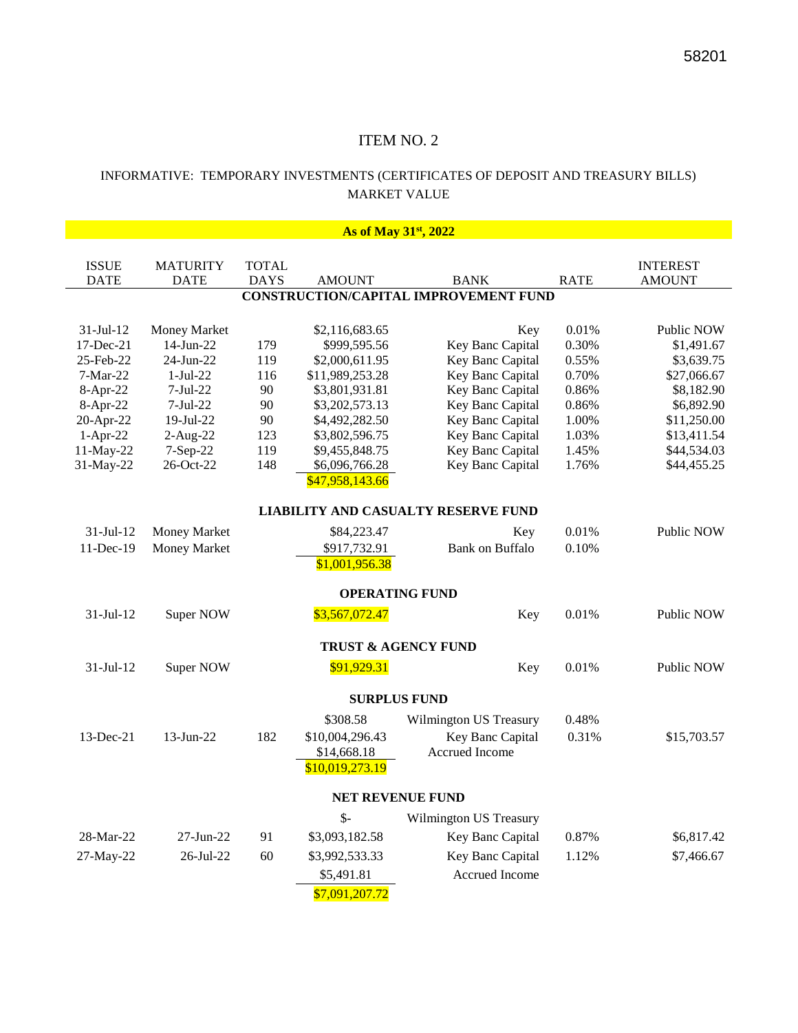# ITEM NO. 2

## INFORMATIVE: TEMPORARY INVESTMENTS (CERTIFICATES OF DEPOSIT AND TREASURY BILLS) MARKET VALUE

**As of May 31st, 2022**

| ISSUE DATE | MATURITY DATE | TOTAL DAYS | AMOUNT | BANK | RATE | INTEREST AMOUNT |
|---|---|---|---|---|---|---|
| | | | **CONSTRUCTION/CAPITAL IMPROVEMENT FUND** | | | |
| 31-Jul-12 | Money Market | | $2,116,683.65 | Key | 0.01% | Public NOW |
| 17-Dec-21 | 14-Jun-22 | 179 | $999,595.56 | Key Banc Capital | 0.30% | $1,491.67 |
| 25-Feb-22 | 24-Jun-22 | 119 | $2,000,611.95 | Key Banc Capital | 0.55% | $3,639.75 |
| 7-Mar-22 | 1-Jul-22 | 116 | $11,989,253.28 | Key Banc Capital | 0.70% | $27,066.67 |
| 8-Apr-22 | 7-Jul-22 | 90 | $3,801,931.81 | Key Banc Capital | 0.86% | $8,182.90 |
| 8-Apr-22 | 7-Jul-22 | 90 | $3,202,573.13 | Key Banc Capital | 0.86% | $6,892.90 |
| 20-Apr-22 | 19-Jul-22 | 90 | $4,492,282.50 | Key Banc Capital | 1.00% | $11,250.00 |
| 1-Apr-22 | 2-Aug-22 | 123 | $3,802,596.75 | Key Banc Capital | 1.03% | $13,411.54 |
| 11-May-22 | 7-Sep-22 | 119 | $9,455,848.75 | Key Banc Capital | 1.45% | $44,534.03 |
| 31-May-22 | 26-Oct-22 | 148 | $6,096,766.28 | Key Banc Capital | 1.76% | $44,455.25 |
| | | | $47,958,143.66 | | | |
| | | | **LIABILITY AND CASUALTY RESERVE FUND** | | | |
| 31-Jul-12 | Money Market | | $84,223.47 | Key | 0.01% | Public NOW |
| 11-Dec-19 | Money Market | | $917,732.91 | Bank on Buffalo | 0.10% | |
| | | | $1,001,956.38 | | | |
| | | | **OPERATING FUND** | | | |
| 31-Jul-12 | Super NOW | | $3,567,072.47 | Key | 0.01% | Public NOW |
| | | | **TRUST & AGENCY FUND** | | | |
| 31-Jul-12 | Super NOW | | $91,929.31 | Key | 0.01% | Public NOW |
| | | | **SURPLUS FUND** | | | |
| | | | $308.58 | Wilmington US Treasury | 0.48% | |
| 13-Dec-21 | 13-Jun-22 | 182 | $10,004,296.43 | Key Banc Capital | 0.31% | $15,703.57 |
| | | | $14,668.18 | Accrued Income | | |
| | | | $10,019,273.19 | | | |
| | | | **NET REVENUE FUND** | | | |
| | | | $- | Wilmington US Treasury | | |
| 28-Mar-22 | 27-Jun-22 | 91 | $3,093,182.58 | Key Banc Capital | 0.87% | $6,817.42 |
| 27-May-22 | 26-Jul-22 | 60 | $3,992,533.33 | Key Banc Capital | 1.12% | $7,466.67 |
| | | | $5,491.81 | Accrued Income | | |
| | | | $7,091,207.72 | | | |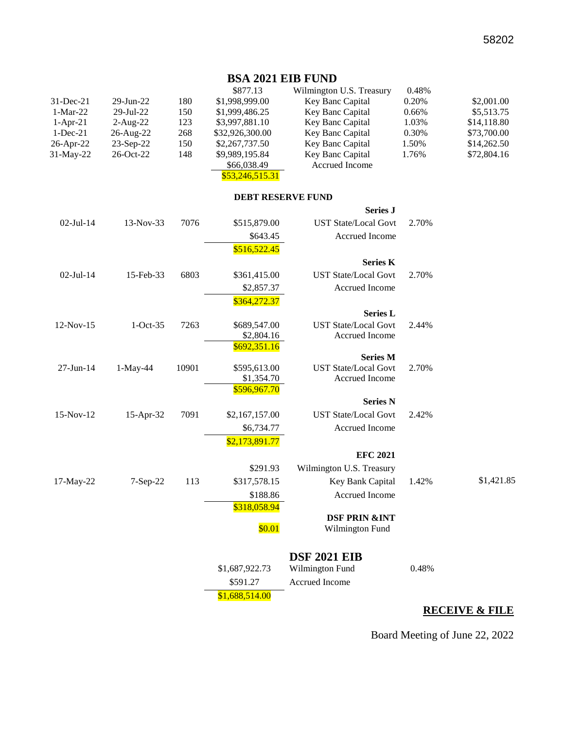## BSA 2021 EIB FUND

| | | | | | | |
|---|---|---|---|---|---|---|
| | | | $877.13 | Wilmington U.S. Treasury | 0.48% | |
| 31-Dec-21 | 29-Jun-22 | 180 | $1,998,999.00 | Key Banc Capital | 0.20% | $2,001.00 |
| 1-Mar-22 | 29-Jul-22 | 150 | $1,999,486.25 | Key Banc Capital | 0.66% | $5,513.75 |
| 1-Apr-21 | 2-Aug-22 | 123 | $3,997,881.10 | Key Banc Capital | 1.03% | $14,118.80 |
| 1-Dec-21 | 26-Aug-22 | 268 | $32,926,300.00 | Key Banc Capital | 0.30% | $73,700.00 |
| 26-Apr-22 | 23-Sep-22 | 150 | $2,267,737.50 | Key Banc Capital | 1.50% | $14,262.50 |
| 31-May-22 | 26-Oct-22 | 148 | $9,989,195.84 | Key Banc Capital | 1.76% | $72,804.16 |
| | | | $66,038.49 | Accrued Income | | |
| | | | $53,246,515.31 | | | |

### DEBT RESERVE FUND

| | | | | | | |
|---|---|---|---|---|---|---|
| | | | | **Series J** | | |
| 02-Jul-14 | 13-Nov-33 | 7076 | $515,879.00 | UST State/Local Govt | 2.70% | |
| | | | $643.45 | Accrued Income | | |
| | | | $516,522.45 | | | |
| | | | | **Series K** | | |
| 02-Jul-14 | 15-Feb-33 | 6803 | $361,415.00 | UST State/Local Govt | 2.70% | |
| | | | $2,857.37 | Accrued Income | | |
| | | | $364,272.37 | | | |
| | | | | **Series L** | | |
| 12-Nov-15 | 1-Oct-35 | 7263 | $689,547.00 | UST State/Local Govt | 2.44% | |
| | | | $2,804.16 | Accrued Income | | |
| | | | $692,351.16 | | | |
| | | | | **Series M** | | |
| 27-Jun-14 | 1-May-44 | 10901 | $595,613.00 | UST State/Local Govt | 2.70% | |
| | | | $1,354.70 | Accrued Income | | |
| | | | $596,967.70 | | | |
| | | | | **Series N** | | |
| 15-Nov-12 | 15-Apr-32 | 7091 | $2,167,157.00 | UST State/Local Govt | 2.42% | |
| | | | $6,734.77 | Accrued Income | | |
| | | | $2,173,891.77 | | | |
| | | | | **EFC 2021** | | |
| | | | $291.93 | Wilmington U.S. Treasury | | |
| 17-May-22 | 7-Sep-22 | 113 | $317,578.15 | Key Bank Capital | 1.42% | $1,421.85 |
| | | | $188.86 | Accrued Income | | |
| | | | $318,058.94 | | | |
| | | | | **DSF PRIN &INT** | | |
| | | | $0.01 | Wilmington Fund | | |

### DSF 2021 EIB

| | | |
|---|---|---|
| $1,687,922.73 | Wilmington Fund | 0.48% |
| $591.27 | Accrued Income | |
| $1,688,514.00 | | |

**RECEIVE & FILE**

Board Meeting of June 22, 2022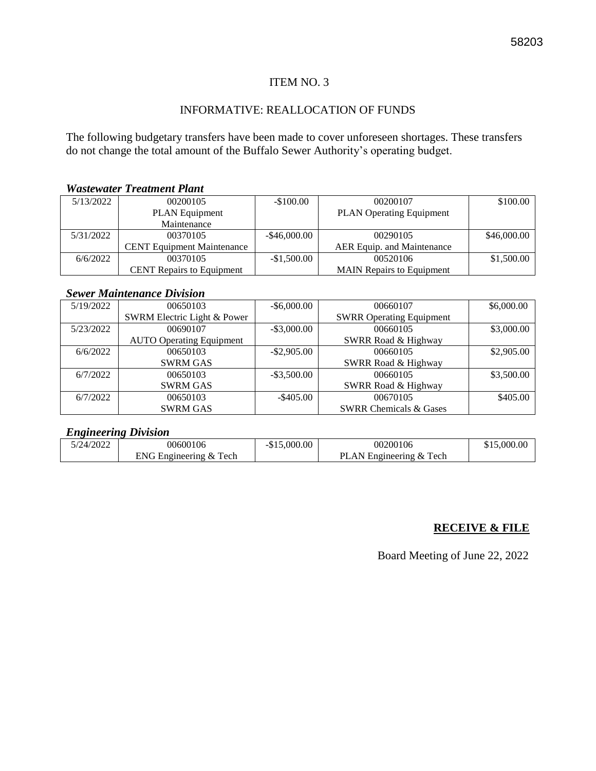ITEM NO. 3

INFORMATIVE: REALLOCATION OF FUNDS

The following budgetary transfers have been made to cover unforeseen shortages. These transfers do not change the total amount of the Buffalo Sewer Authority's operating budget.

***Wastewater Treatment Plant***

| | | | | |
|---|---|---|---|---|
| 5/13/2022 | 00200105 PLAN Equipment Maintenance | -$100.00 | 00200107 PLAN Operating Equipment | $100.00 |
| 5/31/2022 | 00370105 CENT Equipment Maintenance | -$46,000.00 | 00290105 AER Equip. and Maintenance | $46,000.00 |
| 6/6/2022 | 00370105 CENT Repairs to Equipment | -$1,500.00 | 00520106 MAIN Repairs to Equipment | $1,500.00 |

***Sewer Maintenance Division***

| | | | | |
|---|---|---|---|---|
| 5/19/2022 | 00650103 SWRM Electric Light & Power | -$6,000.00 | 00660107 SWRR Operating Equipment | $6,000.00 |
| 5/23/2022 | 00690107 AUTO Operating Equipment | -$3,000.00 | 00660105 SWRR Road & Highway | $3,000.00 |
| 6/6/2022 | 00650103 SWRM GAS | -$2,905.00 | 00660105 SWRR Road & Highway | $2,905.00 |
| 6/7/2022 | 00650103 SWRM GAS | -$3,500.00 | 00660105 SWRR Road & Highway | $3,500.00 |
| 6/7/2022 | 00650103 SWRM GAS | -$405.00 | 00670105 SWRR Chemicals & Gases | $405.00 |

***Engineering Division***

| | | | | |
|---|---|---|---|---|
| 5/24/2022 | 00600106 ENG Engineering & Tech | -$15,000.00 | 00200106 PLAN Engineering & Tech | $15,000.00 |

**RECEIVE & FILE**

Board Meeting of June 22, 2022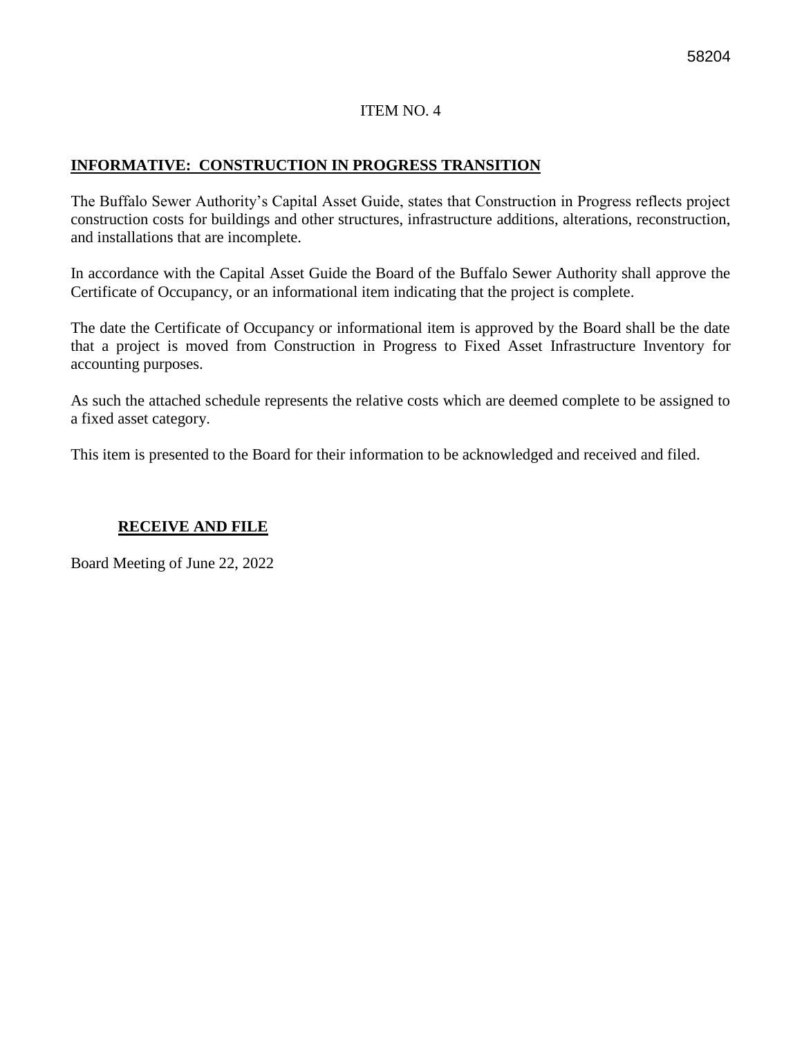ITEM NO. 4

## INFORMATIVE: CONSTRUCTION IN PROGRESS TRANSITION

The Buffalo Sewer Authority's Capital Asset Guide, states that Construction in Progress reflects project construction costs for buildings and other structures, infrastructure additions, alterations, reconstruction, and installations that are incomplete.

In accordance with the Capital Asset Guide the Board of the Buffalo Sewer Authority shall approve the Certificate of Occupancy, or an informational item indicating that the project is complete.

The date the Certificate of Occupancy or informational item is approved by the Board shall be the date that a project is moved from Construction in Progress to Fixed Asset Infrastructure Inventory for accounting purposes.

As such the attached schedule represents the relative costs which are deemed complete to be assigned to a fixed asset category.

This item is presented to the Board for their information to be acknowledged and received and filed.

**RECEIVE AND FILE**

Board Meeting of June 22, 2022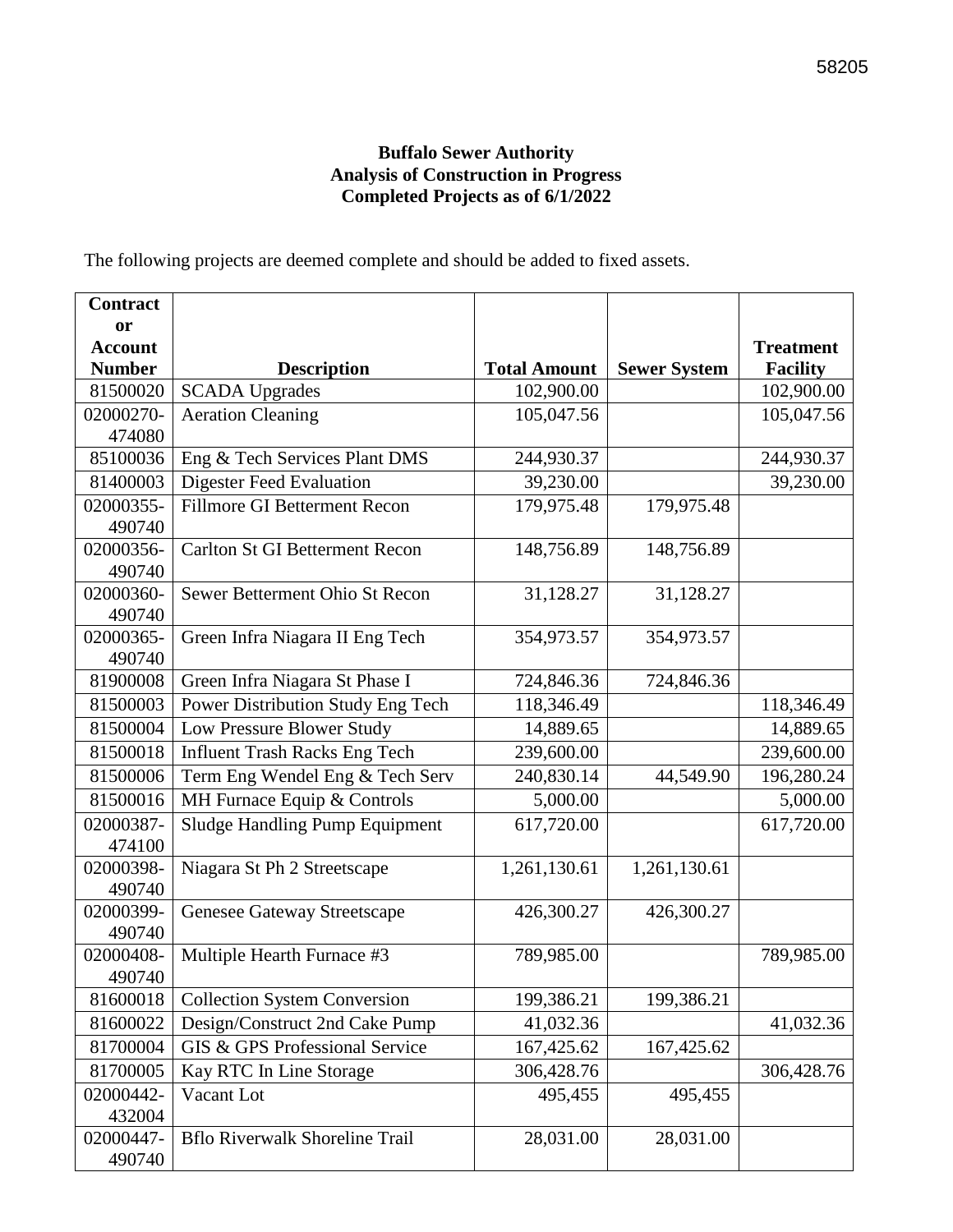58205

**Buffalo Sewer Authority**
**Analysis of Construction in Progress**
**Completed Projects as of 6/1/2022**

The following projects are deemed complete and should be added to fixed assets.

| Contract or Account Number | Description | Total Amount | Sewer System | Treatment Facility |
|---|---|---|---|---|
| 81500020 | SCADA Upgrades | 102,900.00 | | 102,900.00 |
| 02000270-474080 | Aeration Cleaning | 105,047.56 | | 105,047.56 |
| 85100036 | Eng & Tech Services Plant DMS | 244,930.37 | | 244,930.37 |
| 81400003 | Digester Feed Evaluation | 39,230.00 | | 39,230.00 |
| 02000355-490740 | Fillmore GI Betterment Recon | 179,975.48 | 179,975.48 | |
| 02000356-490740 | Carlton St GI Betterment Recon | 148,756.89 | 148,756.89 | |
| 02000360-490740 | Sewer Betterment Ohio St Recon | 31,128.27 | 31,128.27 | |
| 02000365-490740 | Green Infra Niagara II Eng Tech | 354,973.57 | 354,973.57 | |
| 81900008 | Green Infra Niagara St Phase I | 724,846.36 | 724,846.36 | |
| 81500003 | Power Distribution Study Eng Tech | 118,346.49 | | 118,346.49 |
| 81500004 | Low Pressure Blower Study | 14,889.65 | | 14,889.65 |
| 81500018 | Influent Trash Racks Eng Tech | 239,600.00 | | 239,600.00 |
| 81500006 | Term Eng Wendel Eng & Tech Serv | 240,830.14 | 44,549.90 | 196,280.24 |
| 81500016 | MH Furnace Equip & Controls | 5,000.00 | | 5,000.00 |
| 02000387-474100 | Sludge Handling Pump Equipment | 617,720.00 | | 617,720.00 |
| 02000398-490740 | Niagara St Ph 2 Streetscape | 1,261,130.61 | 1,261,130.61 | |
| 02000399-490740 | Genesee Gateway Streetscape | 426,300.27 | 426,300.27 | |
| 02000408-490740 | Multiple Hearth Furnace #3 | 789,985.00 | | 789,985.00 |
| 81600018 | Collection System Conversion | 199,386.21 | 199,386.21 | |
| 81600022 | Design/Construct 2nd Cake Pump | 41,032.36 | | 41,032.36 |
| 81700004 | GIS & GPS Professional Service | 167,425.62 | 167,425.62 | |
| 81700005 | Kay RTC In Line Storage | 306,428.76 | | 306,428.76 |
| 02000442-432004 | Vacant Lot | 495,455 | 495,455 | |
| 02000447-490740 | Bflo Riverwalk Shoreline Trail | 28,031.00 | 28,031.00 | |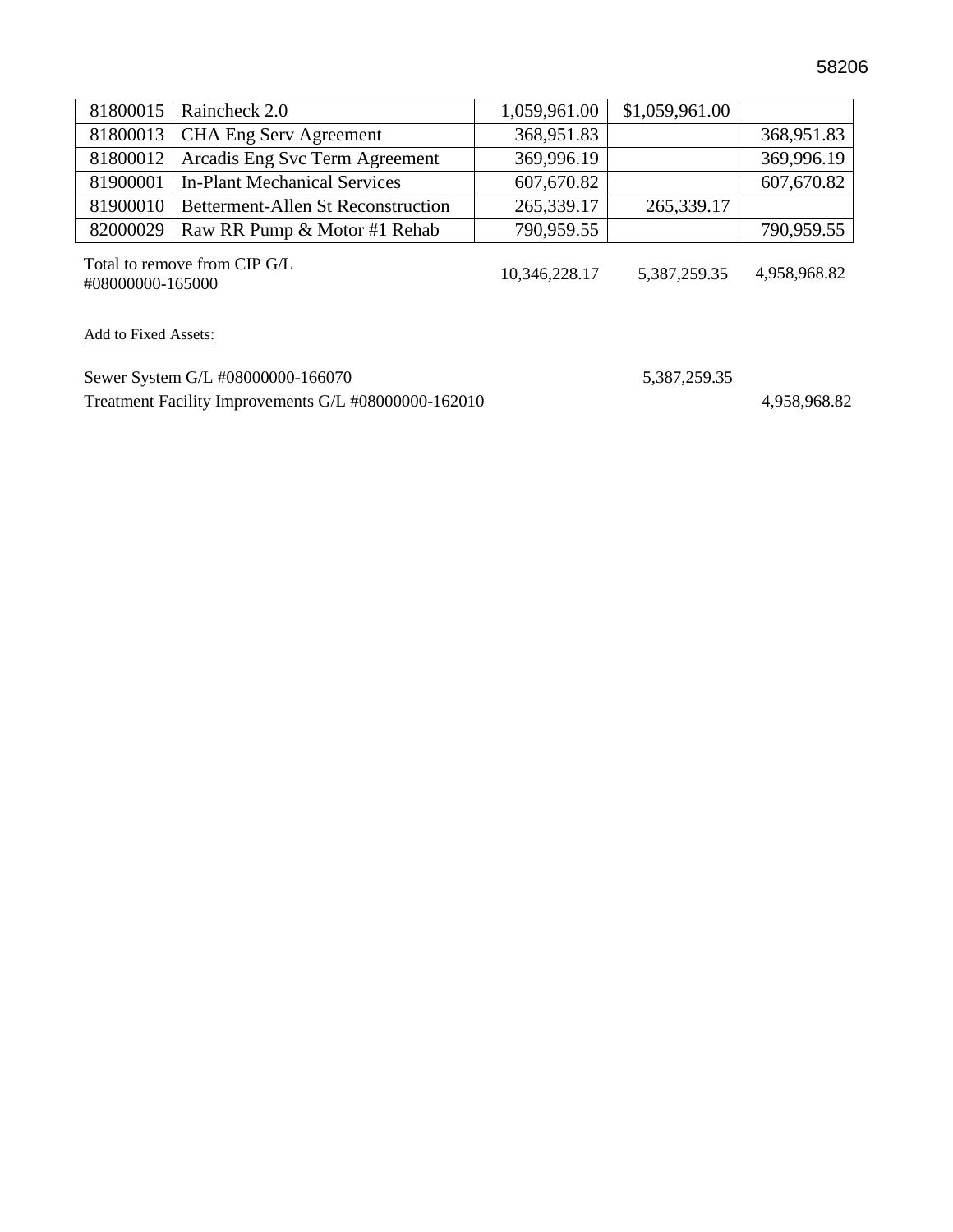| | | | | |
|---|---|---|---|---|
| 81800015 | Raincheck 2.0 | 1,059,961.00 | $1,059,961.00 | |
| 81800013 | CHA Eng Serv Agreement | 368,951.83 | | 368,951.83 |
| 81800012 | Arcadis Eng Svc Term Agreement | 369,996.19 | | 369,996.19 |
| 81900001 | In-Plant Mechanical Services | 607,670.82 | | 607,670.82 |
| 81900010 | Betterment-Allen St Reconstruction | 265,339.17 | 265,339.17 | |
| 82000029 | Raw RR Pump & Motor #1 Rehab | 790,959.55 | | 790,959.55 |
| Total to remove from CIP G/L #08000000-165000 | | 10,346,228.17 | 5,387,259.35 | 4,958,968.82 |

Add to Fixed Assets:

| | | |
|---|---|---|
| Sewer System G/L #08000000-166070 | 5,387,259.35 | |
| Treatment Facility Improvements G/L #08000000-162010 | | 4,958,968.82 |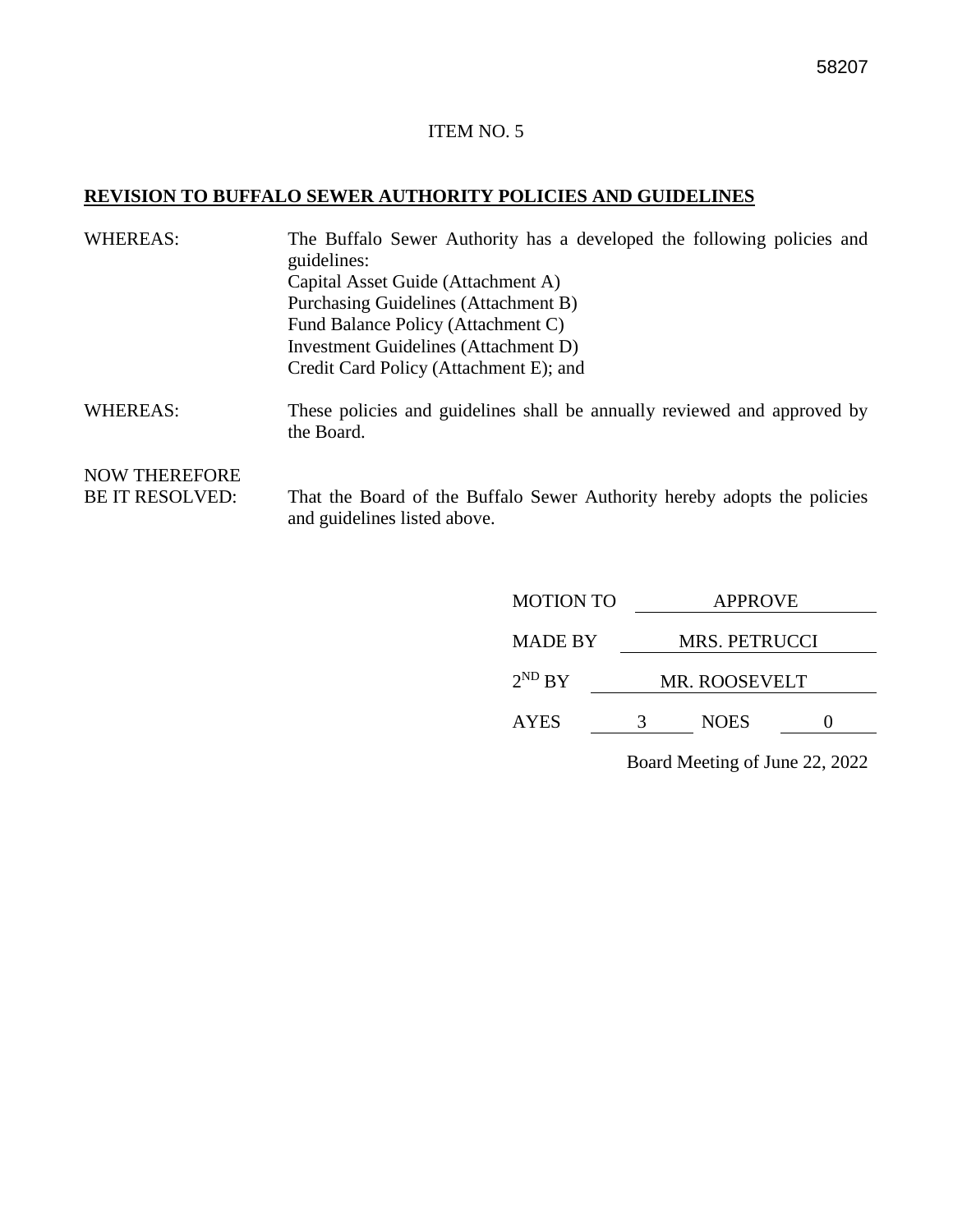58207

ITEM NO. 5

**REVISION TO BUFFALO SEWER AUTHORITY POLICIES AND GUIDELINES**

WHEREAS: The Buffalo Sewer Authority has a developed the following policies and guidelines:
Capital Asset Guide (Attachment A)
Purchasing Guidelines (Attachment B)
Fund Balance Policy (Attachment C)
Investment Guidelines (Attachment D)
Credit Card Policy (Attachment E); and

WHEREAS: These policies and guidelines shall be annually reviewed and approved by the Board.

NOW THEREFORE
BE IT RESOLVED: That the Board of the Buffalo Sewer Authority hereby adopts the policies and guidelines listed above.

MOTION TO APPROVE

MADE BY MRS. PETRUCCI

2ND BY MR. ROOSEVELT

AYES 3 NOES 0

Board Meeting of June 22, 2022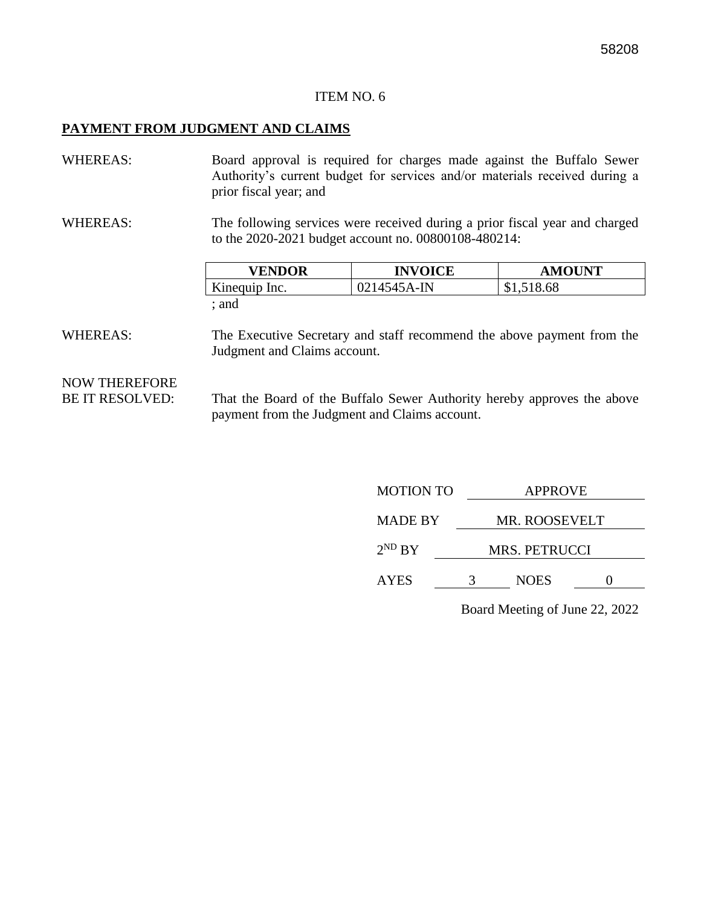58208

ITEM NO. 6

**PAYMENT FROM JUDGMENT AND CLAIMS**

WHEREAS: Board approval is required for charges made against the Buffalo Sewer Authority's current budget for services and/or materials received during a prior fiscal year; and

WHEREAS: The following services were received during a prior fiscal year and charged to the 2020-2021 budget account no. 00800108-480214:

| VENDOR | INVOICE | AMOUNT |
|---|---|---|
| Kinequip Inc. | 0214545A-IN | $1,518.68 |

; and

WHEREAS: The Executive Secretary and staff recommend the above payment from the Judgment and Claims account.

NOW THEREFORE BE IT RESOLVED: That the Board of the Buffalo Sewer Authority hereby approves the above payment from the Judgment and Claims account.

MOTION TO APPROVE

MADE BY MR. ROOSEVELT

$2^{ND}$ BY MRS. PETRUCCI

AYES 3 NOES 0

Board Meeting of June 22, 2022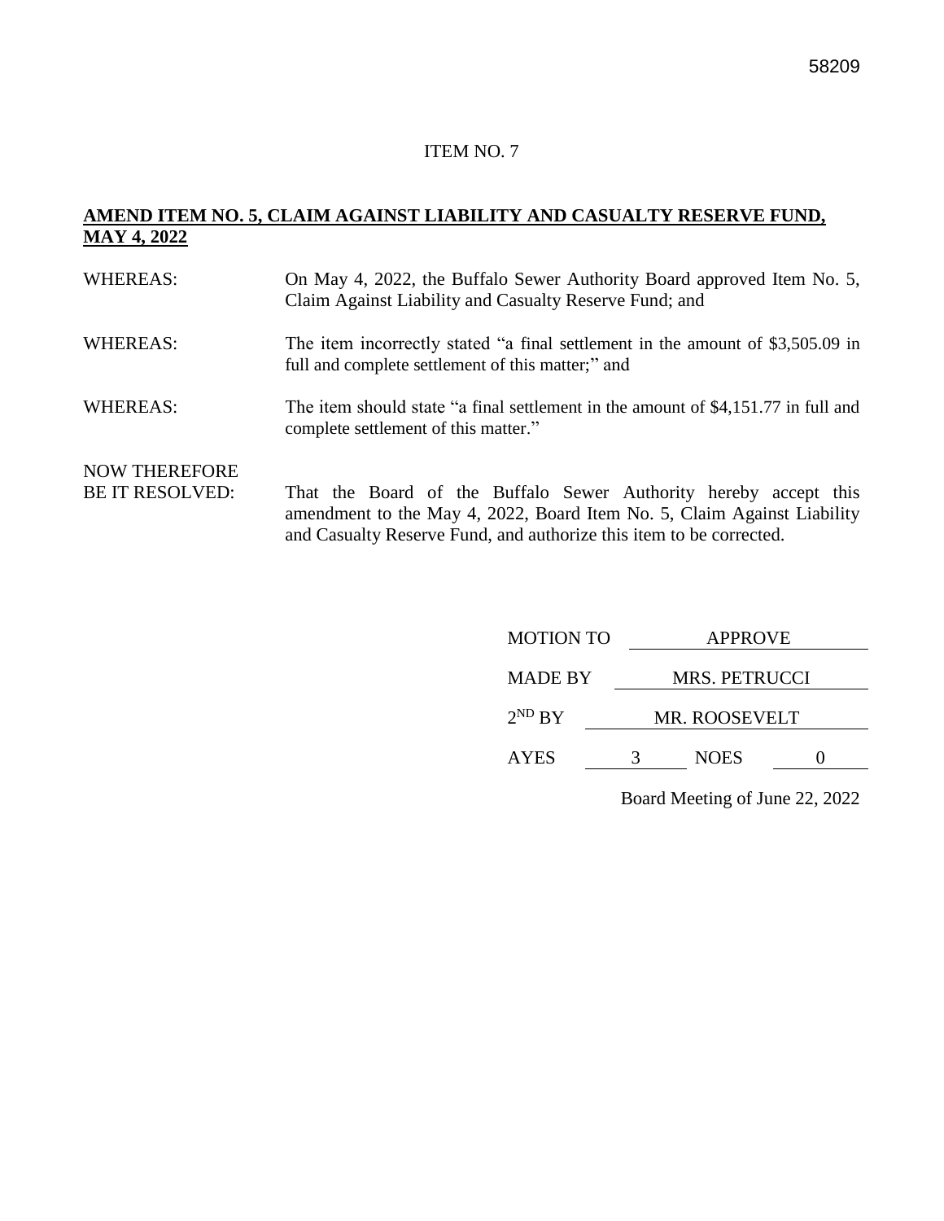ITEM NO. 7

**AMEND ITEM NO. 5, CLAIM AGAINST LIABILITY AND CASUALTY RESERVE FUND, MAY 4, 2022**

WHEREAS: On May 4, 2022, the Buffalo Sewer Authority Board approved Item No. 5, Claim Against Liability and Casualty Reserve Fund; and

WHEREAS: The item incorrectly stated "a final settlement in the amount of $3,505.09 in full and complete settlement of this matter;" and

WHEREAS: The item should state "a final settlement in the amount of $4,151.77 in full and complete settlement of this matter."

NOW THEREFORE BE IT RESOLVED: That the Board of the Buffalo Sewer Authority hereby accept this amendment to the May 4, 2022, Board Item No. 5, Claim Against Liability and Casualty Reserve Fund, and authorize this item to be corrected.

MOTION TO APPROVE

MADE BY MRS. PETRUCCI

2ND BY MR. ROOSEVELT

AYES 3 NOES 0

Board Meeting of June 22, 2022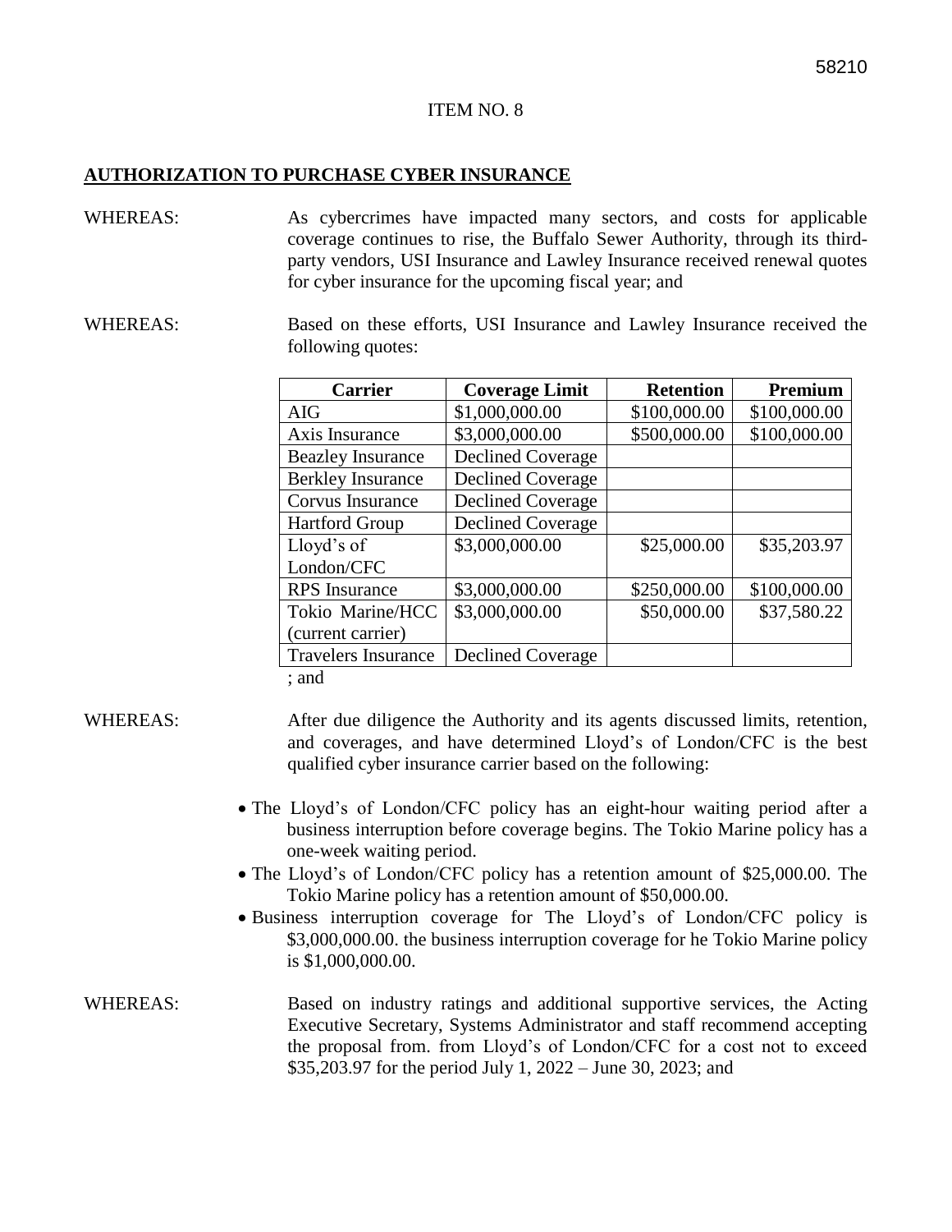ITEM NO. 8

## AUTHORIZATION TO PURCHASE CYBER INSURANCE

WHEREAS: As cybercrimes have impacted many sectors, and costs for applicable coverage continues to rise, the Buffalo Sewer Authority, through its third-party vendors, USI Insurance and Lawley Insurance received renewal quotes for cyber insurance for the upcoming fiscal year; and

WHEREAS: Based on these efforts, USI Insurance and Lawley Insurance received the following quotes:

| Carrier | Coverage Limit | Retention | Premium |
|---|---|---|---|
| AIG | $1,000,000.00 | $100,000.00 | $100,000.00 |
| Axis Insurance | $3,000,000.00 | $500,000.00 | $100,000.00 |
| Beazley Insurance | Declined Coverage | | |
| Berkley Insurance | Declined Coverage | | |
| Corvus Insurance | Declined Coverage | | |
| Hartford Group | Declined Coverage | | |
| Lloyd's of London/CFC | $3,000,000.00 | $25,000.00 | $35,203.97 |
| RPS Insurance | $3,000,000.00 | $250,000.00 | $100,000.00 |
| Tokio Marine/HCC (current carrier) | $3,000,000.00 | $50,000.00 | $37,580.22 |
| Travelers Insurance | Declined Coverage | | |

; and

WHEREAS: After due diligence the Authority and its agents discussed limits, retention, and coverages, and have determined Lloyd's of London/CFC is the best qualified cyber insurance carrier based on the following:

- The Lloyd's of London/CFC policy has an eight-hour waiting period after a business interruption before coverage begins. The Tokio Marine policy has a one-week waiting period.
- The Lloyd's of London/CFC policy has a retention amount of $25,000.00. The Tokio Marine policy has a retention amount of $50,000.00.
- Business interruption coverage for The Lloyd's of London/CFC policy is $3,000,000.00. the business interruption coverage for he Tokio Marine policy is $1,000,000.00.

WHEREAS: Based on industry ratings and additional supportive services, the Acting Executive Secretary, Systems Administrator and staff recommend accepting the proposal from. from Lloyd's of London/CFC for a cost not to exceed $35,203.97 for the period July 1, 2022 – June 30, 2023; and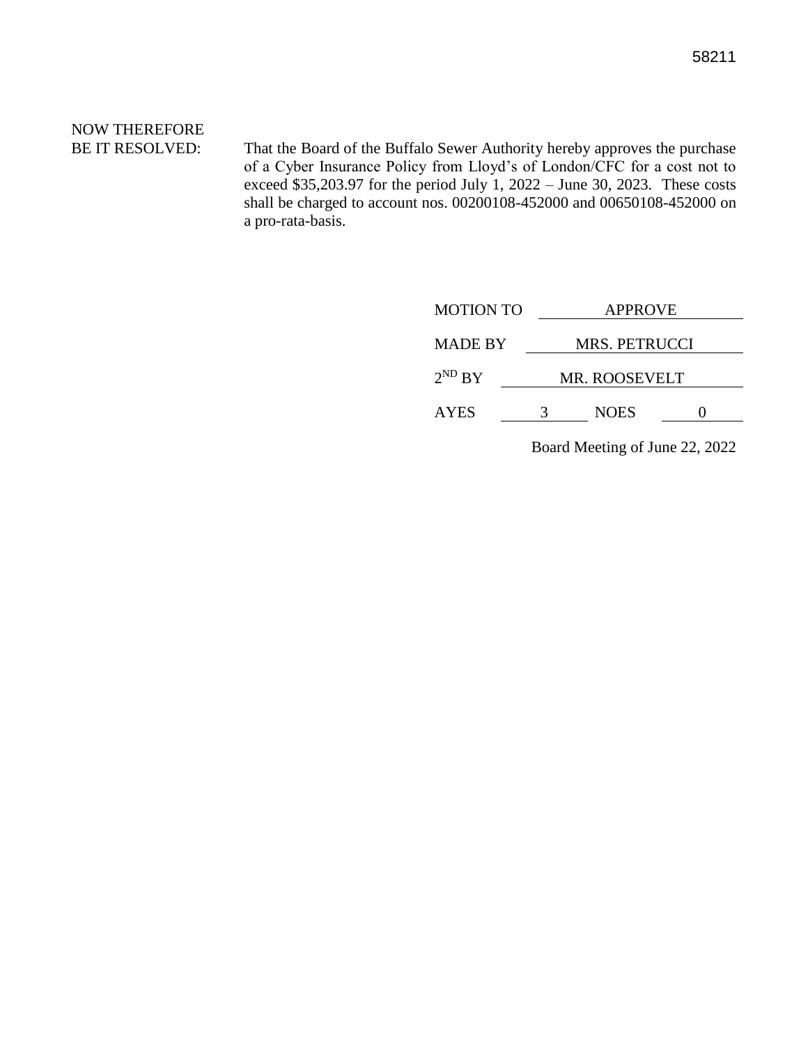NOW THEREFORE
BE IT RESOLVED: That the Board of the Buffalo Sewer Authority hereby approves the purchase of a Cyber Insurance Policy from Lloyd's of London/CFC for a cost not to exceed $35,203.97 for the period July 1, 2022 – June 30, 2023. These costs shall be charged to account nos. 00200108-452000 and 00650108-452000 on a pro-rata-basis.

MOTION TO APPROVE

MADE BY MRS. PETRUCCI

2ND BY MR. ROOSEVELT

AYES 3 NOES 0

Board Meeting of June 22, 2022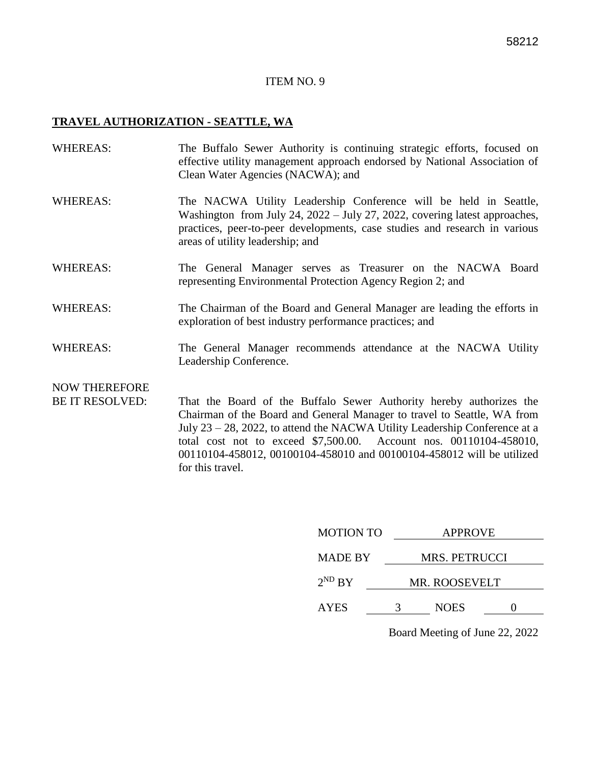ITEM NO. 9

**TRAVEL AUTHORIZATION - SEATTLE, WA**

WHEREAS: The Buffalo Sewer Authority is continuing strategic efforts, focused on effective utility management approach endorsed by National Association of Clean Water Agencies (NACWA); and

WHEREAS: The NACWA Utility Leadership Conference will be held in Seattle, Washington from July 24, 2022 – July 27, 2022, covering latest approaches, practices, peer-to-peer developments, case studies and research in various areas of utility leadership; and

WHEREAS: The General Manager serves as Treasurer on the NACWA Board representing Environmental Protection Agency Region 2; and

WHEREAS: The Chairman of the Board and General Manager are leading the efforts in exploration of best industry performance practices; and

WHEREAS: The General Manager recommends attendance at the NACWA Utility Leadership Conference.

NOW THEREFORE BE IT RESOLVED: That the Board of the Buffalo Sewer Authority hereby authorizes the Chairman of the Board and General Manager to travel to Seattle, WA from July 23 – 28, 2022, to attend the NACWA Utility Leadership Conference at a total cost not to exceed $7,500.00. Account nos. 00110104-458010, 00110104-458012, 00100104-458010 and 00100104-458012 will be utilized for this travel.

MOTION TO APPROVE

MADE BY MRS. PETRUCCI

2ND BY MR. ROOSEVELT

AYES 3 NOES 0

Board Meeting of June 22, 2022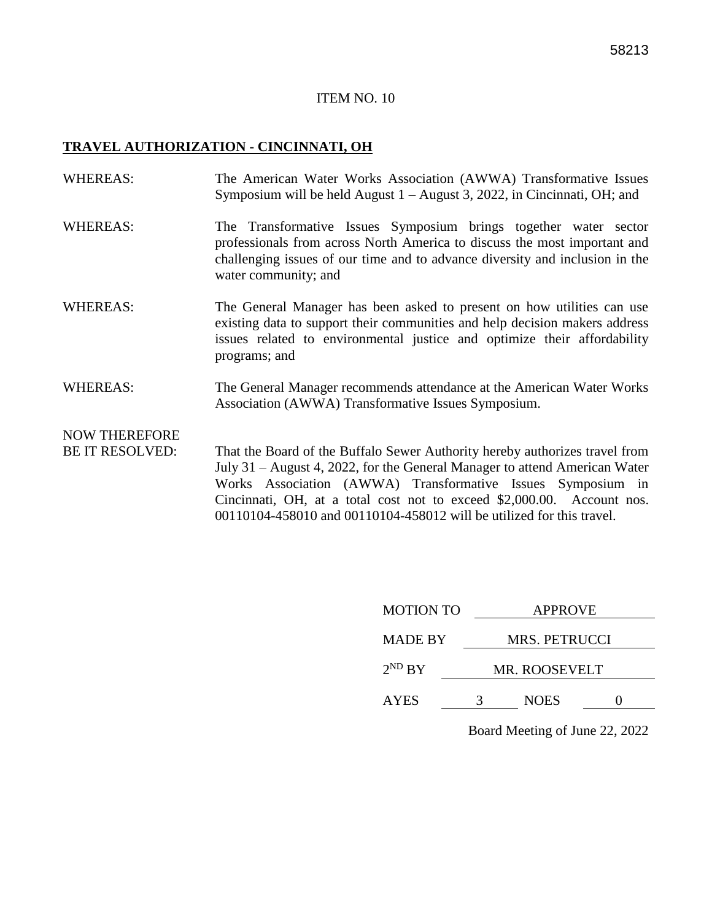ITEM NO. 10

**TRAVEL AUTHORIZATION - CINCINNATI, OH**

WHEREAS: The American Water Works Association (AWWA) Transformative Issues Symposium will be held August 1 – August 3, 2022, in Cincinnati, OH; and

WHEREAS: The Transformative Issues Symposium brings together water sector professionals from across North America to discuss the most important and challenging issues of our time and to advance diversity and inclusion in the water community; and

WHEREAS: The General Manager has been asked to present on how utilities can use existing data to support their communities and help decision makers address issues related to environmental justice and optimize their affordability programs; and

WHEREAS: The General Manager recommends attendance at the American Water Works Association (AWWA) Transformative Issues Symposium.

NOW THEREFORE BE IT RESOLVED: That the Board of the Buffalo Sewer Authority hereby authorizes travel from July 31 – August 4, 2022, for the General Manager to attend American Water Works Association (AWWA) Transformative Issues Symposium in Cincinnati, OH, at a total cost not to exceed $2,000.00. Account nos. 00110104-458010 and 00110104-458012 will be utilized for this travel.

MOTION TO APPROVE

MADE BY MRS. PETRUCCI

2ND BY MR. ROOSEVELT

AYES 3 NOES 0

Board Meeting of June 22, 2022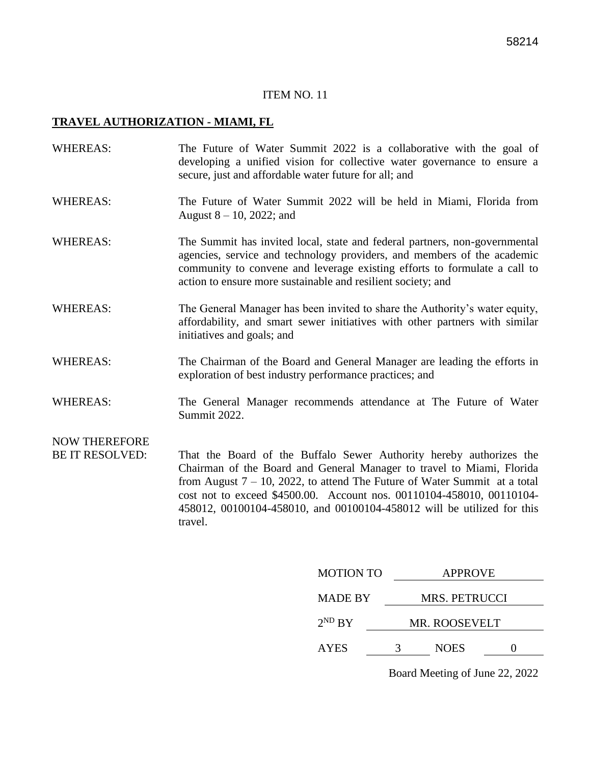ITEM NO. 11

**TRAVEL AUTHORIZATION - MIAMI, FL**

WHEREAS: The Future of Water Summit 2022 is a collaborative with the goal of developing a unified vision for collective water governance to ensure a secure, just and affordable water future for all; and

WHEREAS: The Future of Water Summit 2022 will be held in Miami, Florida from August 8 – 10, 2022; and

WHEREAS: The Summit has invited local, state and federal partners, non-governmental agencies, service and technology providers, and members of the academic community to convene and leverage existing efforts to formulate a call to action to ensure more sustainable and resilient society; and

WHEREAS: The General Manager has been invited to share the Authority's water equity, affordability, and smart sewer initiatives with other partners with similar initiatives and goals; and

WHEREAS: The Chairman of the Board and General Manager are leading the efforts in exploration of best industry performance practices; and

WHEREAS: The General Manager recommends attendance at The Future of Water Summit 2022.

NOW THEREFORE BE IT RESOLVED: That the Board of the Buffalo Sewer Authority hereby authorizes the Chairman of the Board and General Manager to travel to Miami, Florida from August 7 – 10, 2022, to attend The Future of Water Summit at a total cost not to exceed $4500.00. Account nos. 00110104-458010, 00110104-458012, 00100104-458010, and 00100104-458012 will be utilized for this travel.

MOTION TO: APPROVE

MADE BY: MRS. PETRUCCI

2ND BY: MR. ROOSEVELT

AYES: 3 NOES: 0

Board Meeting of June 22, 2022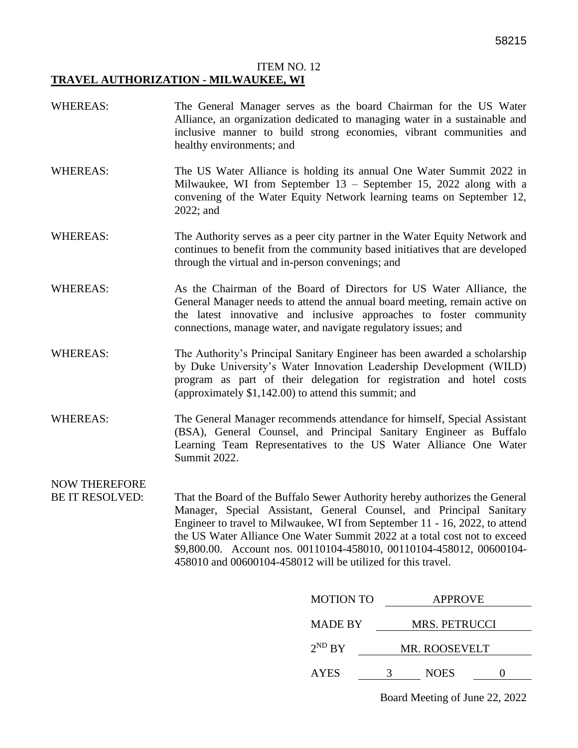58215

ITEM NO. 12

**TRAVEL AUTHORIZATION - MILWAUKEE, WI**

WHEREAS: The General Manager serves as the board Chairman for the US Water Alliance, an organization dedicated to managing water in a sustainable and inclusive manner to build strong economies, vibrant communities and healthy environments; and

WHEREAS: The US Water Alliance is holding its annual One Water Summit 2022 in Milwaukee, WI from September 13 – September 15, 2022 along with a convening of the Water Equity Network learning teams on September 12, 2022; and

WHEREAS: The Authority serves as a peer city partner in the Water Equity Network and continues to benefit from the community based initiatives that are developed through the virtual and in-person convenings; and

WHEREAS: As the Chairman of the Board of Directors for US Water Alliance, the General Manager needs to attend the annual board meeting, remain active on the latest innovative and inclusive approaches to foster community connections, manage water, and navigate regulatory issues; and

WHEREAS: The Authority's Principal Sanitary Engineer has been awarded a scholarship by Duke University's Water Innovation Leadership Development (WILD) program as part of their delegation for registration and hotel costs (approximately $1,142.00) to attend this summit; and

WHEREAS: The General Manager recommends attendance for himself, Special Assistant (BSA), General Counsel, and Principal Sanitary Engineer as Buffalo Learning Team Representatives to the US Water Alliance One Water Summit 2022.

NOW THEREFORE BE IT RESOLVED: That the Board of the Buffalo Sewer Authority hereby authorizes the General Manager, Special Assistant, General Counsel, and Principal Sanitary Engineer to travel to Milwaukee, WI from September 11 - 16, 2022, to attend the US Water Alliance One Water Summit 2022 at a total cost not to exceed $9,800.00. Account nos. 00110104-458010, 00110104-458012, 00600104-458010 and 00600104-458012 will be utilized for this travel.

MOTION TO: APPROVE

MADE BY: MRS. PETRUCCI

2ND BY: MR. ROOSEVELT

AYES: 3 NOES: 0

Board Meeting of June 22, 2022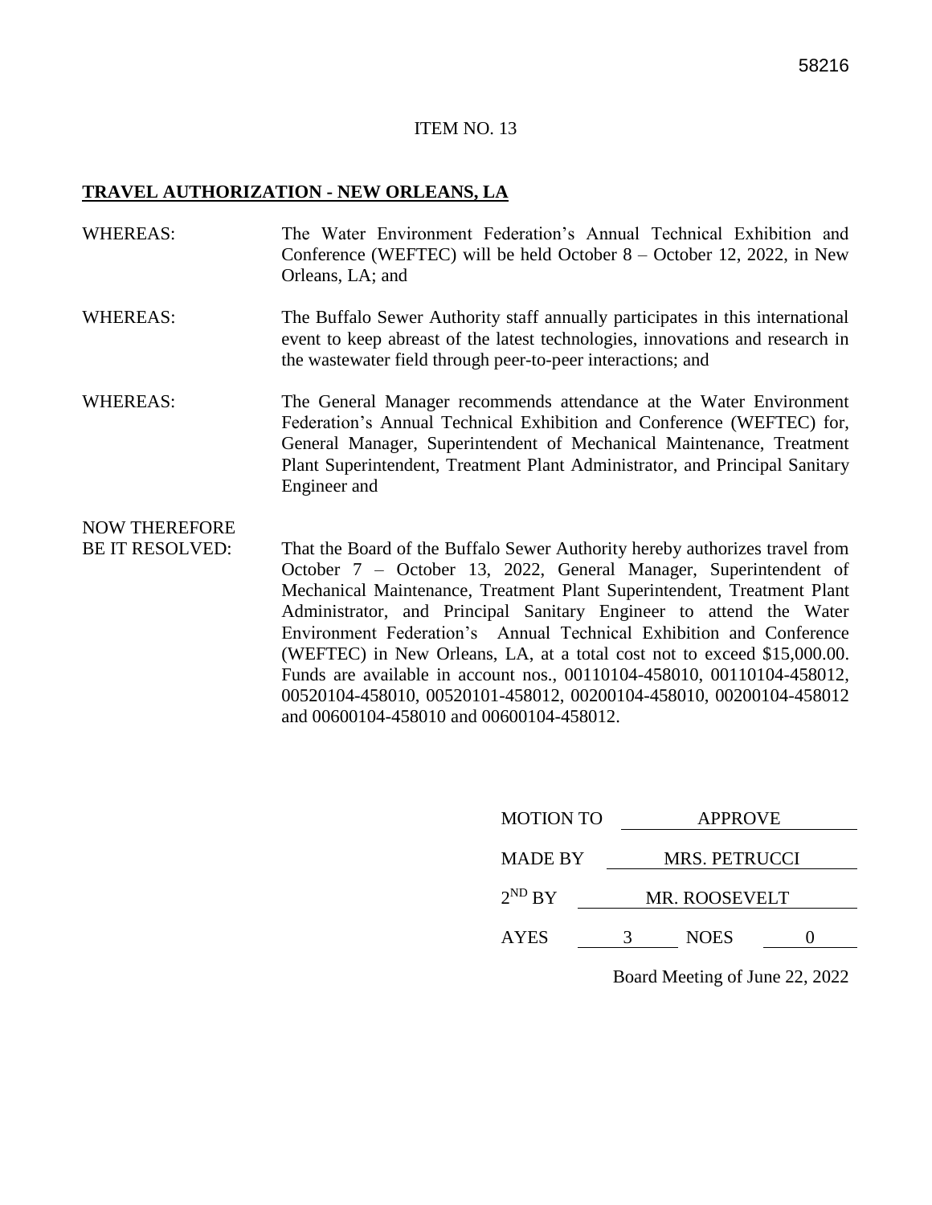58216

ITEM NO. 13

**TRAVEL AUTHORIZATION - NEW ORLEANS, LA**

WHEREAS: The Water Environment Federation's Annual Technical Exhibition and Conference (WEFTEC) will be held October 8 – October 12, 2022, in New Orleans, LA; and

WHEREAS: The Buffalo Sewer Authority staff annually participates in this international event to keep abreast of the latest technologies, innovations and research in the wastewater field through peer-to-peer interactions; and

WHEREAS: The General Manager recommends attendance at the Water Environment Federation's Annual Technical Exhibition and Conference (WEFTEC) for, General Manager, Superintendent of Mechanical Maintenance, Treatment Plant Superintendent, Treatment Plant Administrator, and Principal Sanitary Engineer and

NOW THEREFORE BE IT RESOLVED: That the Board of the Buffalo Sewer Authority hereby authorizes travel from October 7 – October 13, 2022, General Manager, Superintendent of Mechanical Maintenance, Treatment Plant Superintendent, Treatment Plant Administrator, and Principal Sanitary Engineer to attend the Water Environment Federation's Annual Technical Exhibition and Conference (WEFTEC) in New Orleans, LA, at a total cost not to exceed $15,000.00. Funds are available in account nos., 00110104-458010, 00110104-458012, 00520104-458010, 00520101-458012, 00200104-458010, 00200104-458012 and 00600104-458010 and 00600104-458012.

MOTION TO: APPROVE

MADE BY: MRS. PETRUCCI

2ND BY: MR. ROOSEVELT

AYES: 3 NOES: 0

Board Meeting of June 22, 2022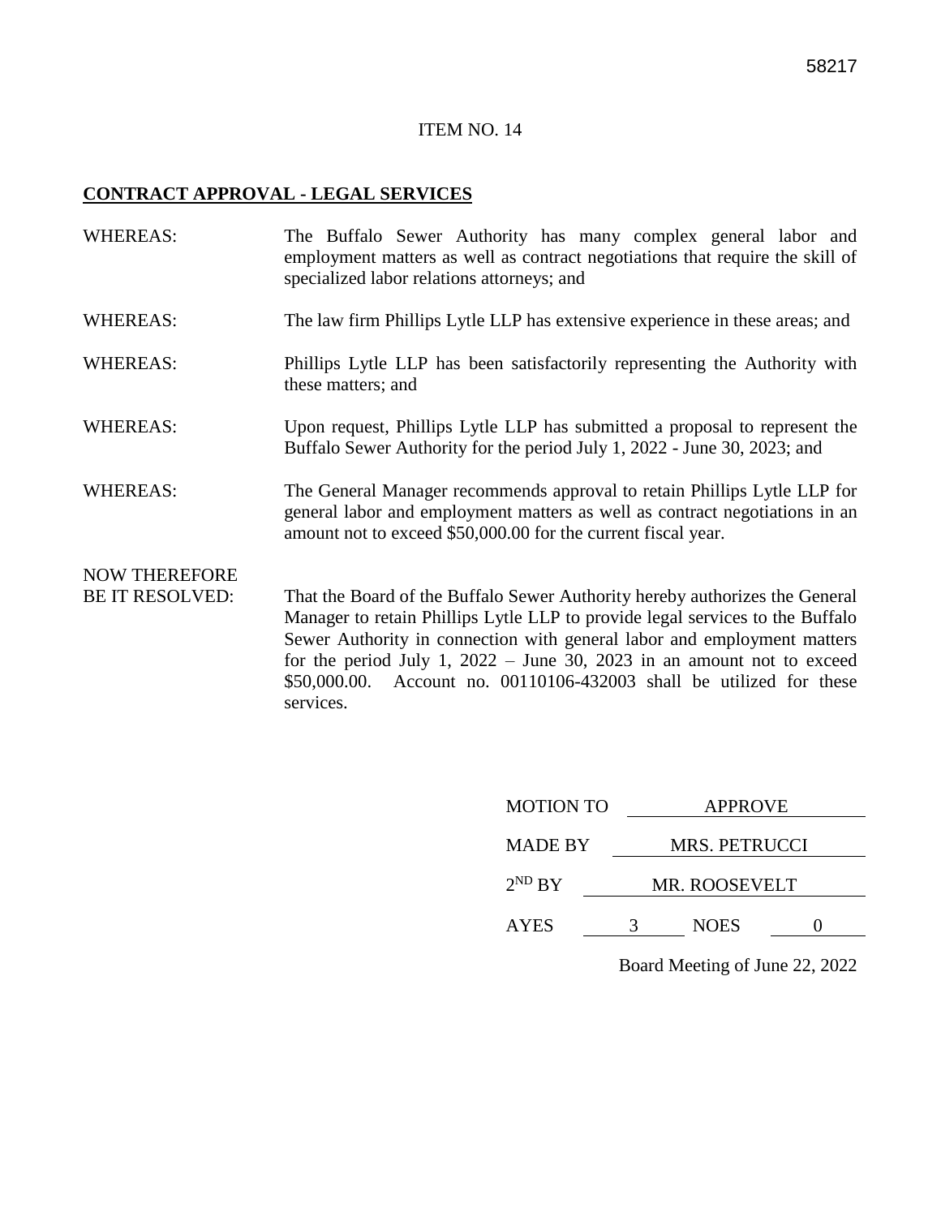58217

ITEM NO. 14

**CONTRACT APPROVAL - LEGAL SERVICES**

WHEREAS: The Buffalo Sewer Authority has many complex general labor and employment matters as well as contract negotiations that require the skill of specialized labor relations attorneys; and

WHEREAS: The law firm Phillips Lytle LLP has extensive experience in these areas; and

WHEREAS: Phillips Lytle LLP has been satisfactorily representing the Authority with these matters; and

WHEREAS: Upon request, Phillips Lytle LLP has submitted a proposal to represent the Buffalo Sewer Authority for the period July 1, 2022 - June 30, 2023; and

WHEREAS: The General Manager recommends approval to retain Phillips Lytle LLP for general labor and employment matters as well as contract negotiations in an amount not to exceed $50,000.00 for the current fiscal year.

NOW THEREFORE BE IT RESOLVED: That the Board of the Buffalo Sewer Authority hereby authorizes the General Manager to retain Phillips Lytle LLP to provide legal services to the Buffalo Sewer Authority in connection with general labor and employment matters for the period July 1, 2022 – June 30, 2023 in an amount not to exceed $50,000.00. Account no. 00110106-432003 shall be utilized for these services.

MOTION TO APPROVE

MADE BY MRS. PETRUCCI

2ND BY MR. ROOSEVELT

AYES 3 NOES 0

Board Meeting of June 22, 2022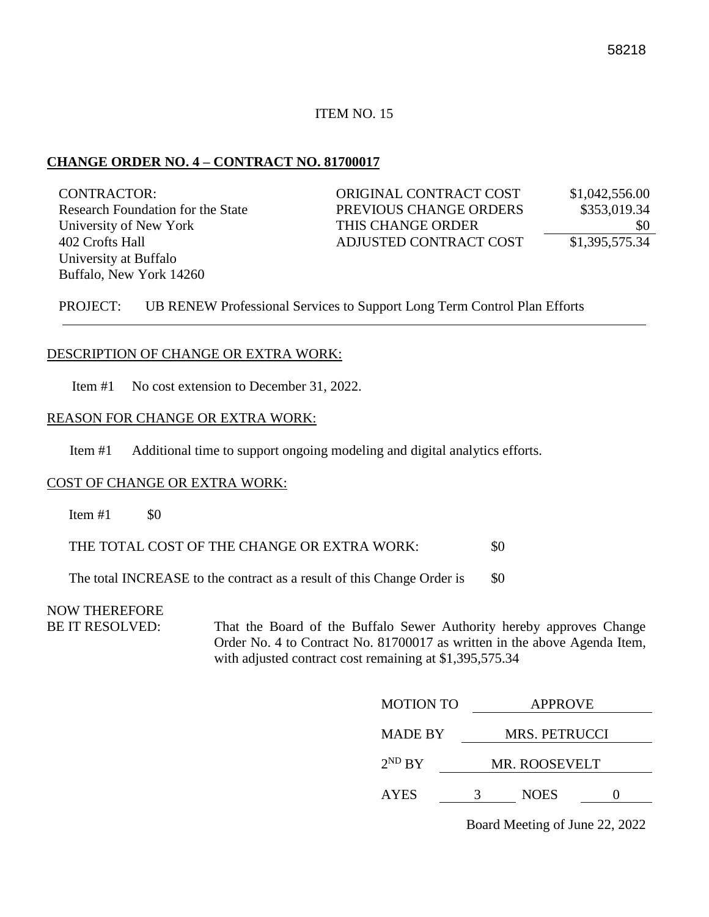ITEM NO. 15

**CHANGE ORDER NO. 4 – CONTRACT NO. 81700017**

| CONTRACTOR: | | |
|---|---|---|
| Research Foundation for the State University of New York<br>402 Crofts Hall<br>University at Buffalo<br>Buffalo, New York 14260 | ORIGINAL CONTRACT COST | $1,042,556.00 |
| | PREVIOUS CHANGE ORDERS | $353,019.34 |
| | THIS CHANGE ORDER | $0 |
| | ADJUSTED CONTRACT COST | $1,395,575.34 |

PROJECT: UB RENEW Professional Services to Support Long Term Control Plan Efforts

DESCRIPTION OF CHANGE OR EXTRA WORK:

Item #1 No cost extension to December 31, 2022.

REASON FOR CHANGE OR EXTRA WORK:

Item #1 Additional time to support ongoing modeling and digital analytics efforts.

COST OF CHANGE OR EXTRA WORK:

Item #1 $0

THE TOTAL COST OF THE CHANGE OR EXTRA WORK: $0

The total INCREASE to the contract as a result of this Change Order is $0

NOW THEREFORE
BE IT RESOLVED: That the Board of the Buffalo Sewer Authority hereby approves Change Order No. 4 to Contract No. 81700017 as written in the above Agenda Item, with adjusted contract cost remaining at $1,395,575.34

MOTION TO APPROVE

MADE BY MRS. PETRUCCI

2ND BY MR. ROOSEVELT

AYES 3 NOES 0

Board Meeting of June 22, 2022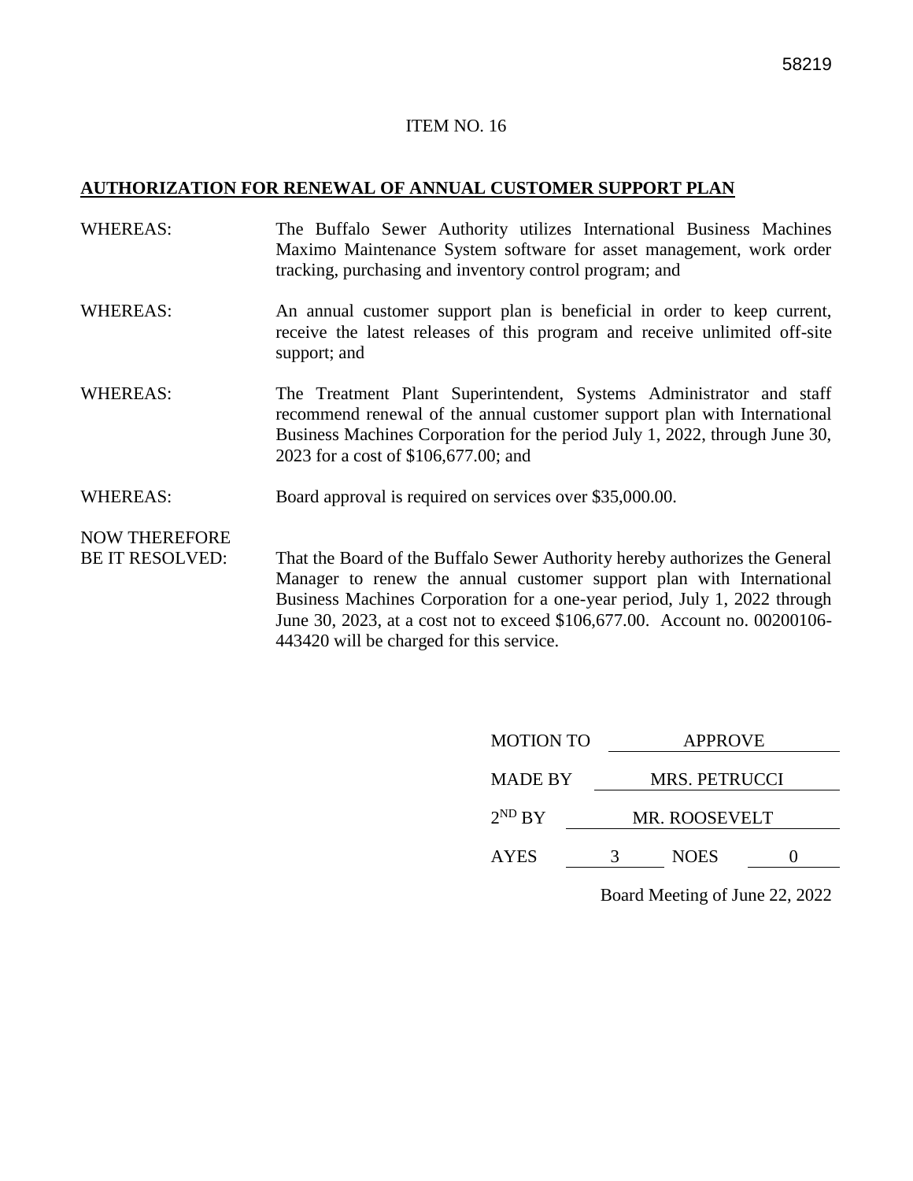58219

ITEM NO. 16

**AUTHORIZATION FOR RENEWAL OF ANNUAL CUSTOMER SUPPORT PLAN**

| | |
|---|---|
| WHEREAS: | The Buffalo Sewer Authority utilizes International Business Machines Maximo Maintenance System software for asset management, work order tracking, purchasing and inventory control program; and |
| WHEREAS: | An annual customer support plan is beneficial in order to keep current, receive the latest releases of this program and receive unlimited off-site support; and |
| WHEREAS: | The Treatment Plant Superintendent, Systems Administrator and staff recommend renewal of the annual customer support plan with International Business Machines Corporation for the period July 1, 2022, through June 30, 2023 for a cost of $106,677.00; and |
| WHEREAS: | Board approval is required on services over $35,000.00. |
| NOW THEREFORE BE IT RESOLVED: | That the Board of the Buffalo Sewer Authority hereby authorizes the General Manager to renew the annual customer support plan with International Business Machines Corporation for a one-year period, July 1, 2022 through June 30, 2023, at a cost not to exceed $106,677.00. Account no. 00200106-443420 will be charged for this service. |

| | | | |
|---|---|---|---|
| MOTION TO | APPROVE | | |
| MADE BY | MRS. PETRUCCI | | |
| 2ND BY | MR. ROOSEVELT | | |
| AYES | 3 | NOES | 0 |

Board Meeting of June 22, 2022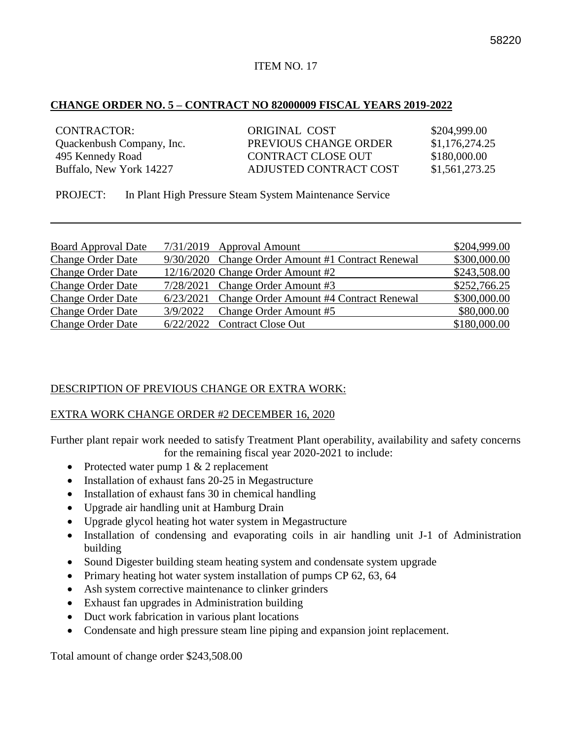ITEM NO. 17

**CHANGE ORDER NO. 5 – CONTRACT NO 82000009 FISCAL YEARS 2019-2022**

| CONTRACTOR: | ORIGINAL COST | $204,999.00 |
|---|---|---|
| Quackenbush Company, Inc. | PREVIOUS CHANGE ORDER | $1,176,274.25 |
| 495 Kennedy Road | CONTRACT CLOSE OUT | $180,000.00 |
| Buffalo, New York 14227 | ADJUSTED CONTRACT COST | $1,561,273.25 |

PROJECT: In Plant High Pressure Steam System Maintenance Service

| Board Approval Date | 7/31/2019 | Approval Amount | $204,999.00 |
|---|---|---|---|
| Change Order Date | 9/30/2020 | Change Order Amount #1 Contract Renewal | $300,000.00 |
| Change Order Date | 12/16/2020 | Change Order Amount #2 | $243,508.00 |
| Change Order Date | 7/28/2021 | Change Order Amount #3 | $252,766.25 |
| Change Order Date | 6/23/2021 | Change Order Amount #4 Contract Renewal | $300,000.00 |
| Change Order Date | 3/9/2022 | Change Order Amount #5 | $80,000.00 |
| Change Order Date | 6/22/2022 | Contract Close Out | $180,000.00 |

DESCRIPTION OF PREVIOUS CHANGE OR EXTRA WORK:

EXTRA WORK CHANGE ORDER #2 DECEMBER 16, 2020

Further plant repair work needed to satisfy Treatment Plant operability, availability and safety concerns for the remaining fiscal year 2020-2021 to include:

- Protected water pump 1 & 2 replacement
- Installation of exhaust fans 20-25 in Megastructure
- Installation of exhaust fans 30 in chemical handling
- Upgrade air handling unit at Hamburg Drain
- Upgrade glycol heating hot water system in Megastructure
- Installation of condensing and evaporating coils in air handling unit J-1 of Administration building
- Sound Digester building steam heating system and condensate system upgrade
- Primary heating hot water system installation of pumps CP 62, 63, 64
- Ash system corrective maintenance to clinker grinders
- Exhaust fan upgrades in Administration building
- Duct work fabrication in various plant locations
- Condensate and high pressure steam line piping and expansion joint replacement.

Total amount of change order $243,508.00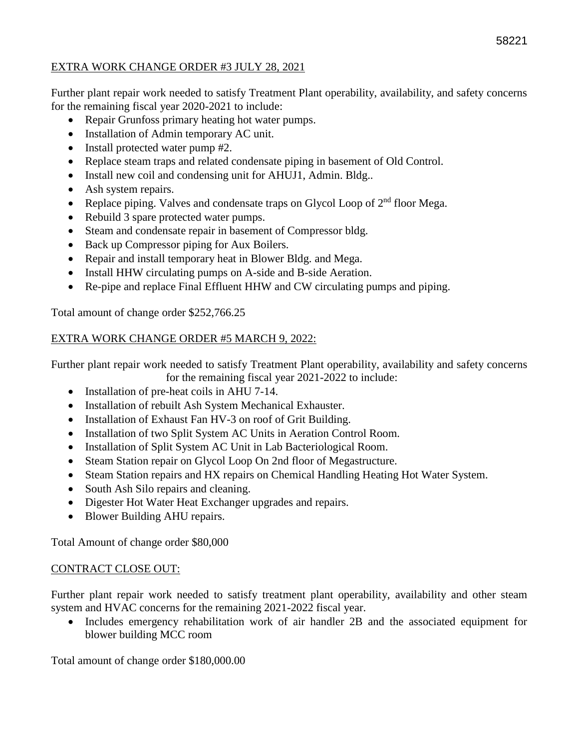EXTRA WORK CHANGE ORDER #3 JULY 28, 2021

Further plant repair work needed to satisfy Treatment Plant operability, availability, and safety concerns for the remaining fiscal year 2020-2021 to include:

- Repair Grunfoss primary heating hot water pumps.
- Installation of Admin temporary AC unit.
- Install protected water pump #2.
- Replace steam traps and related condensate piping in basement of Old Control.
- Install new coil and condensing unit for AHUJ1, Admin. Bldg..
- Ash system repairs.
- Replace piping. Valves and condensate traps on Glycol Loop of 2nd floor Mega.
- Rebuild 3 spare protected water pumps.
- Steam and condensate repair in basement of Compressor bldg.
- Back up Compressor piping for Aux Boilers.
- Repair and install temporary heat in Blower Bldg. and Mega.
- Install HHW circulating pumps on A-side and B-side Aeration.
- Re-pipe and replace Final Effluent HHW and CW circulating pumps and piping.

Total amount of change order $252,766.25

EXTRA WORK CHANGE ORDER #5 MARCH 9, 2022:

Further plant repair work needed to satisfy Treatment Plant operability, availability and safety concerns for the remaining fiscal year 2021-2022 to include:

- Installation of pre-heat coils in AHU 7-14.
- Installation of rebuilt Ash System Mechanical Exhauster.
- Installation of Exhaust Fan HV-3 on roof of Grit Building.
- Installation of two Split System AC Units in Aeration Control Room.
- Installation of Split System AC Unit in Lab Bacteriological Room.
- Steam Station repair on Glycol Loop On 2nd floor of Megastructure.
- Steam Station repairs and HX repairs on Chemical Handling Heating Hot Water System.
- South Ash Silo repairs and cleaning.
- Digester Hot Water Heat Exchanger upgrades and repairs.
- Blower Building AHU repairs.

Total Amount of change order $80,000

CONTRACT CLOSE OUT:

Further plant repair work needed to satisfy treatment plant operability, availability and other steam system and HVAC concerns for the remaining 2021-2022 fiscal year.

- Includes emergency rehabilitation work of air handler 2B and the associated equipment for blower building MCC room

Total amount of change order $180,000.00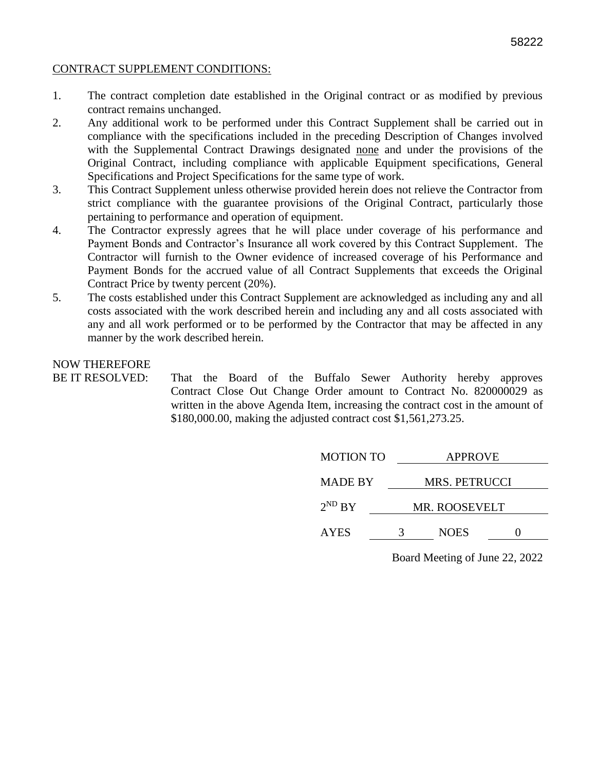58222

CONTRACT SUPPLEMENT CONDITIONS:

1. The contract completion date established in the Original contract or as modified by previous contract remains unchanged.
2. Any additional work to be performed under this Contract Supplement shall be carried out in compliance with the specifications included in the preceding Description of Changes involved with the Supplemental Contract Drawings designated none and under the provisions of the Original Contract, including compliance with applicable Equipment specifications, General Specifications and Project Specifications for the same type of work.
3. This Contract Supplement unless otherwise provided herein does not relieve the Contractor from strict compliance with the guarantee provisions of the Original Contract, particularly those pertaining to performance and operation of equipment.
4. The Contractor expressly agrees that he will place under coverage of his performance and Payment Bonds and Contractor's Insurance all work covered by this Contract Supplement. The Contractor will furnish to the Owner evidence of increased coverage of his Performance and Payment Bonds for the accrued value of all Contract Supplements that exceeds the Original Contract Price by twenty percent (20%).
5. The costs established under this Contract Supplement are acknowledged as including any and all costs associated with the work described herein and including any and all costs associated with any and all work performed or to be performed by the Contractor that may be affected in any manner by the work described herein.

NOW THEREFORE
BE IT RESOLVED: That the Board of the Buffalo Sewer Authority hereby approves Contract Close Out Change Order amount to Contract No. 820000029 as written in the above Agenda Item, increasing the contract cost in the amount of $180,000.00, making the adjusted contract cost $1,561,273.25.

MOTION TO APPROVE

MADE BY MRS. PETRUCCI

2ND BY MR. ROOSEVELT

AYES 3 NOES 0

Board Meeting of June 22, 2022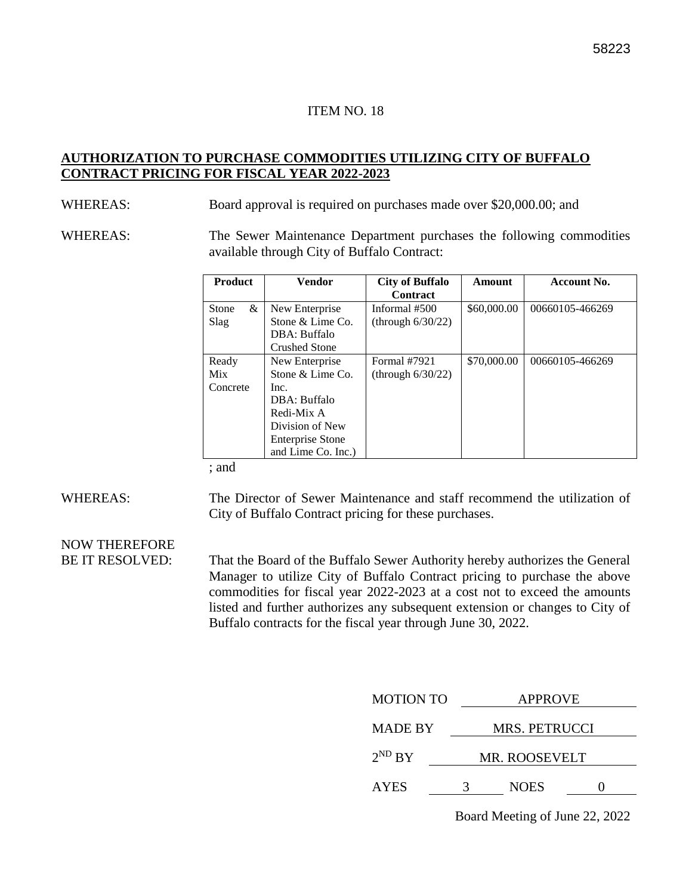ITEM NO. 18

**AUTHORIZATION TO PURCHASE COMMODITIES UTILIZING CITY OF BUFFALO CONTRACT PRICING FOR FISCAL YEAR 2022-2023**

WHEREAS: Board approval is required on purchases made over $20,000.00; and

WHEREAS: The Sewer Maintenance Department purchases the following commodities available through City of Buffalo Contract:

| Product | Vendor | City of Buffalo Contract | Amount | Account No. |
|---|---|---|---|---|
| Stone & Slag | New Enterprise Stone & Lime Co. DBA: Buffalo Crushed Stone | Informal #500 (through 6/30/22) | $60,000.00 | 00660105-466269 |
| Ready Mix Concrete | New Enterprise Stone & Lime Co. Inc. DBA: Buffalo Redi-Mix A Division of New Enterprise Stone and Lime Co. Inc.) | Formal #7921 (through 6/30/22) | $70,000.00 | 00660105-466269 |

; and

WHEREAS: The Director of Sewer Maintenance and staff recommend the utilization of City of Buffalo Contract pricing for these purchases.

NOW THEREFORE BE IT RESOLVED: That the Board of the Buffalo Sewer Authority hereby authorizes the General Manager to utilize City of Buffalo Contract pricing to purchase the above commodities for fiscal year 2022-2023 at a cost not to exceed the amounts listed and further authorizes any subsequent extension or changes to City of Buffalo contracts for the fiscal year through June 30, 2022.

MOTION TO APPROVE

MADE BY MRS. PETRUCCI

$2^{ND}$ BY MR. ROOSEVELT

AYES 3 NOES 0

Board Meeting of June 22, 2022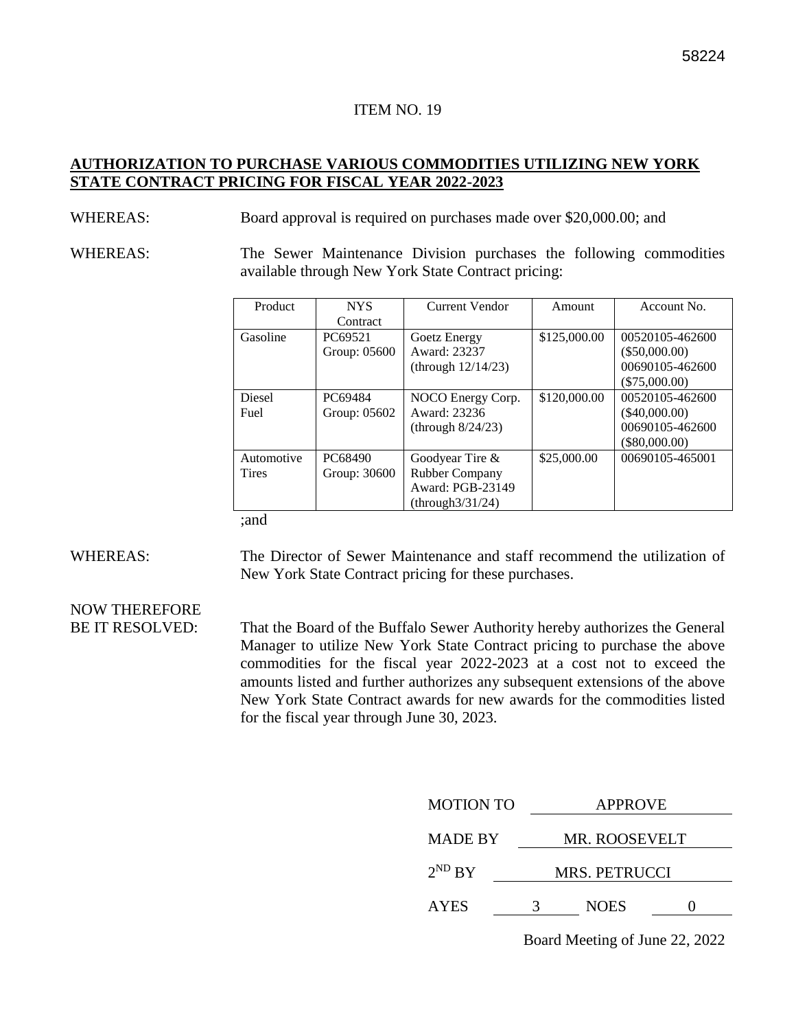58224

ITEM NO. 19

**AUTHORIZATION TO PURCHASE VARIOUS COMMODITIES UTILIZING NEW YORK STATE CONTRACT PRICING FOR FISCAL YEAR 2022-2023**

WHEREAS: Board approval is required on purchases made over $20,000.00; and

WHEREAS: The Sewer Maintenance Division purchases the following commodities available through New York State Contract pricing:

| Product | NYS Contract | Current Vendor | Amount | Account No. |
|---|---|---|---|---|
| Gasoline | PC69521 Group: 05600 | Goetz Energy Award: 23237 (through 12/14/23) | $125,000.00 | 00520105-462600 ($50,000.00) 00690105-462600 ($75,000.00) |
| Diesel Fuel | PC69484 Group: 05602 | NOCO Energy Corp. Award: 23236 (through 8/24/23) | $120,000.00 | 00520105-462600 ($40,000.00) 00690105-462600 ($80,000.00) |
| Automotive Tires | PC68490 Group: 30600 | Goodyear Tire & Rubber Company Award: PGB-23149 (through3/31/24) | $25,000.00 | 00690105-465001 |

;and

WHEREAS: The Director of Sewer Maintenance and staff recommend the utilization of New York State Contract pricing for these purchases.

NOW THEREFORE BE IT RESOLVED: That the Board of the Buffalo Sewer Authority hereby authorizes the General Manager to utilize New York State Contract pricing to purchase the above commodities for the fiscal year 2022-2023 at a cost not to exceed the amounts listed and further authorizes any subsequent extensions of the above New York State Contract awards for new awards for the commodities listed for the fiscal year through June 30, 2023.

MOTION TO APPROVE

MADE BY MR. ROOSEVELT

2ND BY MRS. PETRUCCI

AYES 3 NOES 0

Board Meeting of June 22, 2022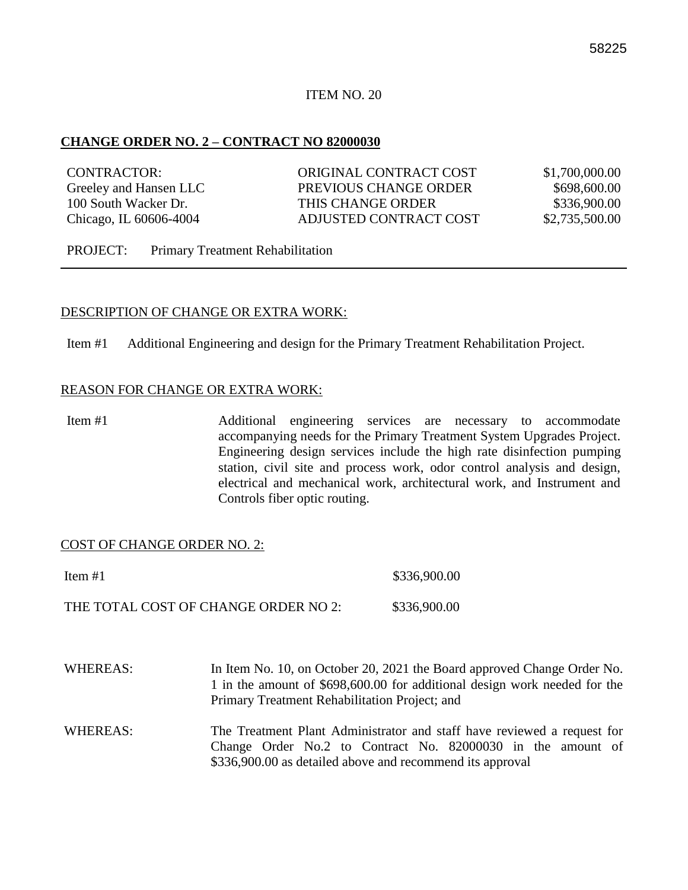58225

ITEM NO. 20

**CHANGE ORDER NO. 2 – CONTRACT NO 82000030**

| CONTRACTOR: | ORIGINAL CONTRACT COST | $1,700,000.00 |
|---|---|---|
| Greeley and Hansen LLC | PREVIOUS CHANGE ORDER | $698,600.00 |
| 100 South Wacker Dr. | THIS CHANGE ORDER | $336,900.00 |
| Chicago, IL 60606-4004 | ADJUSTED CONTRACT COST | $2,735,500.00 |

PROJECT: Primary Treatment Rehabilitation

---

DESCRIPTION OF CHANGE OR EXTRA WORK:

Item #1 Additional Engineering and design for the Primary Treatment Rehabilitation Project.

REASON FOR CHANGE OR EXTRA WORK:

Item #1 Additional engineering services are necessary to accommodate accompanying needs for the Primary Treatment System Upgrades Project. Engineering design services include the high rate disinfection pumping station, civil site and process work, odor control analysis and design, electrical and mechanical work, architectural work, and Instrument and Controls fiber optic routing.

COST OF CHANGE ORDER NO. 2:

| | |
|---|---|
| Item #1 | $336,900.00 |
| THE TOTAL COST OF CHANGE ORDER NO 2: | $336,900.00 |

WHEREAS: In Item No. 10, on October 20, 2021 the Board approved Change Order No. 1 in the amount of $698,600.00 for additional design work needed for the Primary Treatment Rehabilitation Project; and

WHEREAS: The Treatment Plant Administrator and staff have reviewed a request for Change Order No.2 to Contract No. 82000030 in the amount of $336,900.00 as detailed above and recommend its approval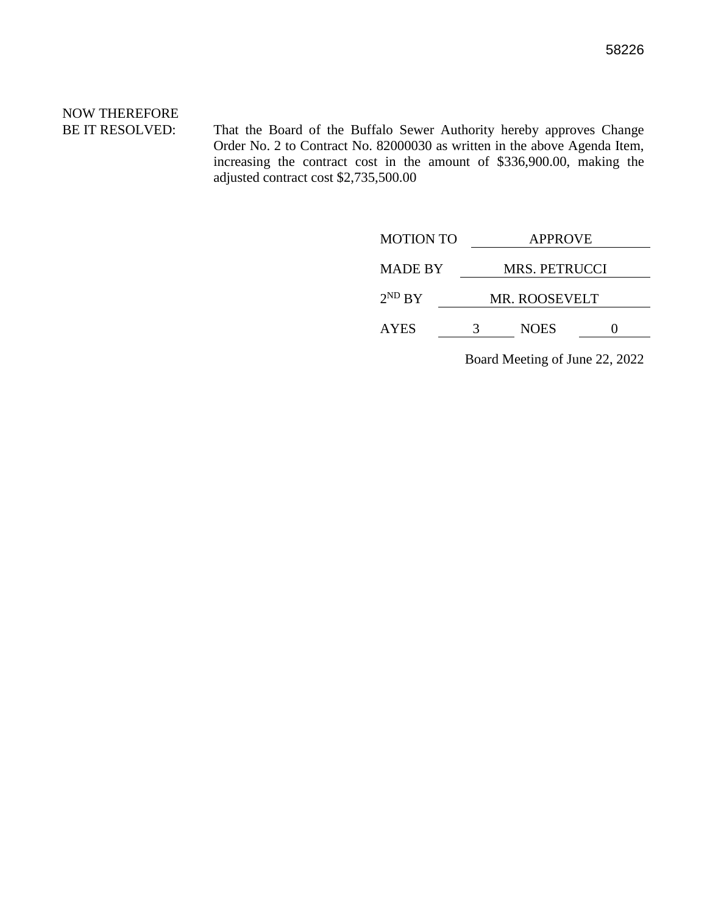58226

NOW THEREFORE
BE IT RESOLVED: That the Board of the Buffalo Sewer Authority hereby approves Change Order No. 2 to Contract No. 82000030 as written in the above Agenda Item, increasing the contract cost in the amount of $336,900.00, making the adjusted contract cost $2,735,500.00

MOTION TO APPROVE

MADE BY MRS. PETRUCCI

2ND BY MR. ROOSEVELT

AYES 3 NOES 0

Board Meeting of June 22, 2022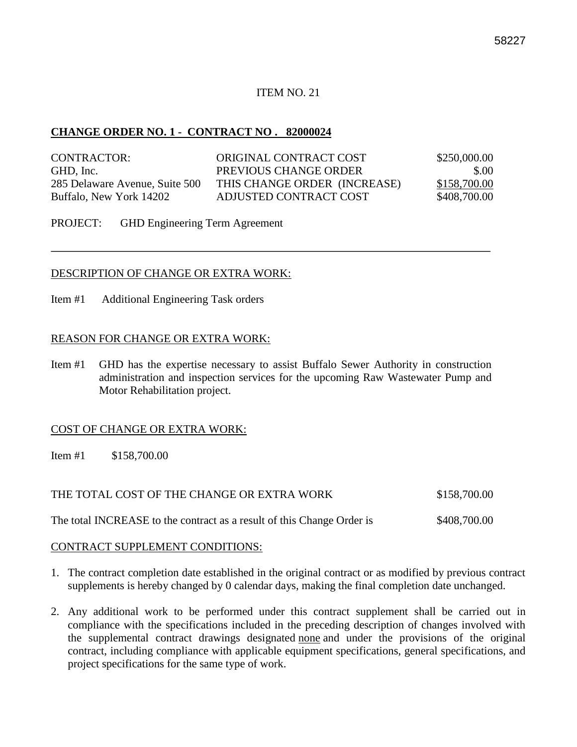58227

ITEM NO. 21

**CHANGE ORDER NO. 1 - CONTRACT NO . 82000024**

| CONTRACTOR: | ORIGINAL CONTRACT COST | $250,000.00 |
|---|---|---|
| GHD, Inc. | PREVIOUS CHANGE ORDER | $.00 |
| 285 Delaware Avenue, Suite 500 | THIS CHANGE ORDER (INCREASE) | $158,700.00 |
| Buffalo, New York 14202 | ADJUSTED CONTRACT COST | $408,700.00 |

PROJECT: GHD Engineering Term Agreement

---

DESCRIPTION OF CHANGE OR EXTRA WORK:

Item #1 Additional Engineering Task orders

REASON FOR CHANGE OR EXTRA WORK:

Item #1 GHD has the expertise necessary to assist Buffalo Sewer Authority in construction administration and inspection services for the upcoming Raw Wastewater Pump and Motor Rehabilitation project.

COST OF CHANGE OR EXTRA WORK:

Item #1 $158,700.00

THE TOTAL COST OF THE CHANGE OR EXTRA WORK $158,700.00

The total INCREASE to the contract as a result of this Change Order is $408,700.00

CONTRACT SUPPLEMENT CONDITIONS:

1. The contract completion date established in the original contract or as modified by previous contract supplements is hereby changed by 0 calendar days, making the final completion date unchanged.

2. Any additional work to be performed under this contract supplement shall be carried out in compliance with the specifications included in the preceding description of changes involved with the supplemental contract drawings designated none and under the provisions of the original contract, including compliance with applicable equipment specifications, general specifications, and project specifications for the same type of work.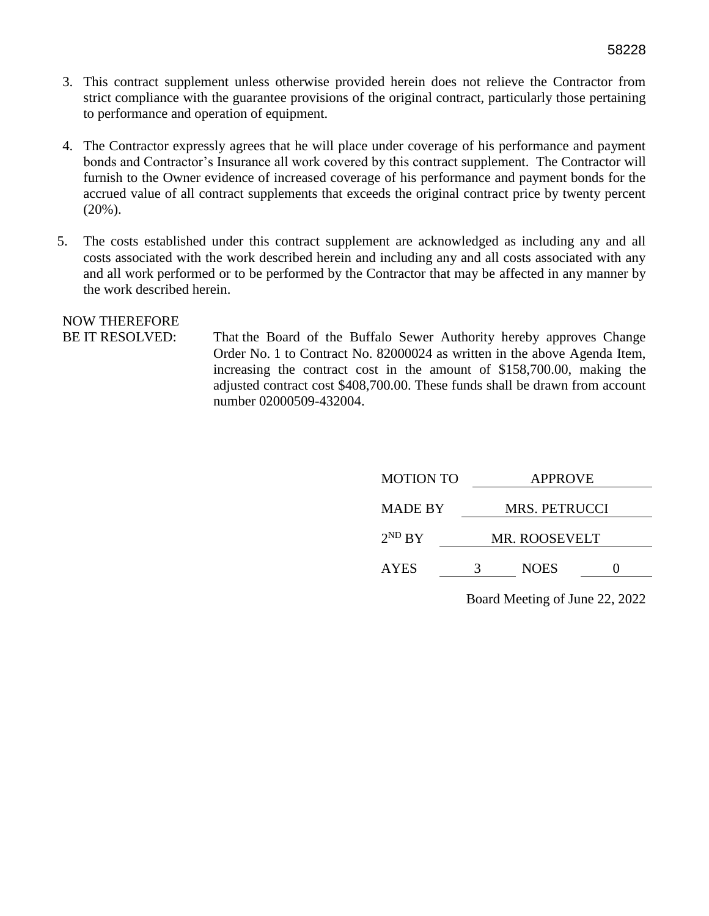3. This contract supplement unless otherwise provided herein does not relieve the Contractor from strict compliance with the guarantee provisions of the original contract, particularly those pertaining to performance and operation of equipment.

4. The Contractor expressly agrees that he will place under coverage of his performance and payment bonds and Contractor's Insurance all work covered by this contract supplement. The Contractor will furnish to the Owner evidence of increased coverage of his performance and payment bonds for the accrued value of all contract supplements that exceeds the original contract price by twenty percent (20%).

5. The costs established under this contract supplement are acknowledged as including any and all costs associated with the work described herein and including any and all costs associated with any and all work performed or to be performed by the Contractor that may be affected in any manner by the work described herein.

NOW THEREFORE
BE IT RESOLVED: That the Board of the Buffalo Sewer Authority hereby approves Change Order No. 1 to Contract No. 82000024 as written in the above Agenda Item, increasing the contract cost in the amount of $158,700.00, making the adjusted contract cost $408,700.00. These funds shall be drawn from account number 02000509-432004.

MOTION TO APPROVE

MADE BY MRS. PETRUCCI

2ND BY MR. ROOSEVELT

AYES 3 NOES 0

Board Meeting of June 22, 2022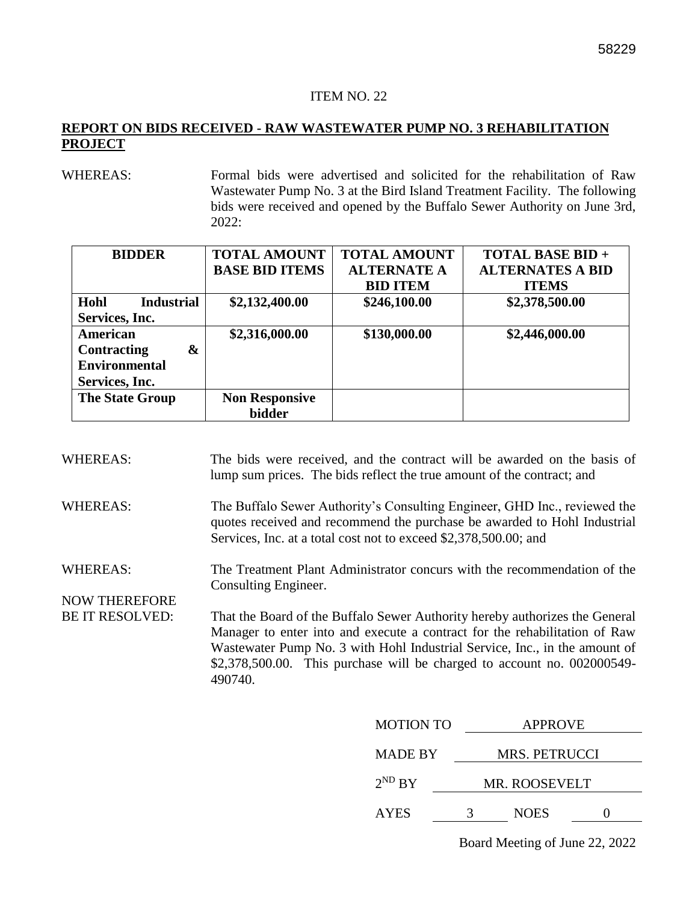58229

ITEM NO. 22

**REPORT ON BIDS RECEIVED - RAW WASTEWATER PUMP NO. 3 REHABILITATION PROJECT**

WHEREAS: Formal bids were advertised and solicited for the rehabilitation of Raw Wastewater Pump No. 3 at the Bird Island Treatment Facility. The following bids were received and opened by the Buffalo Sewer Authority on June 3rd, 2022:

| BIDDER | TOTAL AMOUNT BASE BID ITEMS | TOTAL AMOUNT ALTERNATE A BID ITEM | TOTAL BASE BID + ALTERNATES A BID ITEMS |
|---|---|---|---|
| **Hohl Industrial Services, Inc.** | **$2,132,400.00** | **$246,100.00** | **$2,378,500.00** |
| **American Contracting & Environmental Services, Inc.** | **$2,316,000.00** | **$130,000.00** | **$2,446,000.00** |
| **The State Group** | **Non Responsive bidder** | | |

WHEREAS: The bids were received, and the contract will be awarded on the basis of lump sum prices. The bids reflect the true amount of the contract; and

WHEREAS: The Buffalo Sewer Authority's Consulting Engineer, GHD Inc., reviewed the quotes received and recommend the purchase be awarded to Hohl Industrial Services, Inc. at a total cost not to exceed $2,378,500.00; and

WHEREAS: The Treatment Plant Administrator concurs with the recommendation of the Consulting Engineer.

NOW THEREFORE BE IT RESOLVED: That the Board of the Buffalo Sewer Authority hereby authorizes the General Manager to enter into and execute a contract for the rehabilitation of Raw Wastewater Pump No. 3 with Hohl Industrial Service, Inc., in the amount of $2,378,500.00. This purchase will be charged to account no. 002000549-490740.

MOTION TO APPROVE

MADE BY MRS. PETRUCCI

2ND BY MR. ROOSEVELT

AYES 3 NOES 0

Board Meeting of June 22, 2022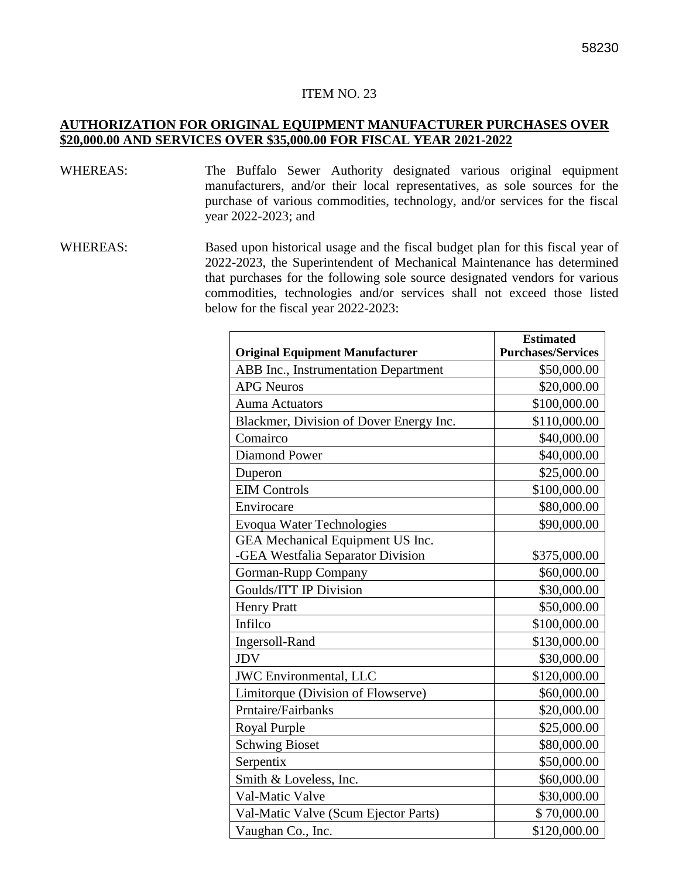58230

ITEM NO. 23

**AUTHORIZATION FOR ORIGINAL EQUIPMENT MANUFACTURER PURCHASES OVER $20,000.00 AND SERVICES OVER $35,000.00 FOR FISCAL YEAR 2021-2022**

WHEREAS: The Buffalo Sewer Authority designated various original equipment manufacturers, and/or their local representatives, as sole sources for the purchase of various commodities, technology, and/or services for the fiscal year 2022-2023; and

WHEREAS: Based upon historical usage and the fiscal budget plan for this fiscal year of 2022-2023, the Superintendent of Mechanical Maintenance has determined that purchases for the following sole source designated vendors for various commodities, technologies and/or services shall not exceed those listed below for the fiscal year 2022-2023:

| Original Equipment Manufacturer | Estimated Purchases/Services |
|---|---:|
| ABB Inc., Instrumentation Department | $50,000.00 |
| APG Neuros | $20,000.00 |
| Auma Actuators | $100,000.00 |
| Blackmer, Division of Dover Energy Inc. | $110,000.00 |
| Comairco | $40,000.00 |
| Diamond Power | $40,000.00 |
| Duperon | $25,000.00 |
| EIM Controls | $100,000.00 |
| Envirocare | $80,000.00 |
| Evoqua Water Technologies | $90,000.00 |
| GEA Mechanical Equipment US Inc. -GEA Westfalia Separator Division | $375,000.00 |
| Gorman-Rupp Company | $60,000.00 |
| Goulds/ITT IP Division | $30,000.00 |
| Henry Pratt | $50,000.00 |
| Infilco | $100,000.00 |
| Ingersoll-Rand | $130,000.00 |
| JDV | $30,000.00 |
| JWC Environmental, LLC | $120,000.00 |
| Limitorque (Division of Flowserve) | $60,000.00 |
| Prntaire/Fairbanks | $20,000.00 |
| Royal Purple | $25,000.00 |
| Schwing Bioset | $80,000.00 |
| Serpentix | $50,000.00 |
| Smith & Loveless, Inc. | $60,000.00 |
| Val-Matic Valve | $30,000.00 |
| Val-Matic Valve (Scum Ejector Parts) | $ 70,000.00 |
| Vaughan Co., Inc. | $120,000.00 |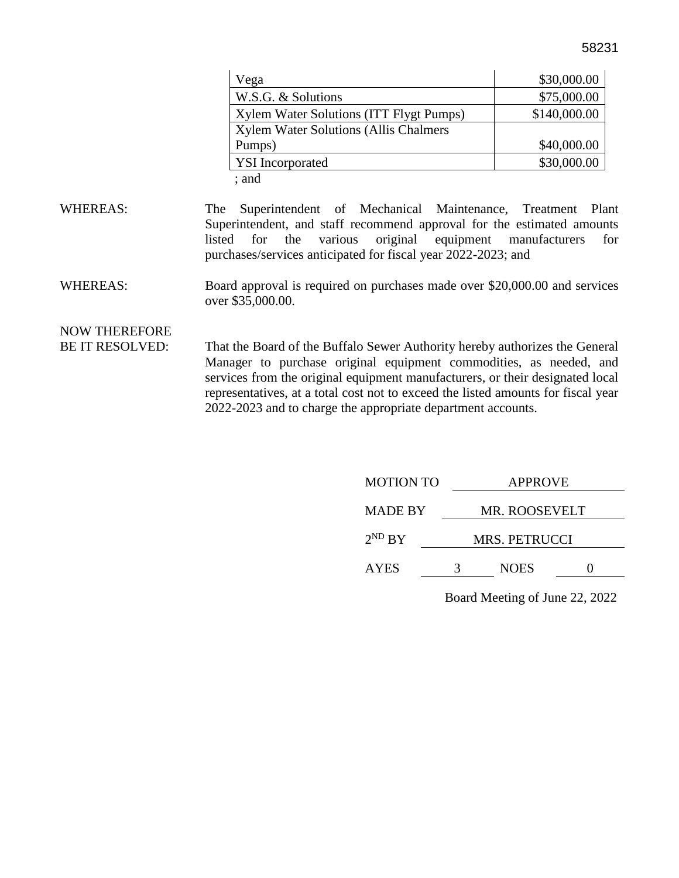58231

| Vega | $30,000.00 |
|---|---|
| W.S.G. & Solutions | $75,000.00 |
| Xylem Water Solutions (ITT Flygt Pumps) | $140,000.00 |
| Xylem Water Solutions (Allis Chalmers Pumps) | $40,000.00 |
| YSI Incorporated | $30,000.00 |

; and

WHEREAS: The Superintendent of Mechanical Maintenance, Treatment Plant Superintendent, and staff recommend approval for the estimated amounts listed for the various original equipment manufacturers for purchases/services anticipated for fiscal year 2022-2023; and

WHEREAS: Board approval is required on purchases made over $20,000.00 and services over $35,000.00.

NOW THEREFORE BE IT RESOLVED: That the Board of the Buffalo Sewer Authority hereby authorizes the General Manager to purchase original equipment commodities, as needed, and services from the original equipment manufacturers, or their designated local representatives, at a total cost not to exceed the listed amounts for fiscal year 2022-2023 and to charge the appropriate department accounts.

MOTION TO APPROVE

MADE BY MR. ROOSEVELT

2ND BY MRS. PETRUCCI

AYES 3 NOES 0

Board Meeting of June 22, 2022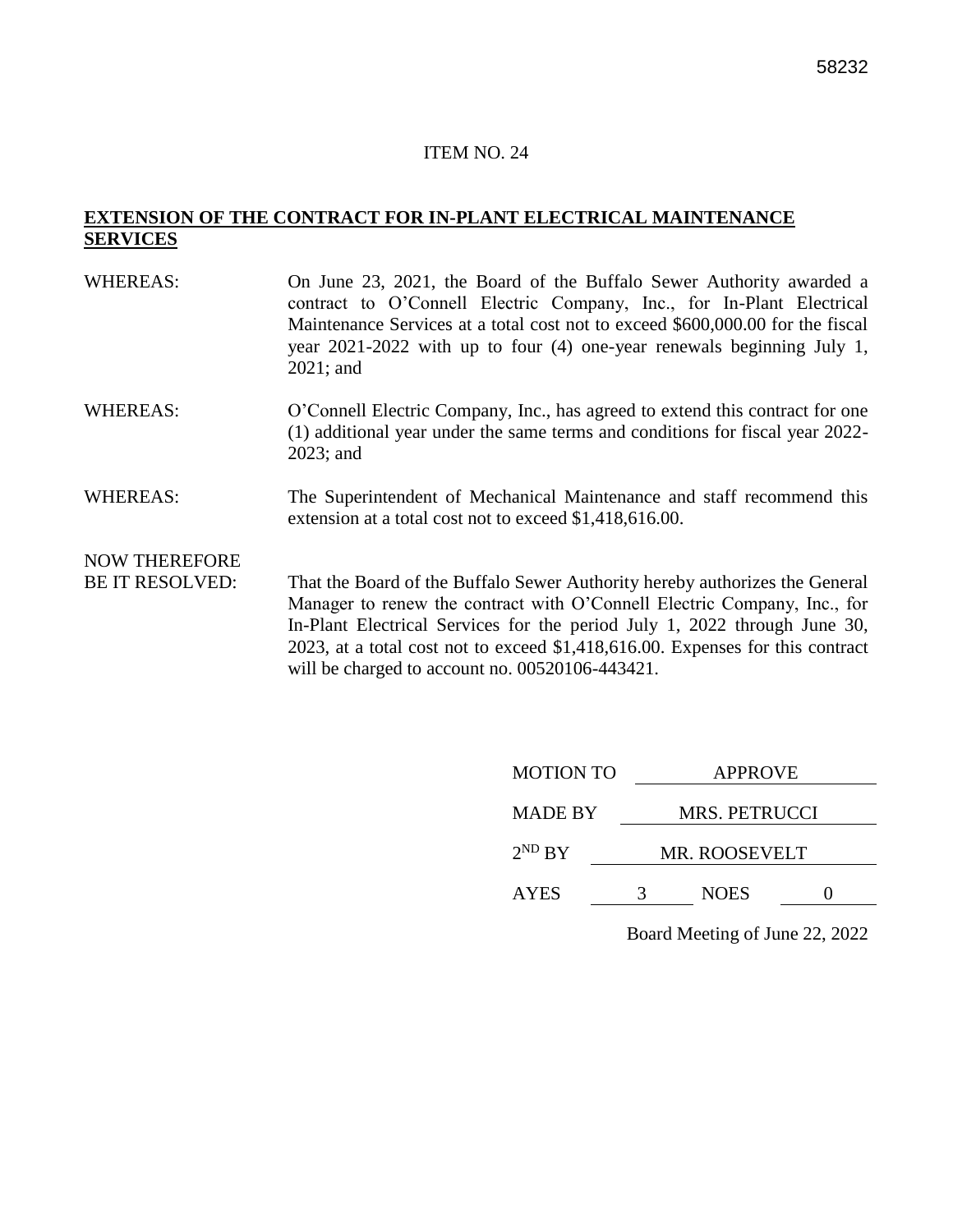58232

ITEM NO. 24

**EXTENSION OF THE CONTRACT FOR IN-PLANT ELECTRICAL MAINTENANCE SERVICES**

WHEREAS: On June 23, 2021, the Board of the Buffalo Sewer Authority awarded a contract to O'Connell Electric Company, Inc., for In-Plant Electrical Maintenance Services at a total cost not to exceed $600,000.00 for the fiscal year 2021-2022 with up to four (4) one-year renewals beginning July 1, 2021; and

WHEREAS: O'Connell Electric Company, Inc., has agreed to extend this contract for one (1) additional year under the same terms and conditions for fiscal year 2022-2023; and

WHEREAS: The Superintendent of Mechanical Maintenance and staff recommend this extension at a total cost not to exceed $1,418,616.00.

NOW THEREFORE BE IT RESOLVED: That the Board of the Buffalo Sewer Authority hereby authorizes the General Manager to renew the contract with O'Connell Electric Company, Inc., for In-Plant Electrical Services for the period July 1, 2022 through June 30, 2023, at a total cost not to exceed $1,418,616.00. Expenses for this contract will be charged to account no. 00520106-443421.

MOTION TO: APPROVE

MADE BY: MRS. PETRUCCI

2ND BY: MR. ROOSEVELT

AYES: 3 NOES: 0

Board Meeting of June 22, 2022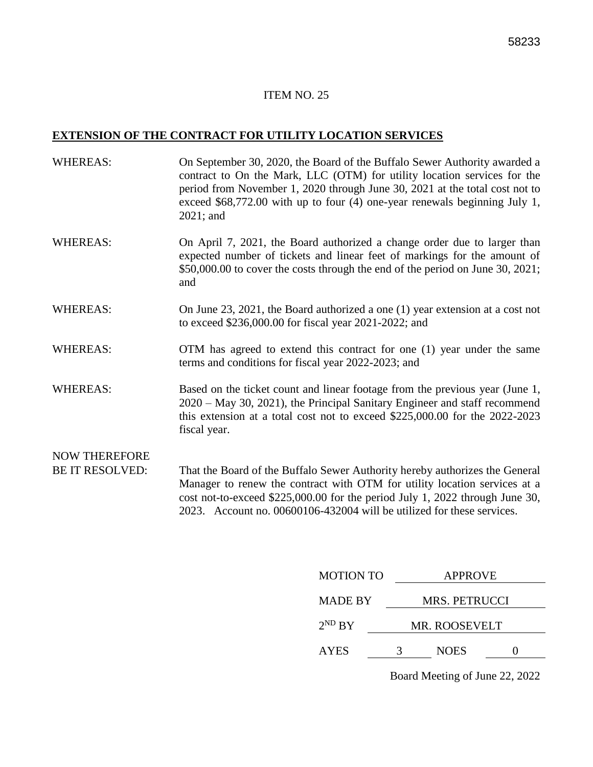ITEM NO. 25

**EXTENSION OF THE CONTRACT FOR UTILITY LOCATION SERVICES**

WHEREAS: On September 30, 2020, the Board of the Buffalo Sewer Authority awarded a contract to On the Mark, LLC (OTM) for utility location services for the period from November 1, 2020 through June 30, 2021 at the total cost not to exceed $68,772.00 with up to four (4) one-year renewals beginning July 1, 2021; and

WHEREAS: On April 7, 2021, the Board authorized a change order due to larger than expected number of tickets and linear feet of markings for the amount of $50,000.00 to cover the costs through the end of the period on June 30, 2021; and

WHEREAS: On June 23, 2021, the Board authorized a one (1) year extension at a cost not to exceed $236,000.00 for fiscal year 2021-2022; and

WHEREAS: OTM has agreed to extend this contract for one (1) year under the same terms and conditions for fiscal year 2022-2023; and

WHEREAS: Based on the ticket count and linear footage from the previous year (June 1, 2020 – May 30, 2021), the Principal Sanitary Engineer and staff recommend this extension at a total cost not to exceed $225,000.00 for the 2022-2023 fiscal year.

NOW THEREFORE
BE IT RESOLVED: That the Board of the Buffalo Sewer Authority hereby authorizes the General Manager to renew the contract with OTM for utility location services at a cost not-to-exceed $225,000.00 for the period July 1, 2022 through June 30, 2023. Account no. 00600106-432004 will be utilized for these services.

MOTION TO APPROVE

MADE BY MRS. PETRUCCI

2ND BY MR. ROOSEVELT

AYES 3 NOES 0

Board Meeting of June 22, 2022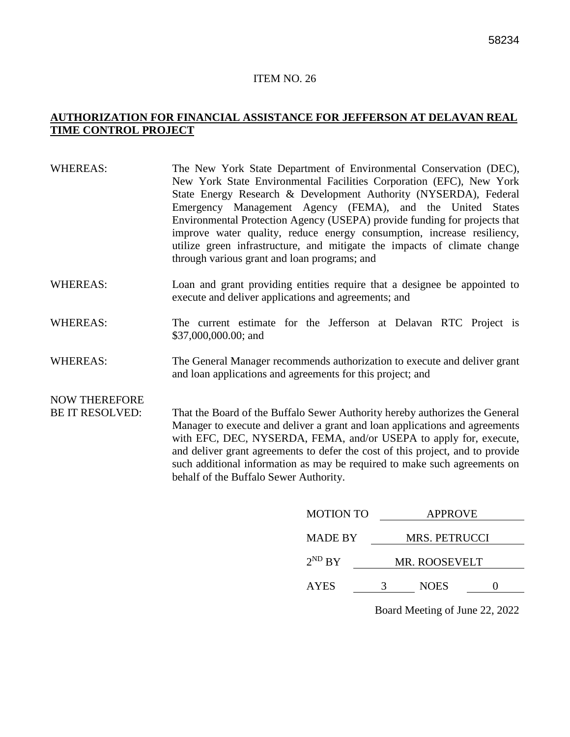ITEM NO. 26

**AUTHORIZATION FOR FINANCIAL ASSISTANCE FOR JEFFERSON AT DELAVAN REAL TIME CONTROL PROJECT**

WHEREAS: The New York State Department of Environmental Conservation (DEC), New York State Environmental Facilities Corporation (EFC), New York State Energy Research & Development Authority (NYSERDA), Federal Emergency Management Agency (FEMA), and the United States Environmental Protection Agency (USEPA) provide funding for projects that improve water quality, reduce energy consumption, increase resiliency, utilize green infrastructure, and mitigate the impacts of climate change through various grant and loan programs; and

WHEREAS: Loan and grant providing entities require that a designee be appointed to execute and deliver applications and agreements; and

WHEREAS: The current estimate for the Jefferson at Delavan RTC Project is $37,000,000.00; and

WHEREAS: The General Manager recommends authorization to execute and deliver grant and loan applications and agreements for this project; and

NOW THEREFORE BE IT RESOLVED: That the Board of the Buffalo Sewer Authority hereby authorizes the General Manager to execute and deliver a grant and loan applications and agreements with EFC, DEC, NYSERDA, FEMA, and/or USEPA to apply for, execute, and deliver grant agreements to defer the cost of this project, and to provide such additional information as may be required to make such agreements on behalf of the Buffalo Sewer Authority.

MOTION TO APPROVE

MADE BY MRS. PETRUCCI

2ND BY MR. ROOSEVELT

AYES 3 NOES 0

Board Meeting of June 22, 2022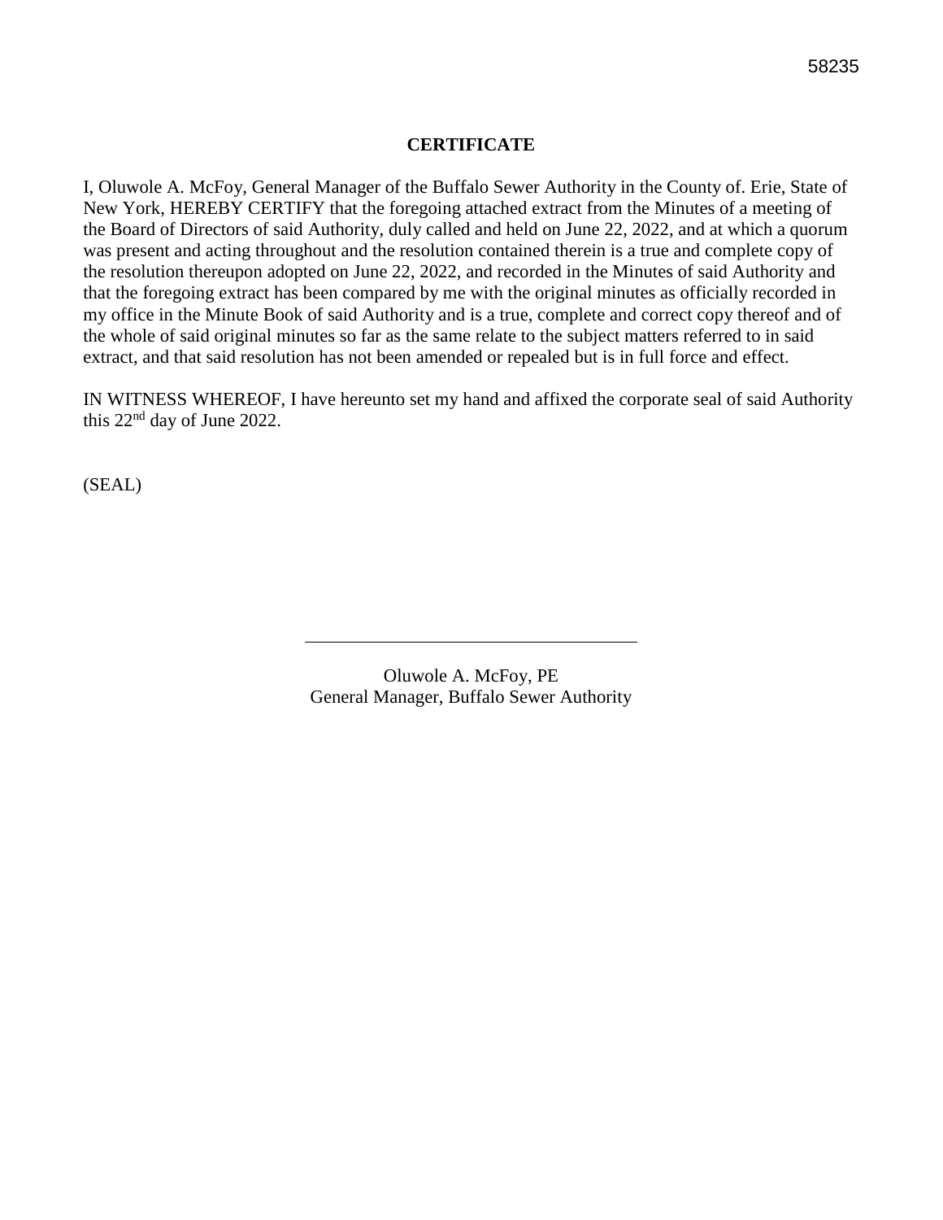58235

# CERTIFICATE

I, Oluwole A. McFoy, General Manager of the Buffalo Sewer Authority in the County of. Erie, State of New York, HEREBY CERTIFY that the foregoing attached extract from the Minutes of a meeting of the Board of Directors of said Authority, duly called and held on June 22, 2022, and at which a quorum was present and acting throughout and the resolution contained therein is a true and complete copy of the resolution thereupon adopted on June 22, 2022, and recorded in the Minutes of said Authority and that the foregoing extract has been compared by me with the original minutes as officially recorded in my office in the Minute Book of said Authority and is a true, complete and correct copy thereof and of the whole of said original minutes so far as the same relate to the subject matters referred to in said extract, and that said resolution has not been amended or repealed but is in full force and effect.

IN WITNESS WHEREOF, I have hereunto set my hand and affixed the corporate seal of said Authority this 22nd day of June 2022.

(SEAL)

\_\_\_\_\_\_\_\_\_\_\_\_\_\_\_\_\_\_\_\_\_\_\_\_\_\_\_\_\_\_\_\_\_\_\_\_

Oluwole A. McFoy, PE
General Manager, Buffalo Sewer Authority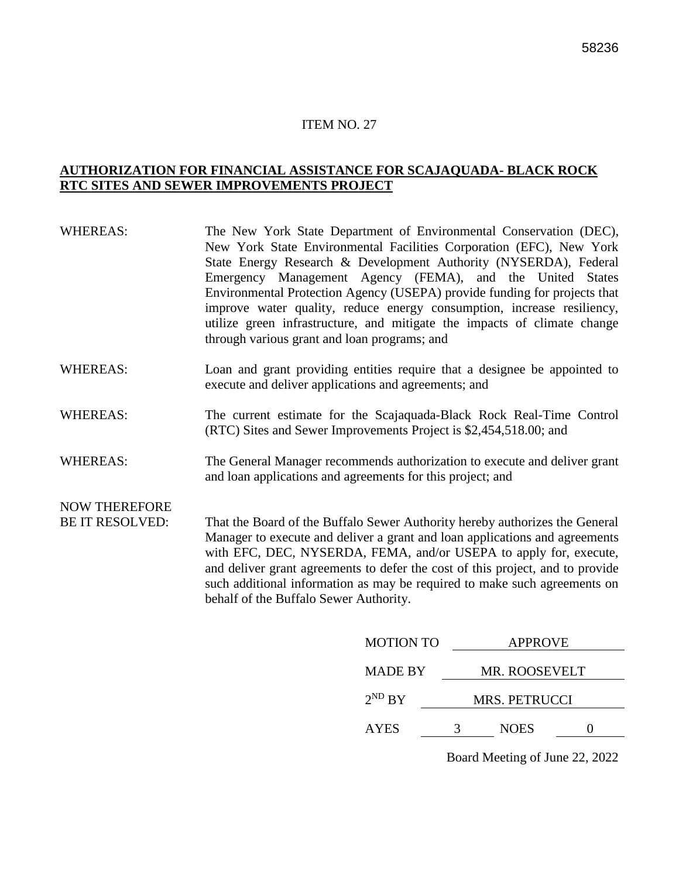58236

ITEM NO. 27

**AUTHORIZATION FOR FINANCIAL ASSISTANCE FOR SCAJAQUADA- BLACK ROCK RTC SITES AND SEWER IMPROVEMENTS PROJECT**

WHEREAS: The New York State Department of Environmental Conservation (DEC), New York State Environmental Facilities Corporation (EFC), New York State Energy Research & Development Authority (NYSERDA), Federal Emergency Management Agency (FEMA), and the United States Environmental Protection Agency (USEPA) provide funding for projects that improve water quality, reduce energy consumption, increase resiliency, utilize green infrastructure, and mitigate the impacts of climate change through various grant and loan programs; and

WHEREAS: Loan and grant providing entities require that a designee be appointed to execute and deliver applications and agreements; and

WHEREAS: The current estimate for the Scajaquada-Black Rock Real-Time Control (RTC) Sites and Sewer Improvements Project is $2,454,518.00; and

WHEREAS: The General Manager recommends authorization to execute and deliver grant and loan applications and agreements for this project; and

NOW THEREFORE BE IT RESOLVED: That the Board of the Buffalo Sewer Authority hereby authorizes the General Manager to execute and deliver a grant and loan applications and agreements with EFC, DEC, NYSERDA, FEMA, and/or USEPA to apply for, execute, and deliver grant agreements to defer the cost of this project, and to provide such additional information as may be required to make such agreements on behalf of the Buffalo Sewer Authority.

MOTION TO: APPROVE

MADE BY: MR. ROOSEVELT

2ND BY: MRS. PETRUCCI

AYES: 3 NOES: 0

Board Meeting of June 22, 2022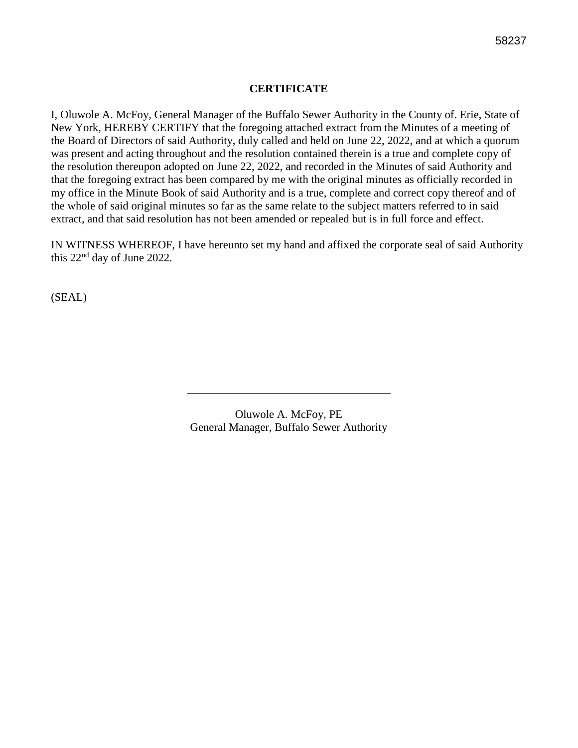58237

**CERTIFICATE**

I, Oluwole A. McFoy, General Manager of the Buffalo Sewer Authority in the County of. Erie, State of New York, HEREBY CERTIFY that the foregoing attached extract from the Minutes of a meeting of the Board of Directors of said Authority, duly called and held on June 22, 2022, and at which a quorum was present and acting throughout and the resolution contained therein is a true and complete copy of the resolution thereupon adopted on June 22, 2022, and recorded in the Minutes of said Authority and that the foregoing extract has been compared by me with the original minutes as officially recorded in my office in the Minute Book of said Authority and is a true, complete and correct copy thereof and of the whole of said original minutes so far as the same relate to the subject matters referred to in said extract, and that said resolution has not been amended or repealed but is in full force and effect.

IN WITNESS WHEREOF, I have hereunto set my hand and affixed the corporate seal of said Authority this 22nd day of June 2022.

(SEAL)

\_\_\_\_\_\_\_\_\_\_\_\_\_\_\_\_\_\_\_\_\_\_\_\_\_\_\_\_\_\_\_\_\_\_\_\_

Oluwole A. McFoy, PE
General Manager, Buffalo Sewer Authority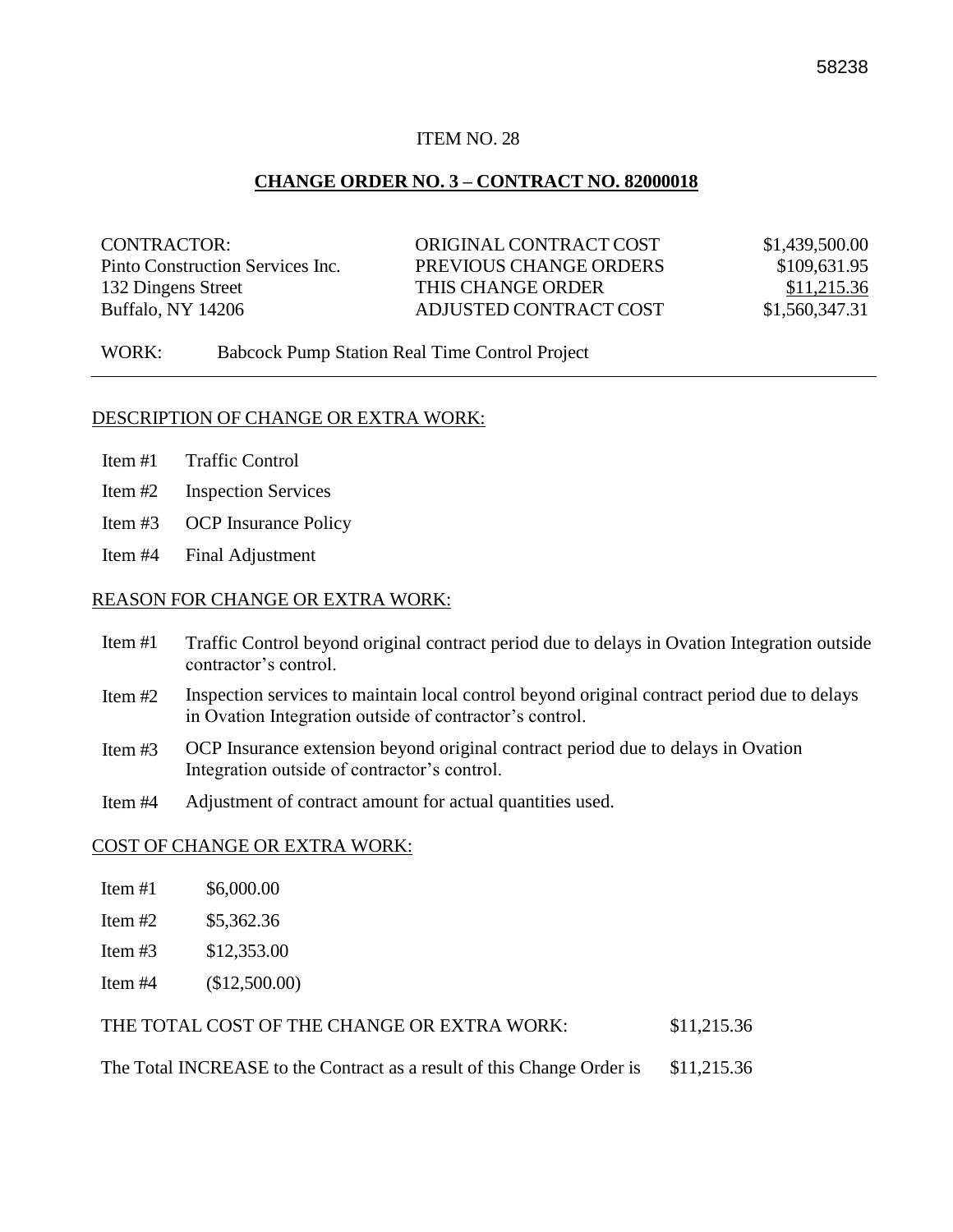ITEM NO. 28

**CHANGE ORDER NO. 3 – CONTRACT NO. 82000018**

| | | |
|---|---|---|
| CONTRACTOR: | ORIGINAL CONTRACT COST | $1,439,500.00 |
| Pinto Construction Services Inc. | PREVIOUS CHANGE ORDERS | $109,631.95 |
| 132 Dingens Street | THIS CHANGE ORDER | $11,215.36 |
| Buffalo, NY 14206 | ADJUSTED CONTRACT COST | $1,560,347.31 |

WORK: Babcock Pump Station Real Time Control Project

---

DESCRIPTION OF CHANGE OR EXTRA WORK:

Item #1 Traffic Control

Item #2 Inspection Services

Item #3 OCP Insurance Policy

Item #4 Final Adjustment

REASON FOR CHANGE OR EXTRA WORK:

Item #1 Traffic Control beyond original contract period due to delays in Ovation Integration outside contractor's control.

Item #2 Inspection services to maintain local control beyond original contract period due to delays in Ovation Integration outside of contractor's control.

Item #3 OCP Insurance extension beyond original contract period due to delays in Ovation Integration outside of contractor's control.

Item #4 Adjustment of contract amount for actual quantities used.

COST OF CHANGE OR EXTRA WORK:

Item #1 $6,000.00

Item #2 $5,362.36

Item #3 $12,353.00

Item #4 ($12,500.00)

THE TOTAL COST OF THE CHANGE OR EXTRA WORK: $11,215.36

The Total INCREASE to the Contract as a result of this Change Order is $11,215.36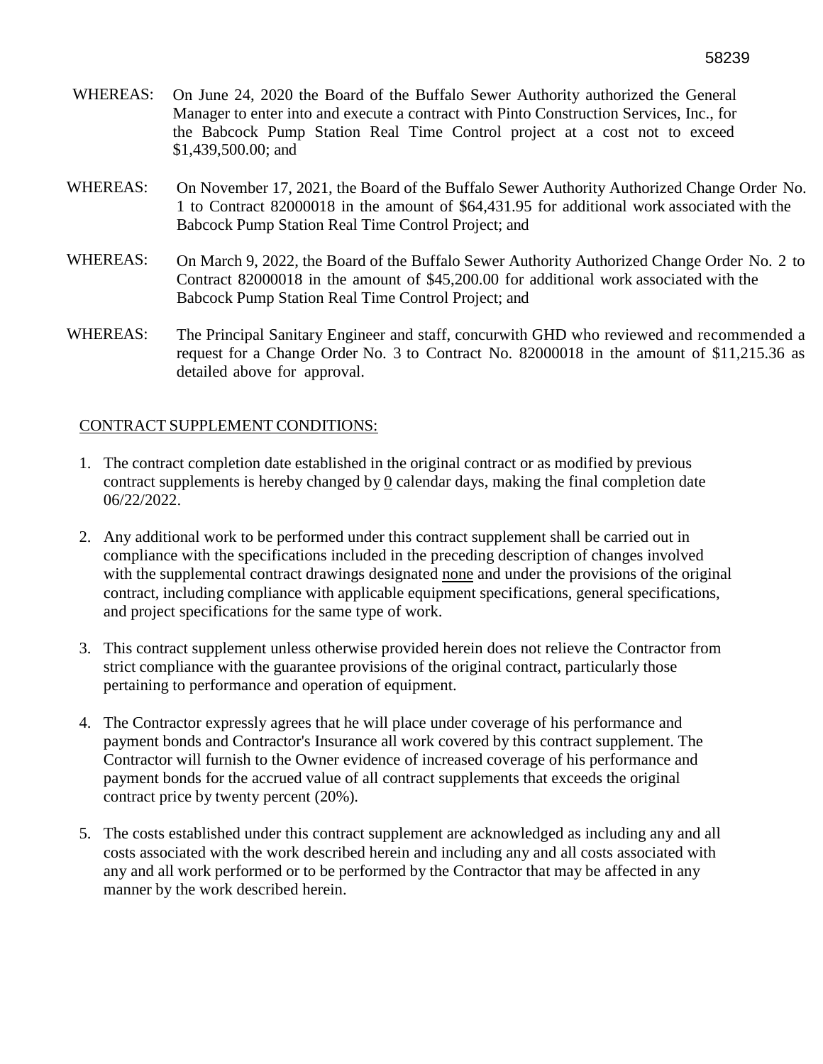WHEREAS: On June 24, 2020 the Board of the Buffalo Sewer Authority authorized the General Manager to enter into and execute a contract with Pinto Construction Services, Inc., for the Babcock Pump Station Real Time Control project at a cost not to exceed $1,439,500.00; and

WHEREAS: On November 17, 2021, the Board of the Buffalo Sewer Authority Authorized Change Order No. 1 to Contract 82000018 in the amount of $64,431.95 for additional work associated with the Babcock Pump Station Real Time Control Project; and

WHEREAS: On March 9, 2022, the Board of the Buffalo Sewer Authority Authorized Change Order No. 2 to Contract 82000018 in the amount of $45,200.00 for additional work associated with the Babcock Pump Station Real Time Control Project; and

WHEREAS: The Principal Sanitary Engineer and staff, concurwith GHD who reviewed and recommended a request for a Change Order No. 3 to Contract No. 82000018 in the amount of $11,215.36 as detailed above for approval.

CONTRACT SUPPLEMENT CONDITIONS:

1. The contract completion date established in the original contract or as modified by previous contract supplements is hereby changed by 0 calendar days, making the final completion date 06/22/2022.

2. Any additional work to be performed under this contract supplement shall be carried out in compliance with the specifications included in the preceding description of changes involved with the supplemental contract drawings designated none and under the provisions of the original contract, including compliance with applicable equipment specifications, general specifications, and project specifications for the same type of work.

3. This contract supplement unless otherwise provided herein does not relieve the Contractor from strict compliance with the guarantee provisions of the original contract, particularly those pertaining to performance and operation of equipment.

4. The Contractor expressly agrees that he will place under coverage of his performance and payment bonds and Contractor's Insurance all work covered by this contract supplement. The Contractor will furnish to the Owner evidence of increased coverage of his performance and payment bonds for the accrued value of all contract supplements that exceeds the original contract price by twenty percent (20%).

5. The costs established under this contract supplement are acknowledged as including any and all costs associated with the work described herein and including any and all costs associated with any and all work performed or to be performed by the Contractor that may be affected in any manner by the work described herein.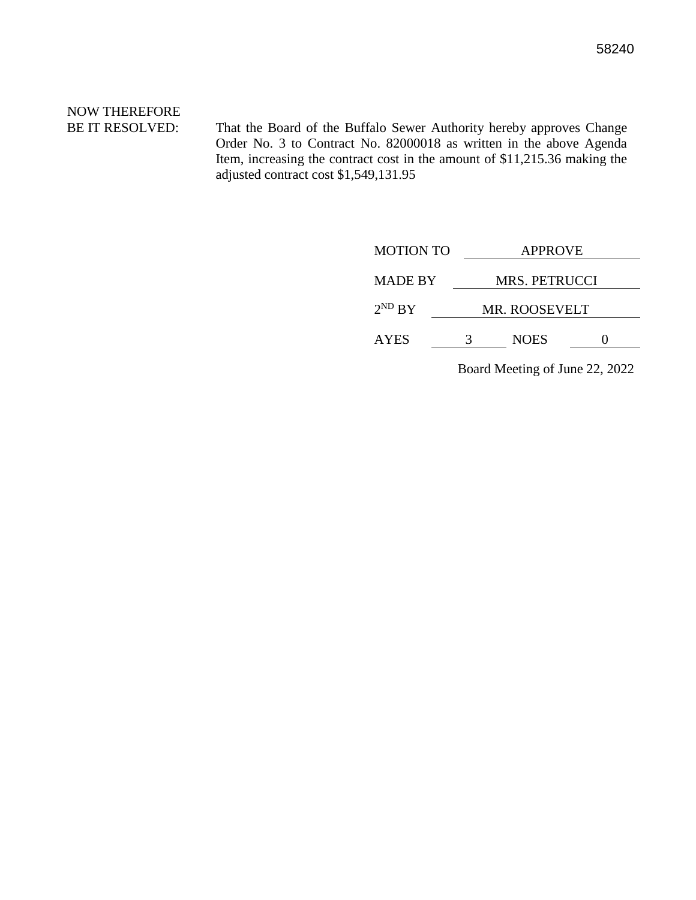NOW THEREFORE
BE IT RESOLVED: That the Board of the Buffalo Sewer Authority hereby approves Change Order No. 3 to Contract No. 82000018 as written in the above Agenda Item, increasing the contract cost in the amount of $11,215.36 making the adjusted contract cost $1,549,131.95

MOTION TO APPROVE

MADE BY MRS. PETRUCCI

$2^{ND}$ BY MR. ROOSEVELT

AYES 3 NOES 0

Board Meeting of June 22, 2022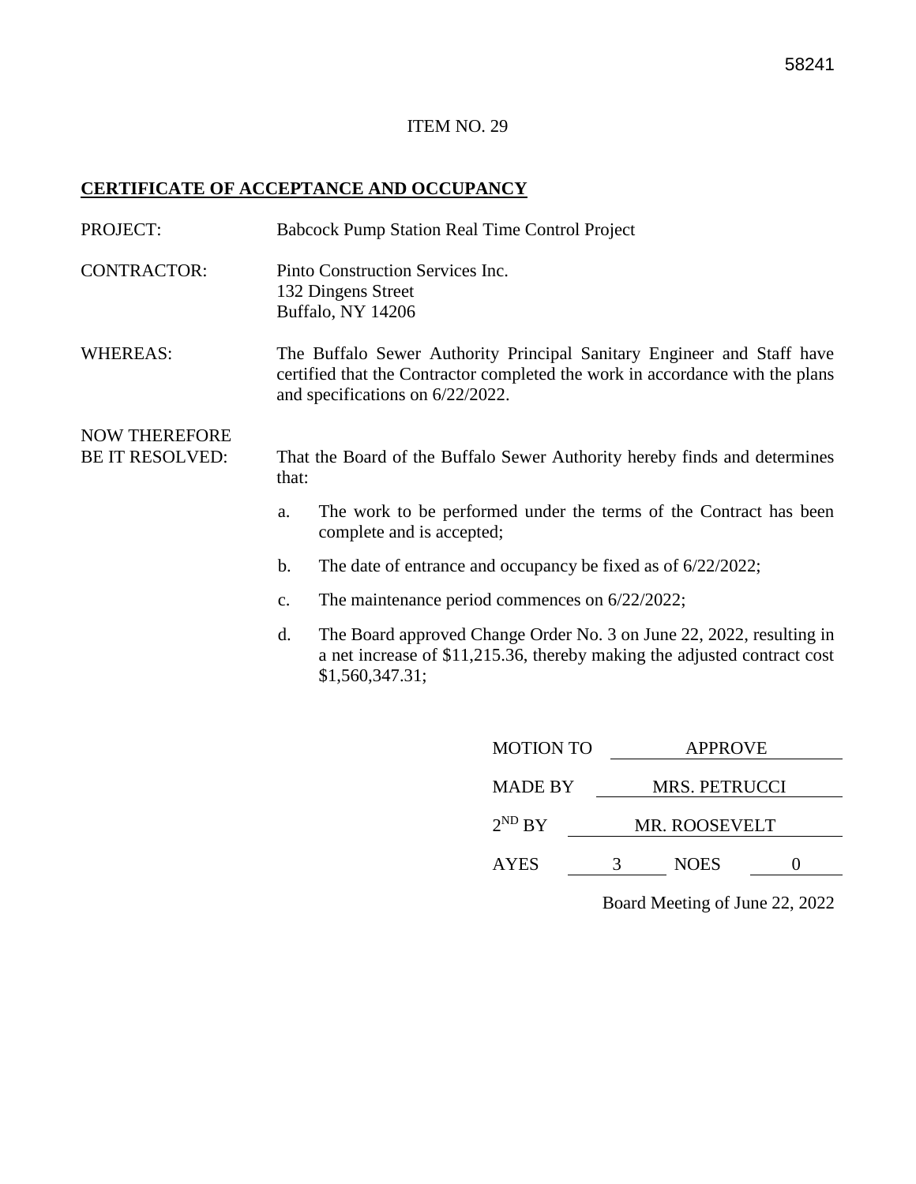58241

ITEM NO. 29

**CERTIFICATE OF ACCEPTANCE AND OCCUPANCY**

PROJECT: Babcock Pump Station Real Time Control Project

CONTRACTOR: Pinto Construction Services Inc.
132 Dingens Street
Buffalo, NY 14206

WHEREAS: The Buffalo Sewer Authority Principal Sanitary Engineer and Staff have certified that the Contractor completed the work in accordance with the plans and specifications on 6/22/2022.

NOW THEREFORE
BE IT RESOLVED: That the Board of the Buffalo Sewer Authority hereby finds and determines that:

a. The work to be performed under the terms of the Contract has been complete and is accepted;

b. The date of entrance and occupancy be fixed as of 6/22/2022;

c. The maintenance period commences on 6/22/2022;

d. The Board approved Change Order No. 3 on June 22, 2022, resulting in a net increase of $11,215.36, thereby making the adjusted contract cost $1,560,347.31;

MOTION TO APPROVE

MADE BY MRS. PETRUCCI

2ND BY MR. ROOSEVELT

AYES 3 NOES 0

Board Meeting of June 22, 2022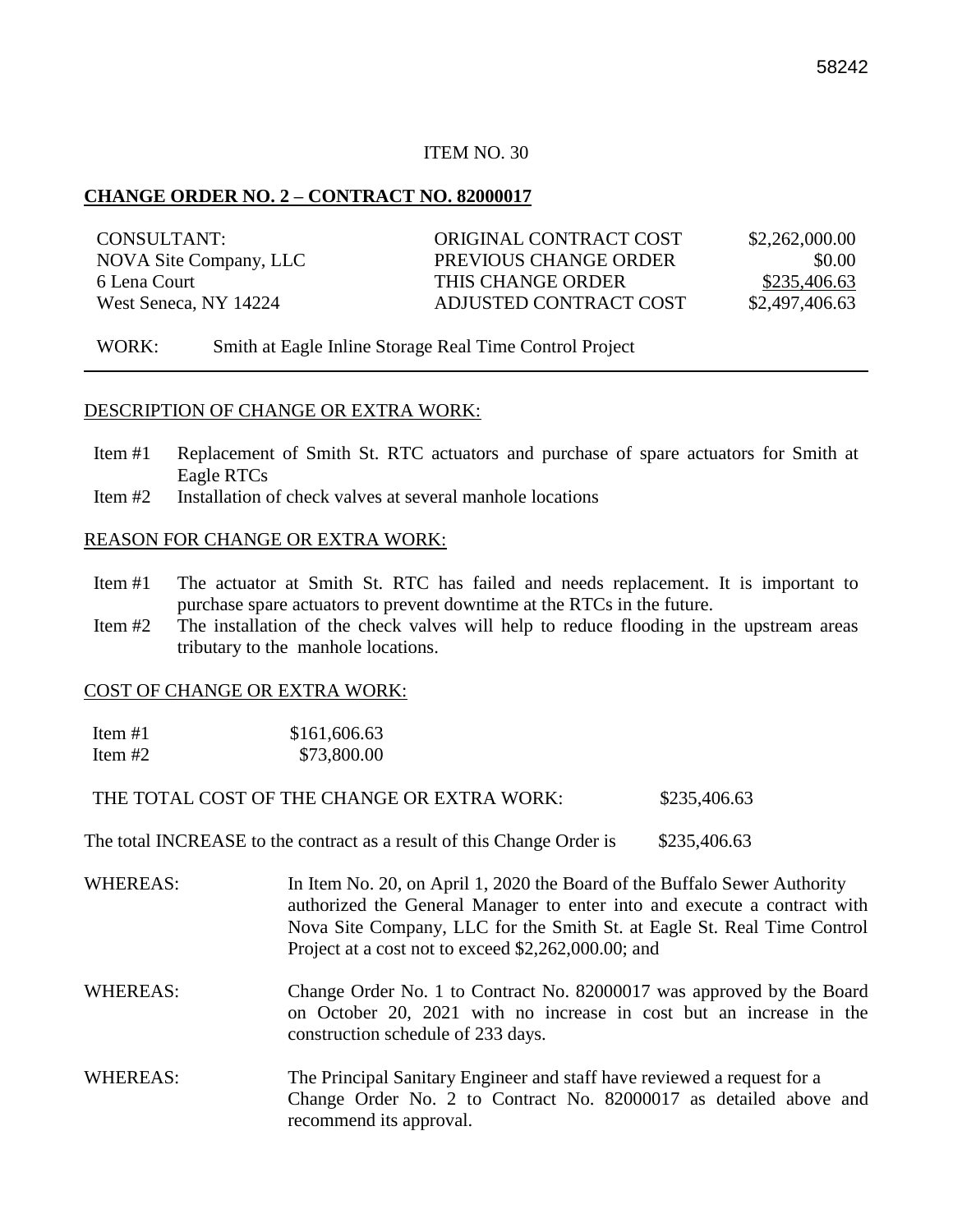ITEM NO. 30

**CHANGE ORDER NO. 2 – CONTRACT NO. 82000017**

| CONSULTANT: | ORIGINAL CONTRACT COST | $2,262,000.00 |
|---|---|---|
| NOVA Site Company, LLC | PREVIOUS CHANGE ORDER | $0.00 |
| 6 Lena Court | THIS CHANGE ORDER | $235,406.63 |
| West Seneca, NY 14224 | ADJUSTED CONTRACT COST | $2,497,406.63 |

WORK: Smith at Eagle Inline Storage Real Time Control Project

---

DESCRIPTION OF CHANGE OR EXTRA WORK:

Item #1 Replacement of Smith St. RTC actuators and purchase of spare actuators for Smith at Eagle RTCs

Item #2 Installation of check valves at several manhole locations

REASON FOR CHANGE OR EXTRA WORK:

Item #1 The actuator at Smith St. RTC has failed and needs replacement. It is important to purchase spare actuators to prevent downtime at the RTCs in the future.

Item #2 The installation of the check valves will help to reduce flooding in the upstream areas tributary to the manhole locations.

COST OF CHANGE OR EXTRA WORK:

Item #1 $161,606.63

Item #2 $73,800.00

THE TOTAL COST OF THE CHANGE OR EXTRA WORK: $235,406.63

The total INCREASE to the contract as a result of this Change Order is $235,406.63

WHEREAS: In Item No. 20, on April 1, 2020 the Board of the Buffalo Sewer Authority authorized the General Manager to enter into and execute a contract with Nova Site Company, LLC for the Smith St. at Eagle St. Real Time Control Project at a cost not to exceed $2,262,000.00; and

WHEREAS: Change Order No. 1 to Contract No. 82000017 was approved by the Board on October 20, 2021 with no increase in cost but an increase in the construction schedule of 233 days.

WHEREAS: The Principal Sanitary Engineer and staff have reviewed a request for a Change Order No. 2 to Contract No. 82000017 as detailed above and recommend its approval.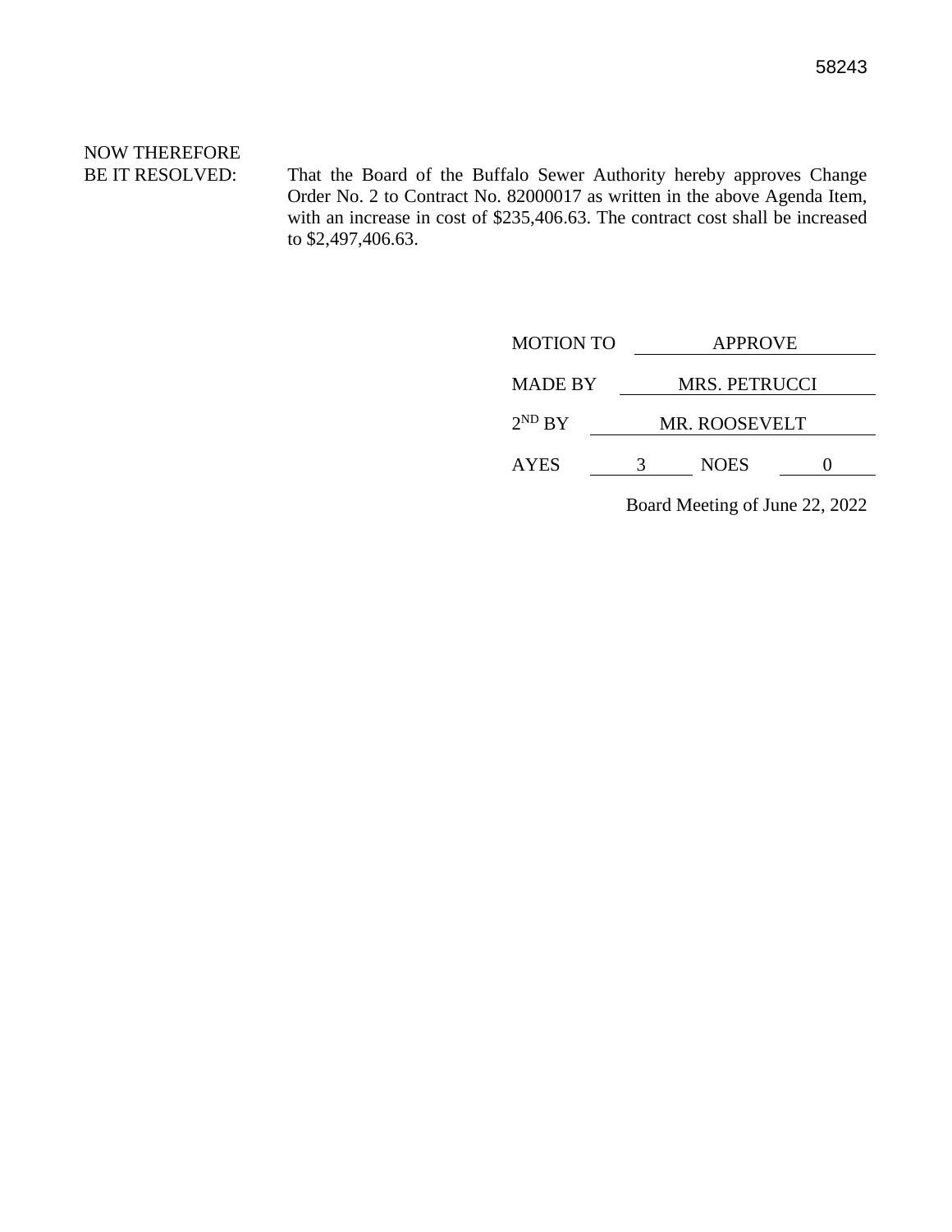58243

NOW THEREFORE
BE IT RESOLVED: That the Board of the Buffalo Sewer Authority hereby approves Change Order No. 2 to Contract No. 82000017 as written in the above Agenda Item, with an increase in cost of $235,406.63. The contract cost shall be increased to $2,497,406.63.

MOTION TO APPROVE

MADE BY MRS. PETRUCCI

$2^{ND}$ BY MR. ROOSEVELT

AYES 3 NOES 0

Board Meeting of June 22, 2022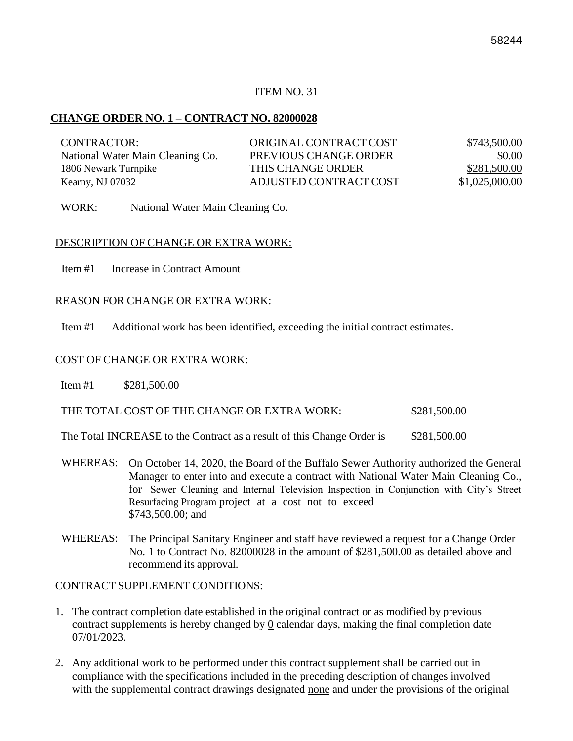ITEM NO. 31

**CHANGE ORDER NO. 1 – CONTRACT NO. 82000028**

| CONTRACTOR: | ORIGINAL CONTRACT COST | $743,500.00 |
|---|---|---|
| National Water Main Cleaning Co. | PREVIOUS CHANGE ORDER | $0.00 |
| 1806 Newark Turnpike | THIS CHANGE ORDER | $281,500.00 |
| Kearny, NJ 07032 | ADJUSTED CONTRACT COST | $1,025,000.00 |

WORK: National Water Main Cleaning Co.

DESCRIPTION OF CHANGE OR EXTRA WORK:

Item #1 Increase in Contract Amount

REASON FOR CHANGE OR EXTRA WORK:

Item #1 Additional work has been identified, exceeding the initial contract estimates.

COST OF CHANGE OR EXTRA WORK:

Item #1 $281,500.00

THE TOTAL COST OF THE CHANGE OR EXTRA WORK: $281,500.00

The Total INCREASE to the Contract as a result of this Change Order is $281,500.00

WHEREAS: On October 14, 2020, the Board of the Buffalo Sewer Authority authorized the General Manager to enter into and execute a contract with National Water Main Cleaning Co., for Sewer Cleaning and Internal Television Inspection in Conjunction with City's Street Resurfacing Program project at a cost not to exceed $743,500.00; and

WHEREAS: The Principal Sanitary Engineer and staff have reviewed a request for a Change Order No. 1 to Contract No. 82000028 in the amount of $281,500.00 as detailed above and recommend its approval.

CONTRACT SUPPLEMENT CONDITIONS:

1. The contract completion date established in the original contract or as modified by previous contract supplements is hereby changed by 0 calendar days, making the final completion date 07/01/2023.
2. Any additional work to be performed under this contract supplement shall be carried out in compliance with the specifications included in the preceding description of changes involved with the supplemental contract drawings designated none and under the provisions of the original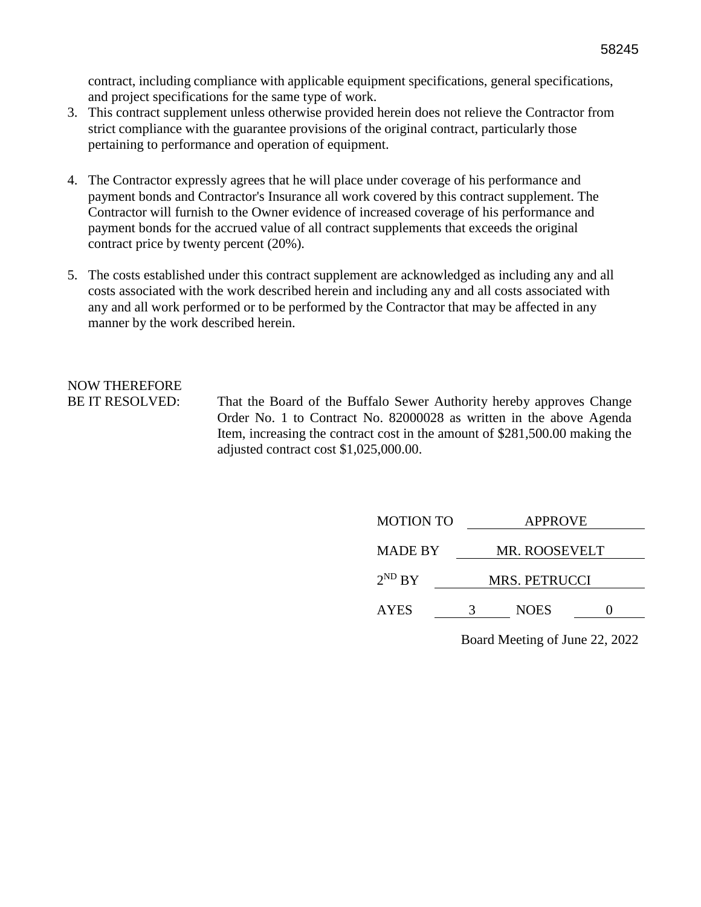contract, including compliance with applicable equipment specifications, general specifications, and project specifications for the same type of work.

3. This contract supplement unless otherwise provided herein does not relieve the Contractor from strict compliance with the guarantee provisions of the original contract, particularly those pertaining to performance and operation of equipment.

4. The Contractor expressly agrees that he will place under coverage of his performance and payment bonds and Contractor's Insurance all work covered by this contract supplement. The Contractor will furnish to the Owner evidence of increased coverage of his performance and payment bonds for the accrued value of all contract supplements that exceeds the original contract price by twenty percent (20%).

5. The costs established under this contract supplement are acknowledged as including any and all costs associated with the work described herein and including any and all costs associated with any and all work performed or to be performed by the Contractor that may be affected in any manner by the work described herein.

NOW THEREFORE
BE IT RESOLVED: That the Board of the Buffalo Sewer Authority hereby approves Change Order No. 1 to Contract No. 82000028 as written in the above Agenda Item, increasing the contract cost in the amount of $281,500.00 making the adjusted contract cost $1,025,000.00.

MOTION TO APPROVE

MADE BY MR. ROOSEVELT

2ND BY MRS. PETRUCCI

AYES 3 NOES 0

Board Meeting of June 22, 2022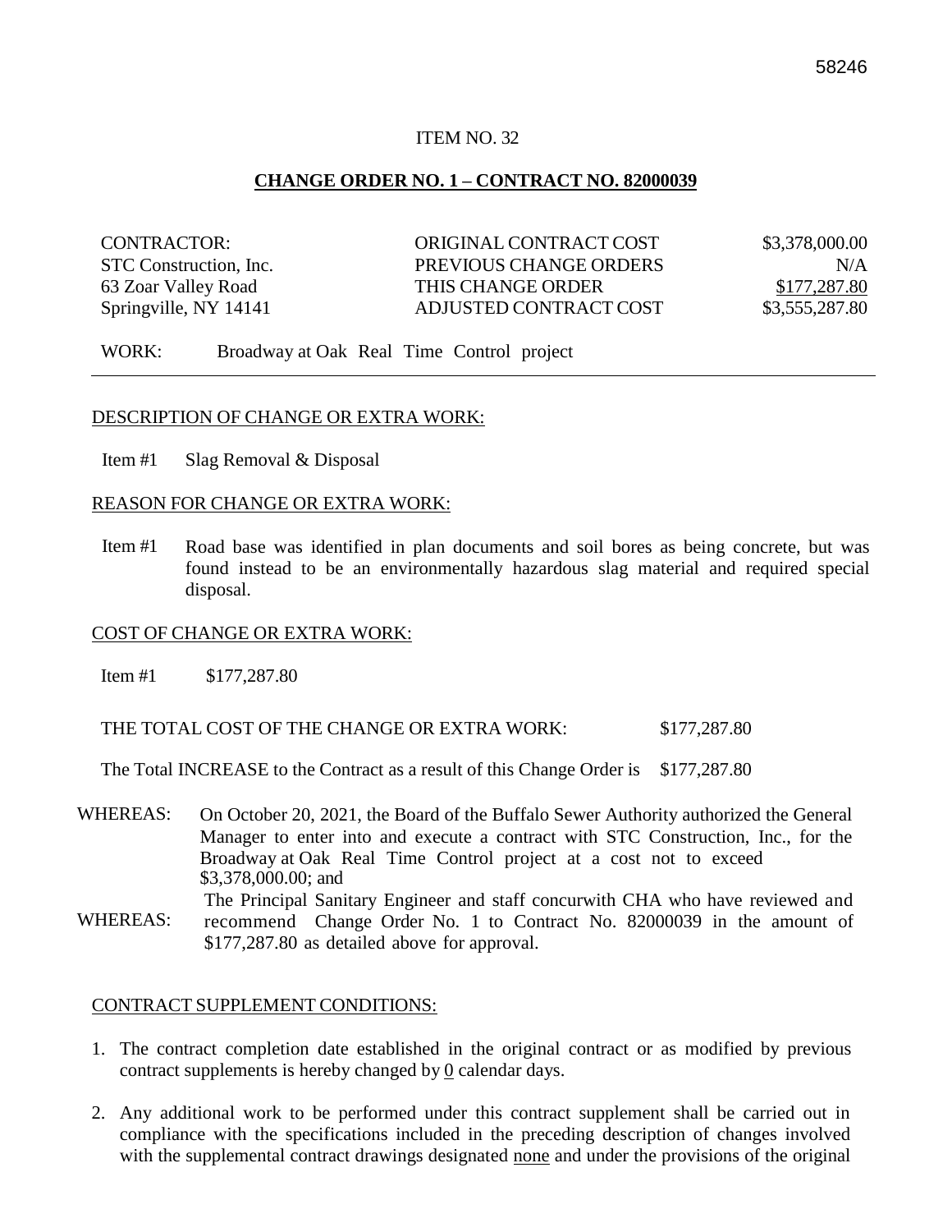58246

ITEM NO. 32

## CHANGE ORDER NO. 1 – CONTRACT NO. 82000039

| CONTRACTOR: | ORIGINAL CONTRACT COST | $3,378,000.00 |
| --- | --- | --- |
| STC Construction, Inc. | PREVIOUS CHANGE ORDERS | N/A |
| 63 Zoar Valley Road | THIS CHANGE ORDER | $177,287.80 |
| Springville, NY 14141 | ADJUSTED CONTRACT COST | $3,555,287.80 |

WORK: Broadway at Oak Real Time Control project

---

DESCRIPTION OF CHANGE OR EXTRA WORK:

Item #1 Slag Removal & Disposal

REASON FOR CHANGE OR EXTRA WORK:

Item #1 Road base was identified in plan documents and soil bores as being concrete, but was found instead to be an environmentally hazardous slag material and required special disposal.

COST OF CHANGE OR EXTRA WORK:

Item #1 $177,287.80

THE TOTAL COST OF THE CHANGE OR EXTRA WORK: $177,287.80

The Total INCREASE to the Contract as a result of this Change Order is $177,287.80

WHEREAS: On October 20, 2021, the Board of the Buffalo Sewer Authority authorized the General Manager to enter into and execute a contract with STC Construction, Inc., for the Broadway at Oak Real Time Control project at a cost not to exceed $3,378,000.00; and

WHEREAS: The Principal Sanitary Engineer and staff concurwith CHA who have reviewed and recommend Change Order No. 1 to Contract No. 82000039 in the amount of $177,287.80 as detailed above for approval.

CONTRACT SUPPLEMENT CONDITIONS:

1. The contract completion date established in the original contract or as modified by previous contract supplements is hereby changed by 0 calendar days.

2. Any additional work to be performed under this contract supplement shall be carried out in compliance with the specifications included in the preceding description of changes involved with the supplemental contract drawings designated none and under the provisions of the original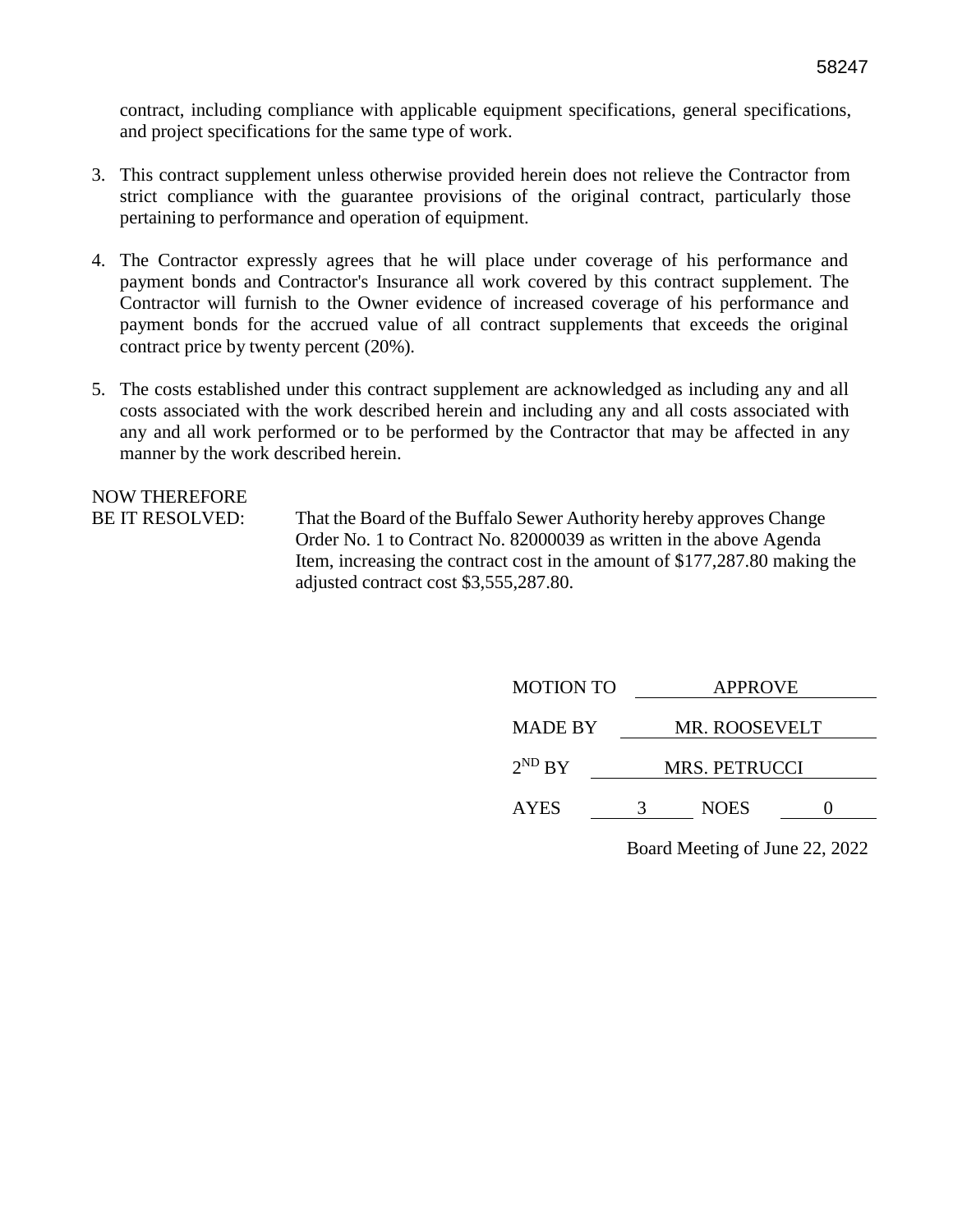contract, including compliance with applicable equipment specifications, general specifications, and project specifications for the same type of work.

3. This contract supplement unless otherwise provided herein does not relieve the Contractor from strict compliance with the guarantee provisions of the original contract, particularly those pertaining to performance and operation of equipment.

4. The Contractor expressly agrees that he will place under coverage of his performance and payment bonds and Contractor's Insurance all work covered by this contract supplement. The Contractor will furnish to the Owner evidence of increased coverage of his performance and payment bonds for the accrued value of all contract supplements that exceeds the original contract price by twenty percent (20%).

5. The costs established under this contract supplement are acknowledged as including any and all costs associated with the work described herein and including any and all costs associated with any and all work performed or to be performed by the Contractor that may be affected in any manner by the work described herein.

NOW THEREFORE
BE IT RESOLVED: That the Board of the Buffalo Sewer Authority hereby approves Change Order No. 1 to Contract No. 82000039 as written in the above Agenda Item, increasing the contract cost in the amount of $177,287.80 making the adjusted contract cost $3,555,287.80.

MOTION TO APPROVE

MADE BY MR. ROOSEVELT

2ND BY MRS. PETRUCCI

AYES 3 NOES 0

Board Meeting of June 22, 2022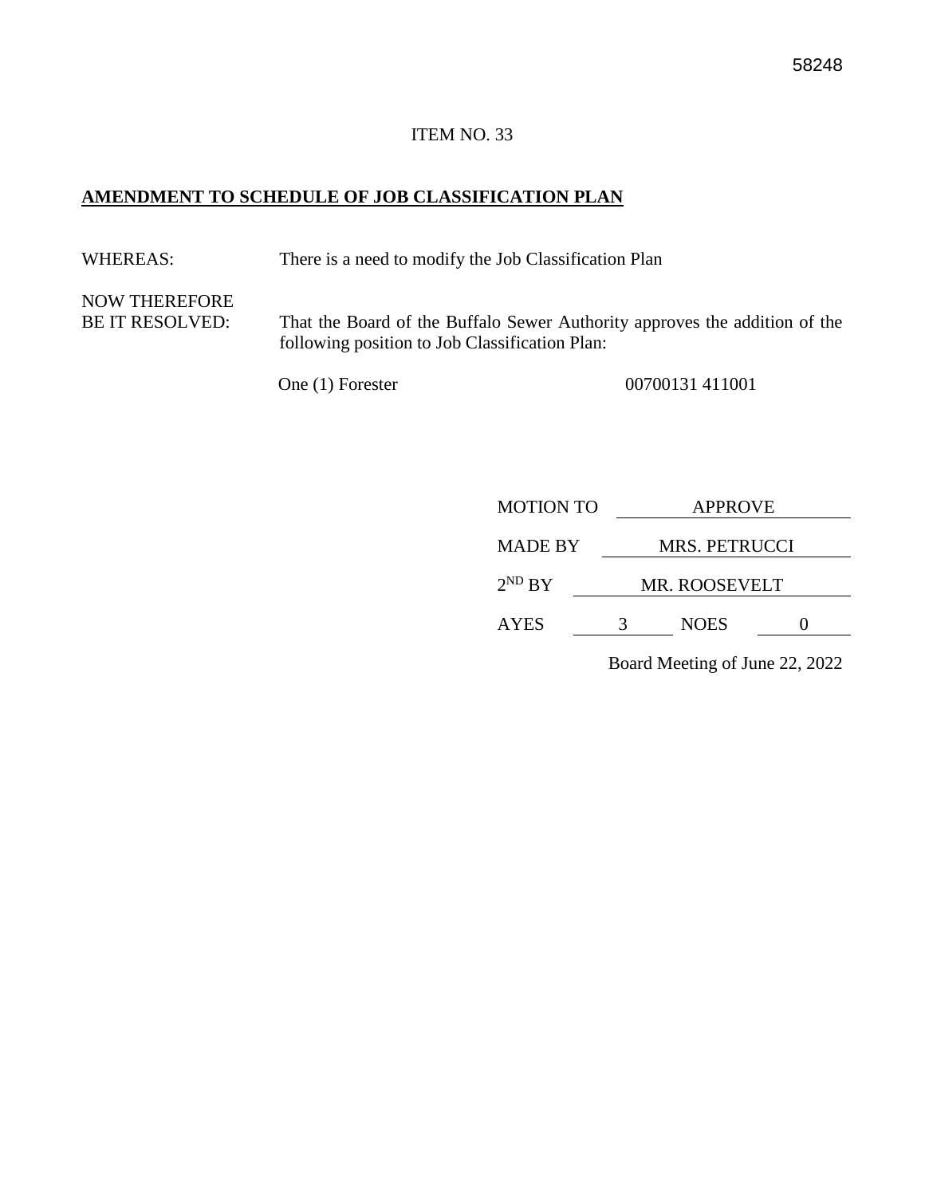58248

ITEM NO. 33

**AMENDMENT TO SCHEDULE OF JOB CLASSIFICATION PLAN**

WHEREAS: There is a need to modify the Job Classification Plan

NOW THEREFORE
BE IT RESOLVED: That the Board of the Buffalo Sewer Authority approves the addition of the following position to Job Classification Plan:

One (1) Forester 00700131 411001

MOTION TO APPROVE

MADE BY MRS. PETRUCCI

2ND BY MR. ROOSEVELT

AYES 3 NOES 0

Board Meeting of June 22, 2022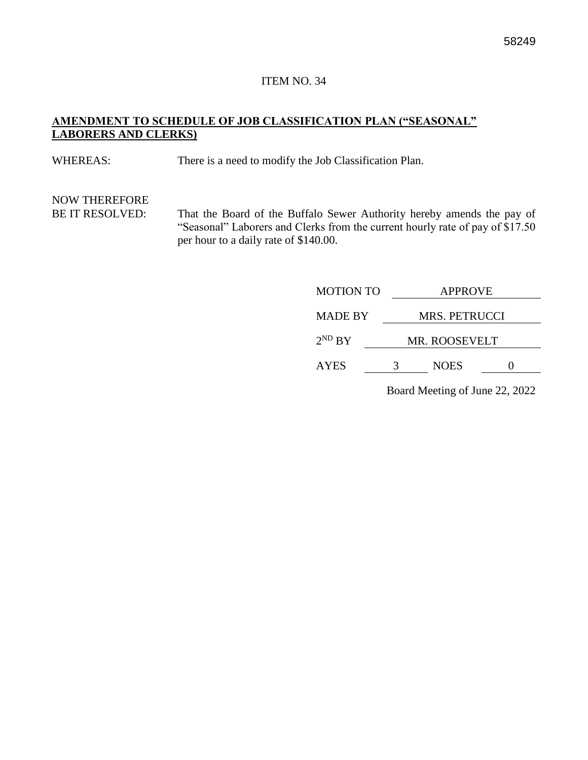ITEM NO. 34

**AMENDMENT TO SCHEDULE OF JOB CLASSIFICATION PLAN ("SEASONAL" LABORERS AND CLERKS)**

WHEREAS: There is a need to modify the Job Classification Plan.

NOW THEREFORE
BE IT RESOLVED: That the Board of the Buffalo Sewer Authority hereby amends the pay of "Seasonal" Laborers and Clerks from the current hourly rate of pay of $17.50 per hour to a daily rate of $140.00.

| | | | |
|---|---|---|---|
| MOTION TO | APPROVE | | |
| MADE BY | MRS. PETRUCCI | | |
| 2ND BY | MR. ROOSEVELT | | |
| AYES | 3 | NOES | 0 |

Board Meeting of June 22, 2022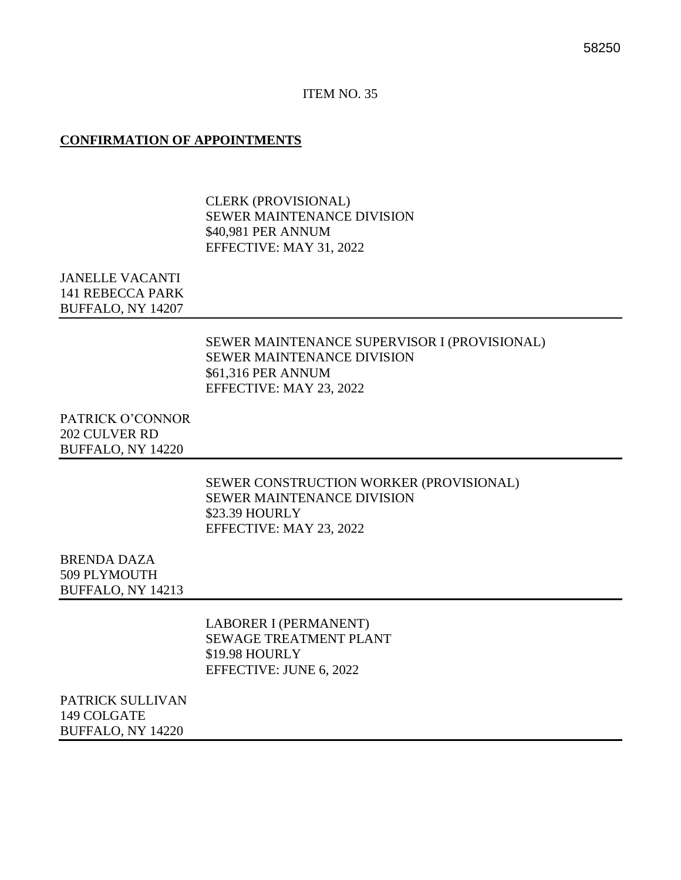ITEM NO. 35

**CONFIRMATION OF APPOINTMENTS**

CLERK (PROVISIONAL)
SEWER MAINTENANCE DIVISION
$40,981 PER ANNUM
EFFECTIVE: MAY 31, 2022

JANELLE VACANTI
141 REBECCA PARK
BUFFALO, NY 14207

---

SEWER MAINTENANCE SUPERVISOR I (PROVISIONAL)
SEWER MAINTENANCE DIVISION
$61,316 PER ANNUM
EFFECTIVE: MAY 23, 2022

PATRICK O'CONNOR
202 CULVER RD
BUFFALO, NY 14220

---

SEWER CONSTRUCTION WORKER (PROVISIONAL)
SEWER MAINTENANCE DIVISION
$23.39 HOURLY
EFFECTIVE: MAY 23, 2022

BRENDA DAZA
509 PLYMOUTH
BUFFALO, NY 14213

---

LABORER I (PERMANENT)
SEWAGE TREATMENT PLANT
$19.98 HOURLY
EFFECTIVE: JUNE 6, 2022

PATRICK SULLIVAN
149 COLGATE
BUFFALO, NY 14220

---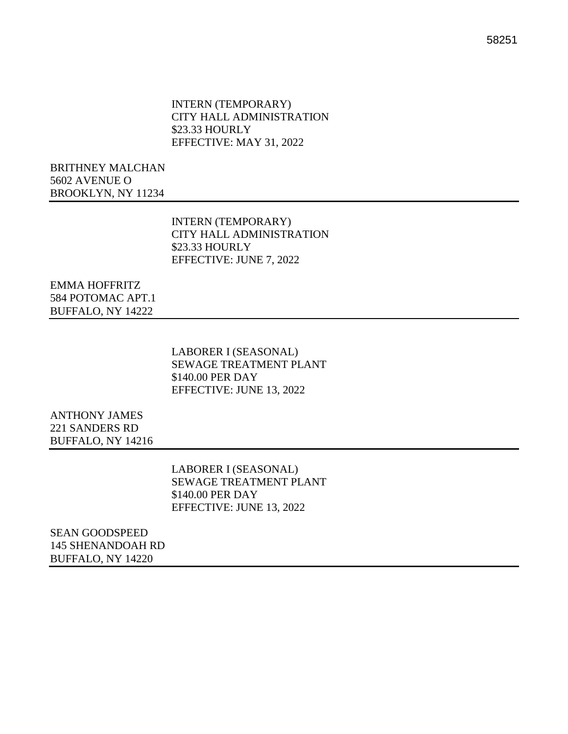INTERN (TEMPORARY)
CITY HALL ADMINISTRATION
$23.33 HOURLY
EFFECTIVE: MAY 31, 2022

BRITHNEY MALCHAN
5602 AVENUE O
BROOKLYN, NY 11234

---

INTERN (TEMPORARY)
CITY HALL ADMINISTRATION
$23.33 HOURLY
EFFECTIVE: JUNE 7, 2022

EMMA HOFFRITZ
584 POTOMAC APT.1
BUFFALO, NY 14222

---

LABORER I (SEASONAL)
SEWAGE TREATMENT PLANT
$140.00 PER DAY
EFFECTIVE: JUNE 13, 2022

ANTHONY JAMES
221 SANDERS RD
BUFFALO, NY 14216

---

LABORER I (SEASONAL)
SEWAGE TREATMENT PLANT
$140.00 PER DAY
EFFECTIVE: JUNE 13, 2022

SEAN GOODSPEED
145 SHENANDOAH RD
BUFFALO, NY 14220

---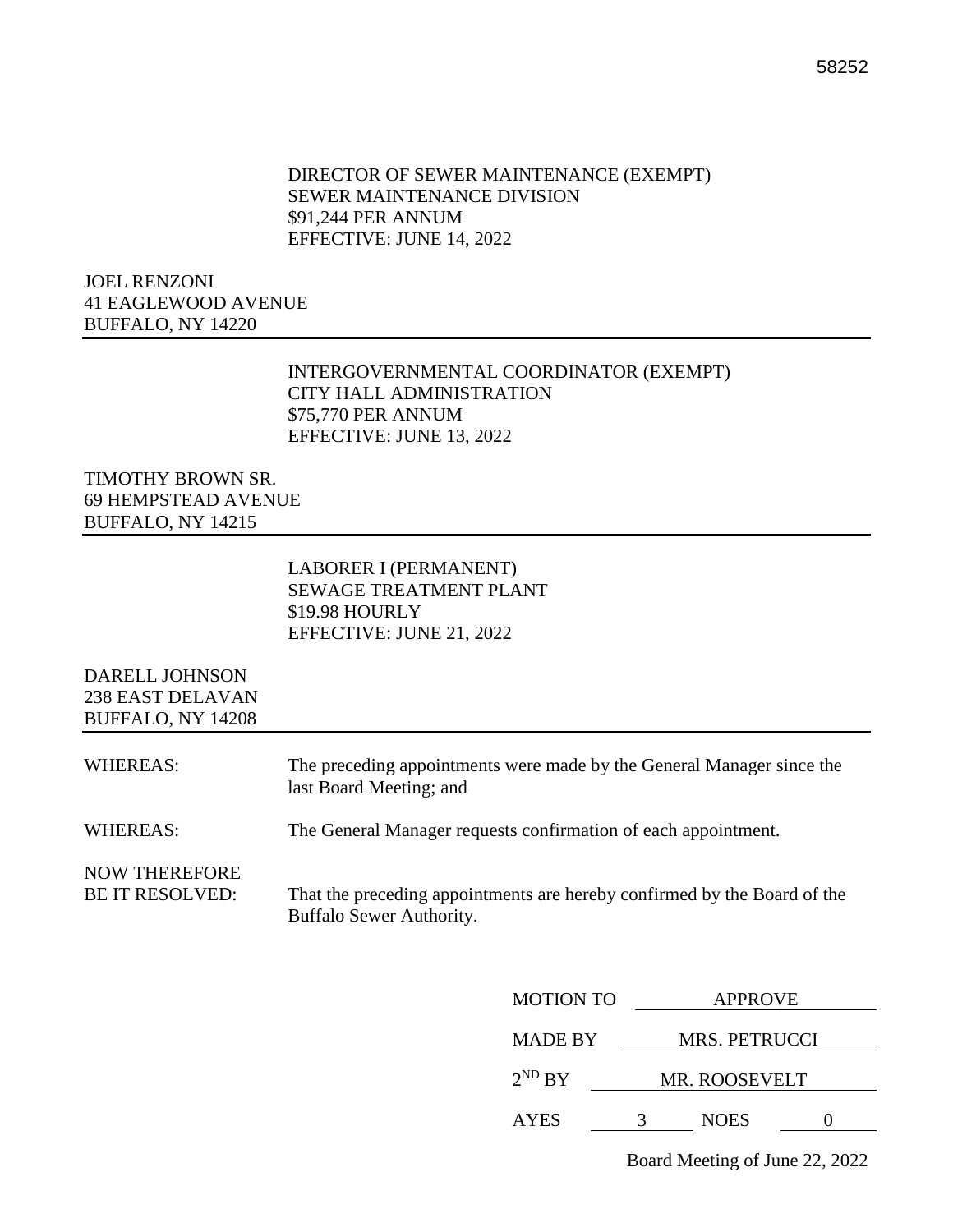58252

DIRECTOR OF SEWER MAINTENANCE (EXEMPT)
SEWER MAINTENANCE DIVISION
$91,244 PER ANNUM
EFFECTIVE: JUNE 14, 2022

JOEL RENZONI
41 EAGLEWOOD AVENUE
BUFFALO, NY 14220

---

INTERGOVERNMENTAL COORDINATOR (EXEMPT)
CITY HALL ADMINISTRATION
$75,770 PER ANNUM
EFFECTIVE: JUNE 13, 2022

TIMOTHY BROWN SR.
69 HEMPSTEAD AVENUE
BUFFALO, NY 14215

---

LABORER I (PERMANENT)
SEWAGE TREATMENT PLANT
$19.98 HOURLY
EFFECTIVE: JUNE 21, 2022

DARELL JOHNSON
238 EAST DELAVAN
BUFFALO, NY 14208

---

WHEREAS: The preceding appointments were made by the General Manager since the last Board Meeting; and

WHEREAS: The General Manager requests confirmation of each appointment.

NOW THEREFORE BE IT RESOLVED: That the preceding appointments are hereby confirmed by the Board of the Buffalo Sewer Authority.

MOTION TO APPROVE

MADE BY MRS. PETRUCCI

2ND BY MR. ROOSEVELT

AYES 3 NOES 0

Board Meeting of June 22, 2022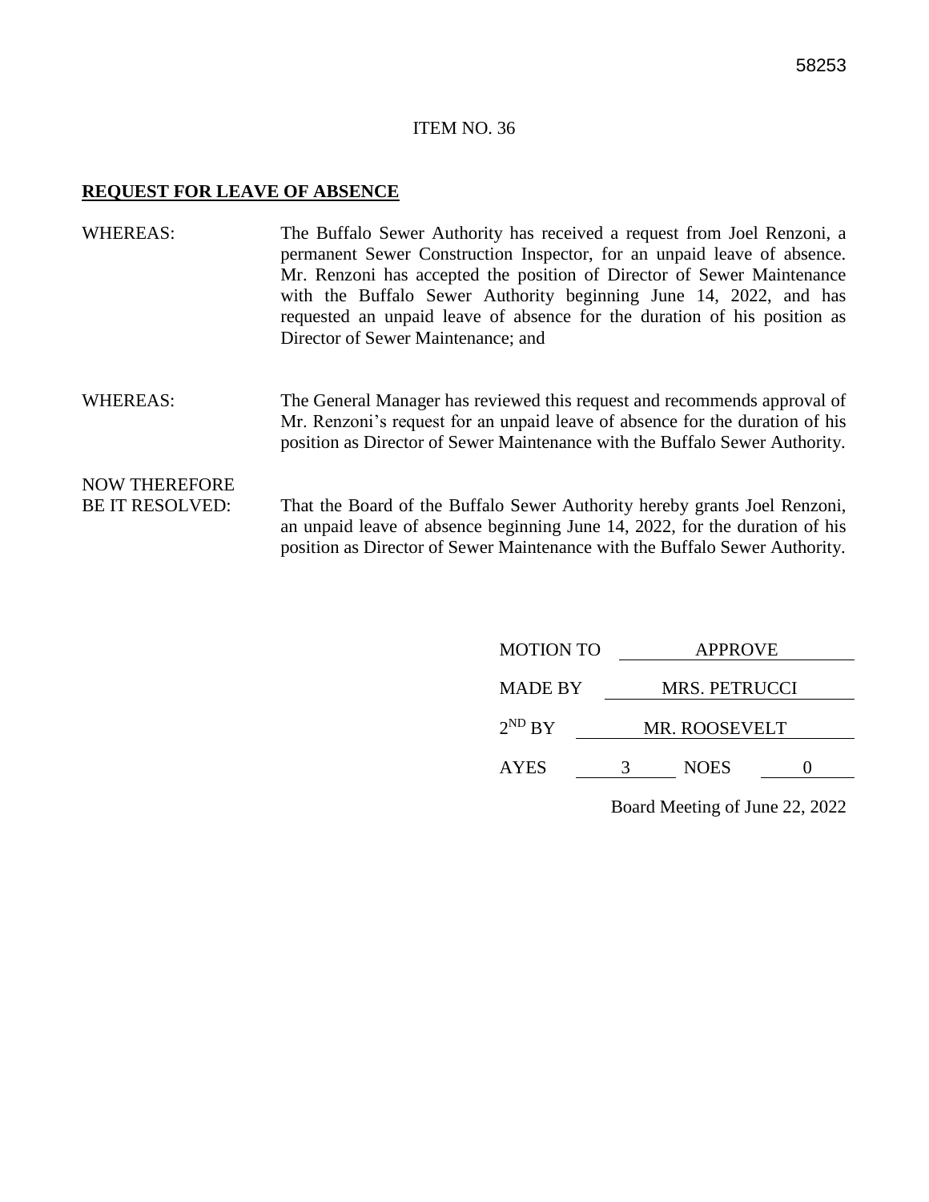58253

ITEM NO. 36

**REQUEST FOR LEAVE OF ABSENCE**

WHEREAS: The Buffalo Sewer Authority has received a request from Joel Renzoni, a permanent Sewer Construction Inspector, for an unpaid leave of absence. Mr. Renzoni has accepted the position of Director of Sewer Maintenance with the Buffalo Sewer Authority beginning June 14, 2022, and has requested an unpaid leave of absence for the duration of his position as Director of Sewer Maintenance; and

WHEREAS: The General Manager has reviewed this request and recommends approval of Mr. Renzoni's request for an unpaid leave of absence for the duration of his position as Director of Sewer Maintenance with the Buffalo Sewer Authority.

NOW THEREFORE BE IT RESOLVED: That the Board of the Buffalo Sewer Authority hereby grants Joel Renzoni, an unpaid leave of absence beginning June 14, 2022, for the duration of his position as Director of Sewer Maintenance with the Buffalo Sewer Authority.

MOTION TO APPROVE

MADE BY MRS. PETRUCCI

2ND BY MR. ROOSEVELT

AYES 3 NOES 0

Board Meeting of June 22, 2022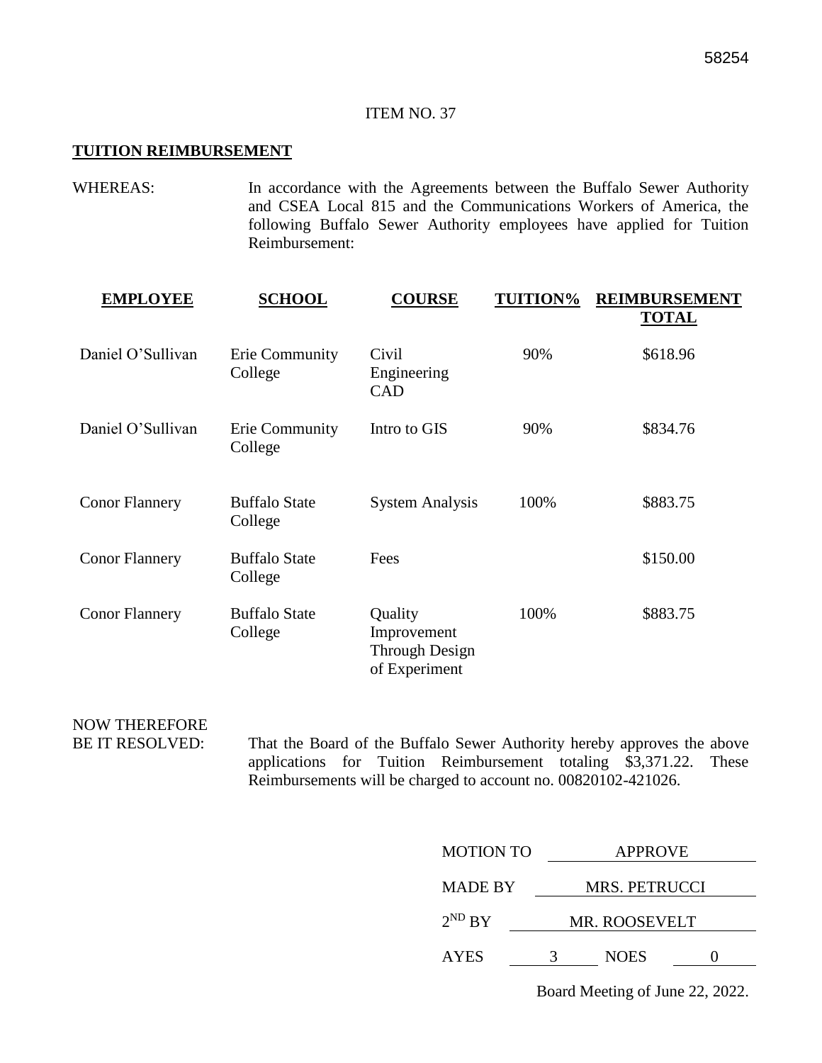58254

ITEM NO. 37

**TUITION REIMBURSEMENT**

WHEREAS: In accordance with the Agreements between the Buffalo Sewer Authority and CSEA Local 815 and the Communications Workers of America, the following Buffalo Sewer Authority employees have applied for Tuition Reimbursement:

| EMPLOYEE | SCHOOL | COURSE | TUITION% | REIMBURSEMENT TOTAL |
|---|---|---|---|---|
| Daniel O'Sullivan | Erie Community College | Civil Engineering CAD | 90% | $618.96 |
| Daniel O'Sullivan | Erie Community College | Intro to GIS | 90% | $834.76 |
| Conor Flannery | Buffalo State College | System Analysis | 100% | $883.75 |
| Conor Flannery | Buffalo State College | Fees | | $150.00 |
| Conor Flannery | Buffalo State College | Quality Improvement Through Design of Experiment | 100% | $883.75 |

NOW THEREFORE BE IT RESOLVED: That the Board of the Buffalo Sewer Authority hereby approves the above applications for Tuition Reimbursement totaling $3,371.22. These Reimbursements will be charged to account no. 00820102-421026.

MOTION TO APPROVE

MADE BY MRS. PETRUCCI

2ND BY MR. ROOSEVELT

AYES 3 NOES 0

Board Meeting of June 22, 2022.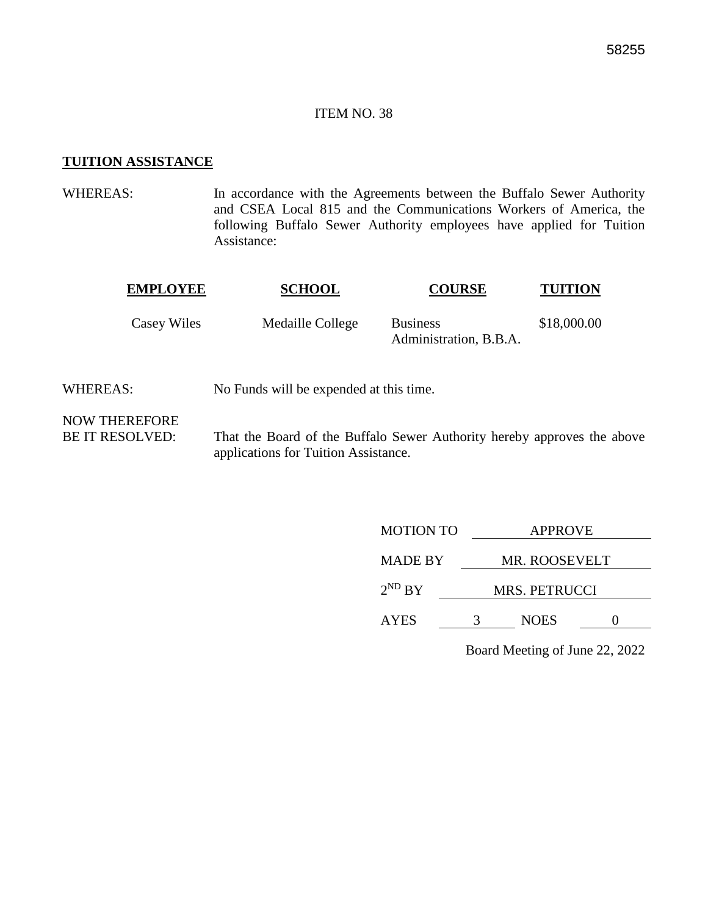ITEM NO. 38

**TUITION ASSISTANCE**

WHEREAS: In accordance with the Agreements between the Buffalo Sewer Authority and CSEA Local 815 and the Communications Workers of America, the following Buffalo Sewer Authority employees have applied for Tuition Assistance:

| **EMPLOYEE** | **SCHOOL** | **COURSE** | **TUITION** |
| --- | --- | --- | --- |
| Casey Wiles | Medaille College | Business Administration, B.B.A. | $18,000.00 |

WHEREAS: No Funds will be expended at this time.

NOW THEREFORE
BE IT RESOLVED: That the Board of the Buffalo Sewer Authority hereby approves the above applications for Tuition Assistance.

MOTION TO APPROVE

MADE BY MR. ROOSEVELT

$2^{ND}$ BY MRS. PETRUCCI

AYES 3 NOES 0

Board Meeting of June 22, 2022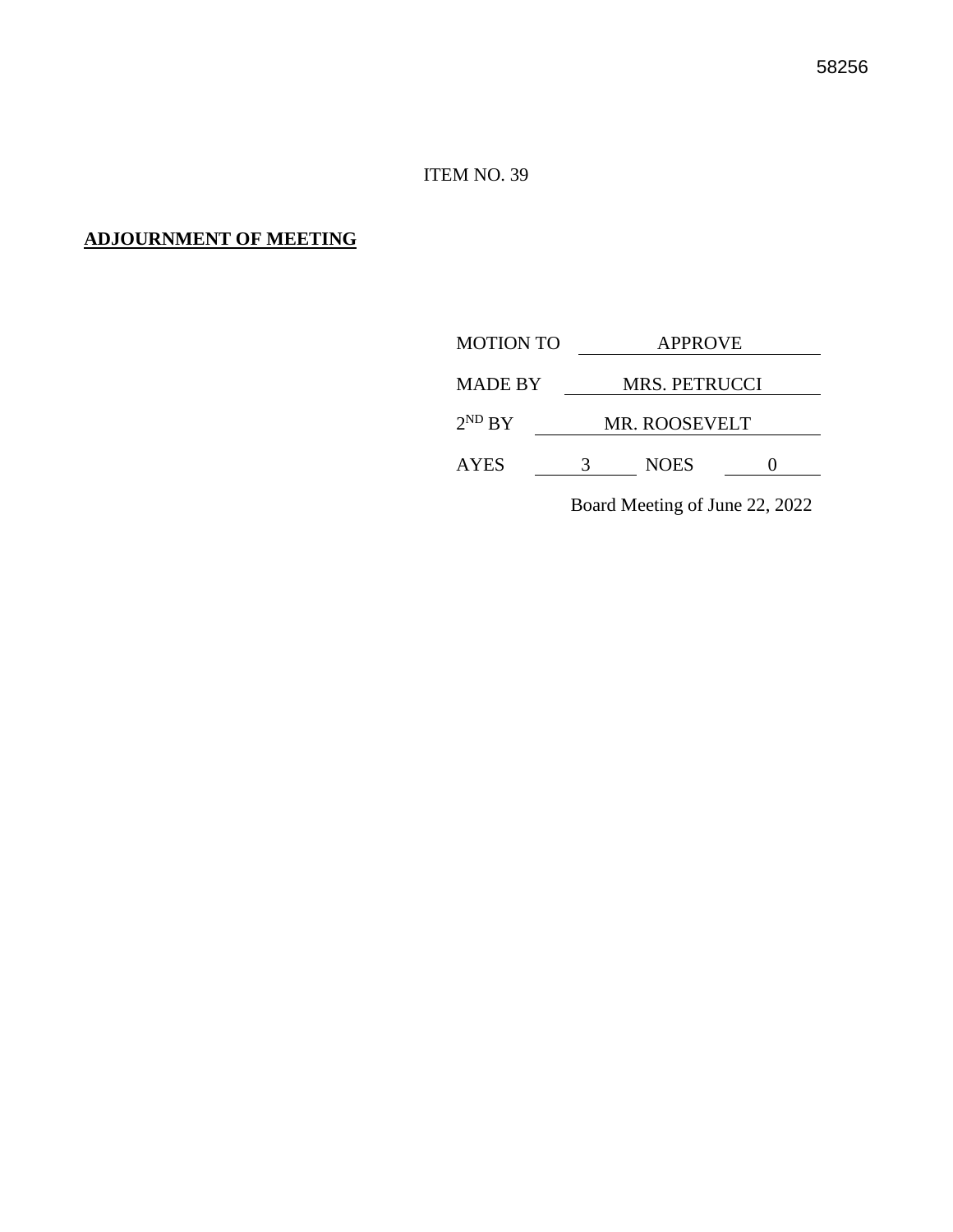ITEM NO. 39

**ADJOURNMENT OF MEETING**

| | |
|---|---|
| MOTION TO | APPROVE |
| MADE BY | MRS. PETRUCCI |
| 2ND BY | MR. ROOSEVELT |
| AYES | 3 NOES 0 |

Board Meeting of June 22, 2022